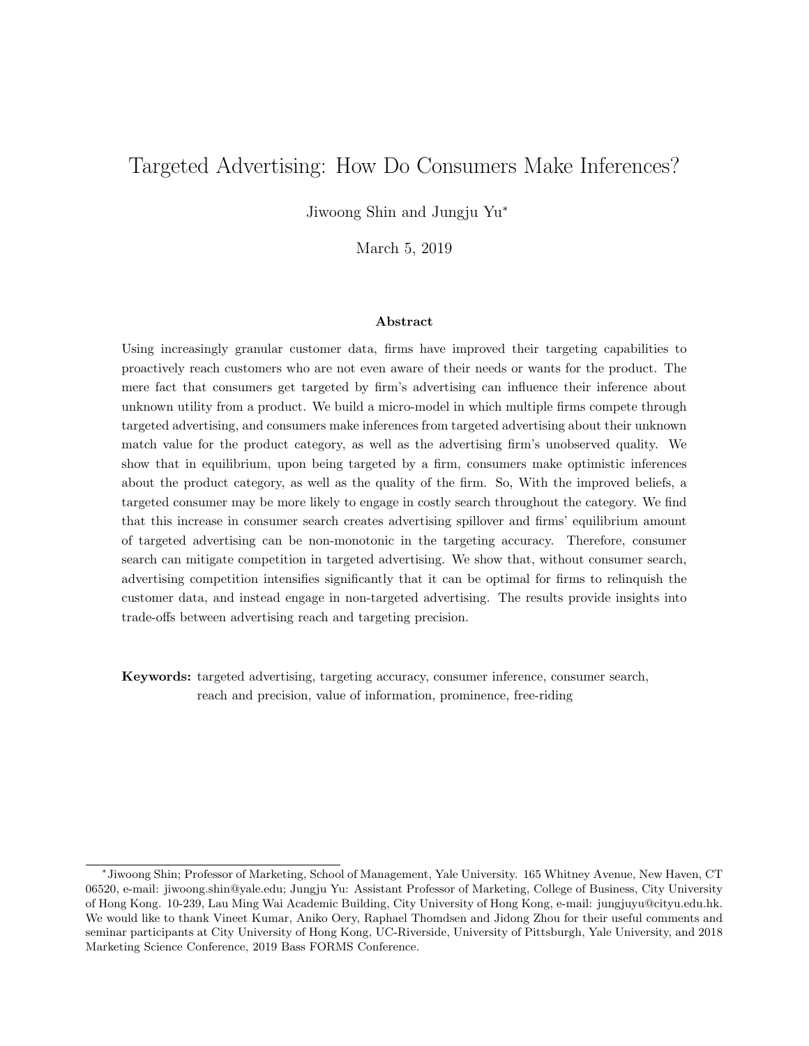# Targeted Advertising: How Do Consumers Make Inferences?

Jiwoong Shin and Jungju Yu*

March 5, 2019

## Abstract

Using increasingly granular customer data, firms have improved their targeting capabilities to proactively reach customers who are not even aware of their needs or wants for the product. The mere fact that consumers get targeted by firm's advertising can influence their inference about unknown utility from a product. We build a micro-model in which multiple firms compete through targeted advertising, and consumers make inferences from targeted advertising about their unknown match value for the product category, as well as the advertising firm's unobserved quality. We show that in equilibrium, upon being targeted by a firm, consumers make optimistic inferences about the product category, as well as the quality of the firm. So, With the improved beliefs, a targeted consumer may be more likely to engage in costly search throughout the category. We find that this increase in consumer search creates advertising spillover and firms' equilibrium amount of targeted advertising can be non-monotonic in the targeting accuracy. Therefore, consumer search can mitigate competition in targeted advertising. We show that, without consumer search, advertising competition intensifies significantly that it can be optimal for firms to relinquish the customer data, and instead engage in non-targeted advertising. The results provide insights into trade-offs between advertising reach and targeting precision.

**Keywords:** targeted advertising, targeting accuracy, consumer inference, consumer search, reach and precision, value of information, prominence, free-riding

---

*Jiwoong Shin; Professor of Marketing, School of Management, Yale University. 165 Whitney Avenue, New Haven, CT 06520, e-mail: jiwoong.shin@yale.edu; Jungju Yu: Assistant Professor of Marketing, College of Business, City University of Hong Kong. 10-239, Lau Ming Wai Academic Building, City University of Hong Kong, e-mail: jungjuyu@cityu.edu.hk. We would like to thank Vineet Kumar, Aniko Oery, Raphael Thomdsen and Jidong Zhou for their useful comments and seminar participants at City University of Hong Kong, UC-Riverside, University of Pittsburgh, Yale University, and 2018 Marketing Science Conference, 2019 Bass FORMS Conference.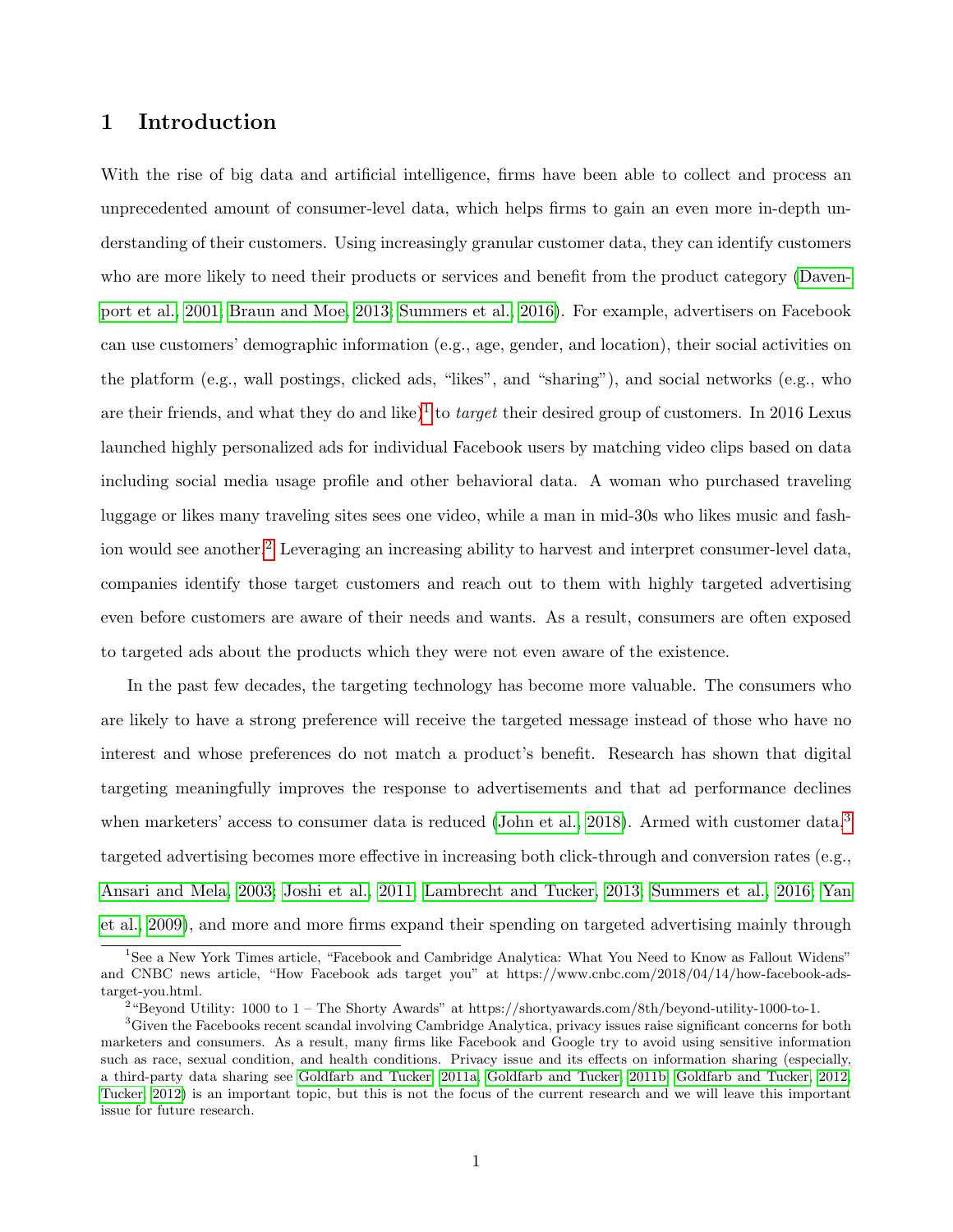# 1 Introduction

With the rise of big data and artificial intelligence, firms have been able to collect and process an unprecedented amount of consumer-level data, which helps firms to gain an even more in-depth understanding of their customers. Using increasingly granular customer data, they can identify customers who are more likely to need their products or services and benefit from the product category (Davenport et al., 2001; Braun and Moe, 2013; Summers et al., 2016). For example, advertisers on Facebook can use customers' demographic information (e.g., age, gender, and location), their social activities on the platform (e.g., wall postings, clicked ads, "likes", and "sharing"), and social networks (e.g., who are their friends, and what they do and like)[1] to *target* their desired group of customers. In 2016 Lexus launched highly personalized ads for individual Facebook users by matching video clips based on data including social media usage profile and other behavioral data. A woman who purchased traveling luggage or likes many traveling sites sees one video, while a man in mid-30s who likes music and fashion would see another.[2] Leveraging an increasing ability to harvest and interpret consumer-level data, companies identify those target customers and reach out to them with highly targeted advertising even before customers are aware of their needs and wants. As a result, consumers are often exposed to targeted ads about the products which they were not even aware of the existence.

In the past few decades, the targeting technology has become more valuable. The consumers who are likely to have a strong preference will receive the targeted message instead of those who have no interest and whose preferences do not match a product's benefit. Research has shown that digital targeting meaningfully improves the response to advertisements and that ad performance declines when marketers' access to consumer data is reduced (John et al., 2018). Armed with customer data,[3] targeted advertising becomes more effective in increasing both click-through and conversion rates (e.g., Ansari and Mela, 2003; Joshi et al., 2011; Lambrecht and Tucker, 2013; Summers et al., 2016; Yan et al., 2009), and more and more firms expand their spending on targeted advertising mainly through

[1] See a New York Times article, "Facebook and Cambridge Analytica: What You Need to Know as Fallout Widens" and CNBC news article, "How Facebook ads target you" at https://www.cnbc.com/2018/04/14/how-facebook-ads-target-you.html.

[2] "Beyond Utility: 1000 to 1 – The Shorty Awards" at https://shortyawards.com/8th/beyond-utility-1000-to-1.

[3] Given the Facebooks recent scandal involving Cambridge Analytica, privacy issues raise significant concerns for both marketers and consumers. As a result, many firms like Facebook and Google try to avoid using sensitive information such as race, sexual condition, and health conditions. Privacy issue and its effects on information sharing (especially, a third-party data sharing see Goldfarb and Tucker, 2011a; Goldfarb and Tucker, 2011b; Goldfarb and Tucker, 2012; Tucker, 2012) is an important topic, but this is not the focus of the current research and we will leave this important issue for future research.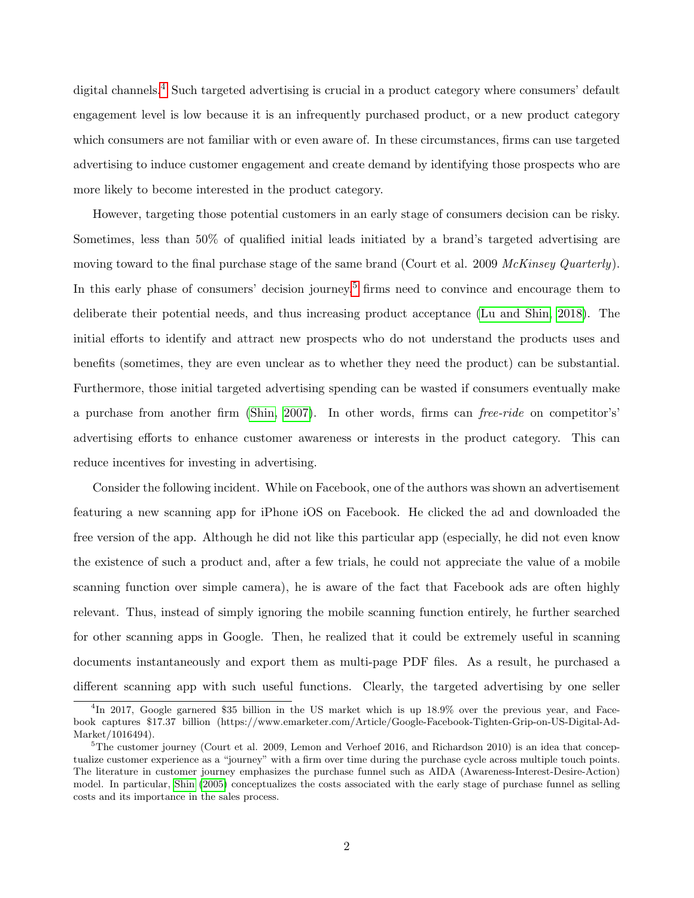digital channels.[4] Such targeted advertising is crucial in a product category where consumers' default engagement level is low because it is an infrequently purchased product, or a new product category which consumers are not familiar with or even aware of. In these circumstances, firms can use targeted advertising to induce customer engagement and create demand by identifying those prospects who are more likely to become interested in the product category.

However, targeting those potential customers in an early stage of consumers decision can be risky. Sometimes, less than 50% of qualified initial leads initiated by a brand's targeted advertising are moving toward to the final purchase stage of the same brand (Court et al. 2009 *McKinsey Quarterly*). In this early phase of consumers' decision journey,[5] firms need to convince and encourage them to deliberate their potential needs, and thus increasing product acceptance (Lu and Shin, 2018). The initial efforts to identify and attract new prospects who do not understand the products uses and benefits (sometimes, they are even unclear as to whether they need the product) can be substantial. Furthermore, those initial targeted advertising spending can be wasted if consumers eventually make a purchase from another firm (Shin, 2007). In other words, firms can *free-ride* on competitor's' advertising efforts to enhance customer awareness or interests in the product category. This can reduce incentives for investing in advertising.

Consider the following incident. While on Facebook, one of the authors was shown an advertisement featuring a new scanning app for iPhone iOS on Facebook. He clicked the ad and downloaded the free version of the app. Although he did not like this particular app (especially, he did not even know the existence of such a product and, after a few trials, he could not appreciate the value of a mobile scanning function over simple camera), he is aware of the fact that Facebook ads are often highly relevant. Thus, instead of simply ignoring the mobile scanning function entirely, he further searched for other scanning apps in Google. Then, he realized that it could be extremely useful in scanning documents instantaneously and export them as multi-page PDF files. As a result, he purchased a different scanning app with such useful functions. Clearly, the targeted advertising by one seller

[4] In 2017, Google garnered $35 billion in the US market which is up 18.9% over the previous year, and Facebook captures $17.37 billion (https://www.emarketer.com/Article/Google-Facebook-Tighten-Grip-on-US-Digital-Ad-Market/1016494).

[5] The customer journey (Court et al. 2009, Lemon and Verhoef 2016, and Richardson 2010) is an idea that conceptualize customer experience as a "journey" with a firm over time during the purchase cycle across multiple touch points. The literature in customer journey emphasizes the purchase funnel such as AIDA (Awareness-Interest-Desire-Action) model. In particular, Shin (2005) conceptualizes the costs associated with the early stage of purchase funnel as selling costs and its importance in the sales process.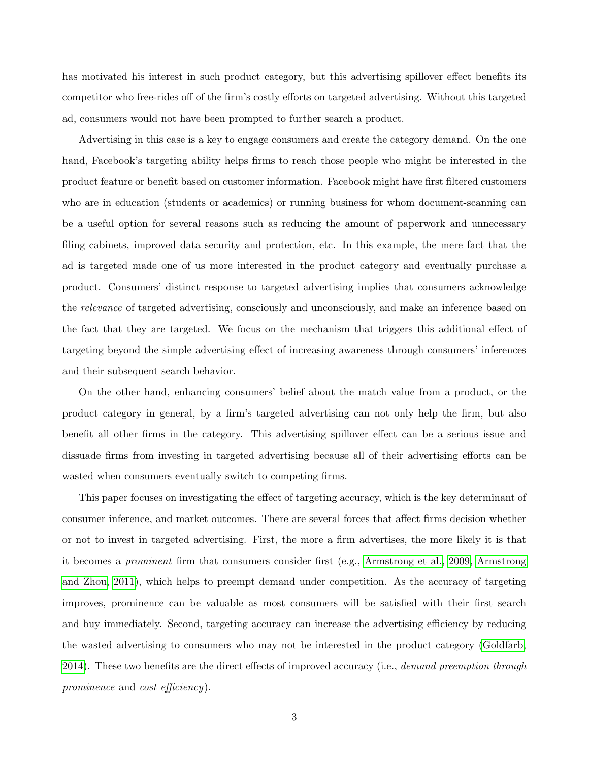has motivated his interest in such product category, but this advertising spillover effect benefits its competitor who free-rides off of the firm's costly efforts on targeted advertising. Without this targeted ad, consumers would not have been prompted to further search a product.

Advertising in this case is a key to engage consumers and create the category demand. On the one hand, Facebook's targeting ability helps firms to reach those people who might be interested in the product feature or benefit based on customer information. Facebook might have first filtered customers who are in education (students or academics) or running business for whom document-scanning can be a useful option for several reasons such as reducing the amount of paperwork and unnecessary filing cabinets, improved data security and protection, etc. In this example, the mere fact that the ad is targeted made one of us more interested in the product category and eventually purchase a product. Consumers' distinct response to targeted advertising implies that consumers acknowledge the *relevance* of targeted advertising, consciously and unconsciously, and make an inference based on the fact that they are targeted. We focus on the mechanism that triggers this additional effect of targeting beyond the simple advertising effect of increasing awareness through consumers' inferences and their subsequent search behavior.

On the other hand, enhancing consumers' belief about the match value from a product, or the product category in general, by a firm's targeted advertising can not only help the firm, but also benefit all other firms in the category. This advertising spillover effect can be a serious issue and dissuade firms from investing in targeted advertising because all of their advertising efforts can be wasted when consumers eventually switch to competing firms.

This paper focuses on investigating the effect of targeting accuracy, which is the key determinant of consumer inference, and market outcomes. There are several forces that affect firms decision whether or not to invest in targeted advertising. First, the more a firm advertises, the more likely it is that it becomes a *prominent* firm that consumers consider first (e.g., Armstrong et al., 2009, Armstrong and Zhou, 2011), which helps to preempt demand under competition. As the accuracy of targeting improves, prominence can be valuable as most consumers will be satisfied with their first search and buy immediately. Second, targeting accuracy can increase the advertising efficiency by reducing the wasted advertising to consumers who may not be interested in the product category (Goldfarb, 2014). These two benefits are the direct effects of improved accuracy (i.e., *demand preemption through prominence* and *cost efficiency*).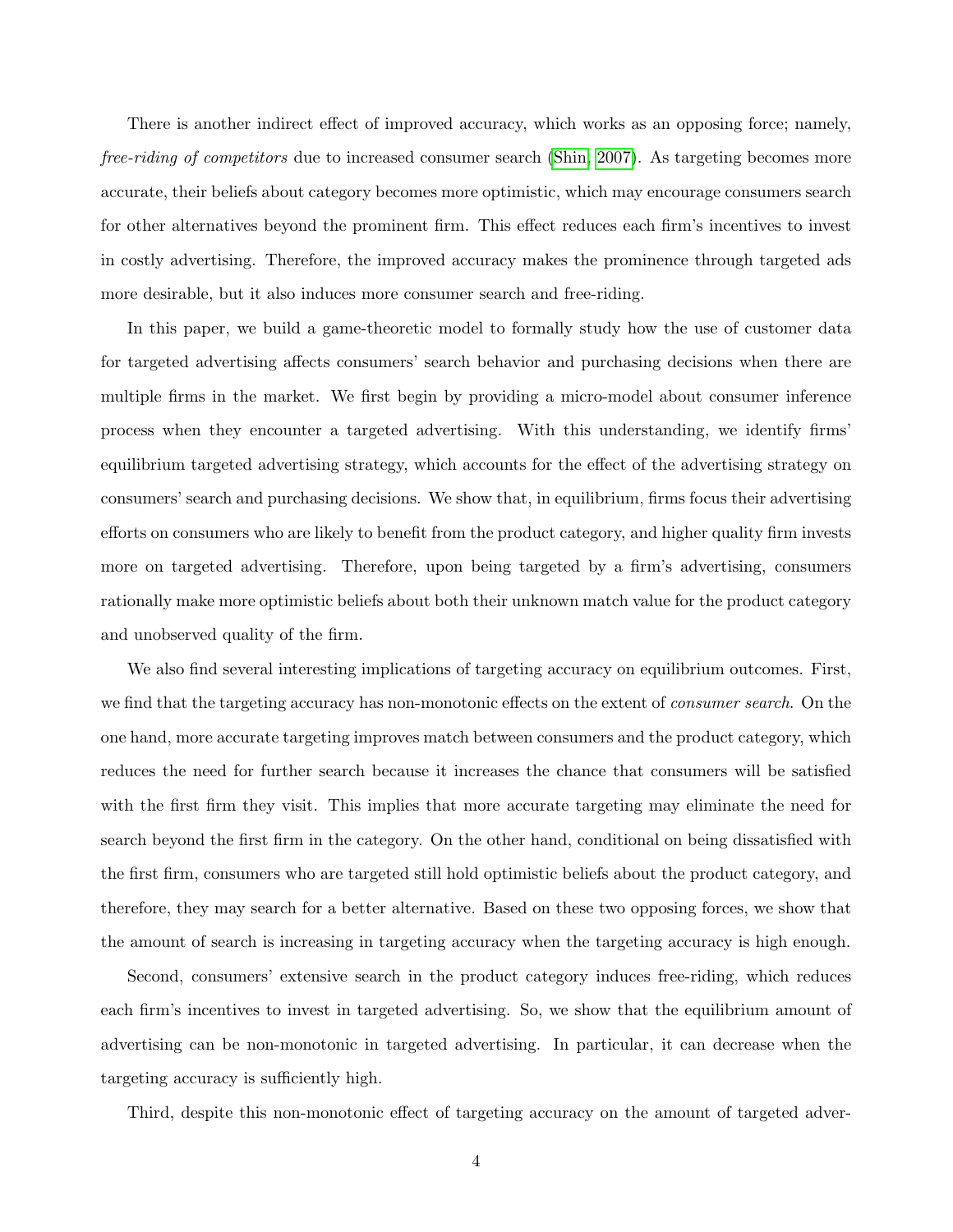There is another indirect effect of improved accuracy, which works as an opposing force; namely, *free-riding of competitors* due to increased consumer search (Shin, 2007). As targeting becomes more accurate, their beliefs about category becomes more optimistic, which may encourage consumers search for other alternatives beyond the prominent firm. This effect reduces each firm's incentives to invest in costly advertising. Therefore, the improved accuracy makes the prominence through targeted ads more desirable, but it also induces more consumer search and free-riding.

In this paper, we build a game-theoretic model to formally study how the use of customer data for targeted advertising affects consumers' search behavior and purchasing decisions when there are multiple firms in the market. We first begin by providing a micro-model about consumer inference process when they encounter a targeted advertising. With this understanding, we identify firms' equilibrium targeted advertising strategy, which accounts for the effect of the advertising strategy on consumers' search and purchasing decisions. We show that, in equilibrium, firms focus their advertising efforts on consumers who are likely to benefit from the product category, and higher quality firm invests more on targeted advertising. Therefore, upon being targeted by a firm's advertising, consumers rationally make more optimistic beliefs about both their unknown match value for the product category and unobserved quality of the firm.

We also find several interesting implications of targeting accuracy on equilibrium outcomes. First, we find that the targeting accuracy has non-monotonic effects on the extent of *consumer search*. On the one hand, more accurate targeting improves match between consumers and the product category, which reduces the need for further search because it increases the chance that consumers will be satisfied with the first firm they visit. This implies that more accurate targeting may eliminate the need for search beyond the first firm in the category. On the other hand, conditional on being dissatisfied with the first firm, consumers who are targeted still hold optimistic beliefs about the product category, and therefore, they may search for a better alternative. Based on these two opposing forces, we show that the amount of search is increasing in targeting accuracy when the targeting accuracy is high enough.

Second, consumers' extensive search in the product category induces free-riding, which reduces each firm's incentives to invest in targeted advertising. So, we show that the equilibrium amount of advertising can be non-monotonic in targeted advertising. In particular, it can decrease when the targeting accuracy is sufficiently high.

Third, despite this non-monotonic effect of targeting accuracy on the amount of targeted adver-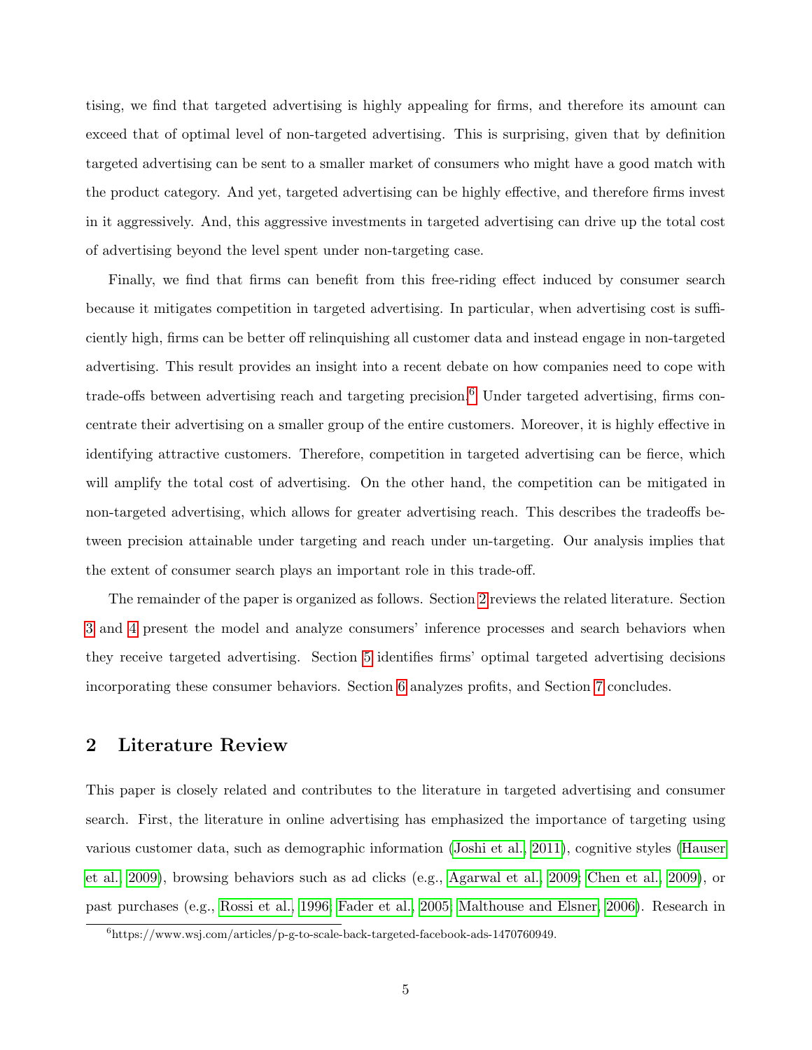tising, we find that targeted advertising is highly appealing for firms, and therefore its amount can exceed that of optimal level of non-targeted advertising. This is surprising, given that by definition targeted advertising can be sent to a smaller market of consumers who might have a good match with the product category. And yet, targeted advertising can be highly effective, and therefore firms invest in it aggressively. And, this aggressive investments in targeted advertising can drive up the total cost of advertising beyond the level spent under non-targeting case.

Finally, we find that firms can benefit from this free-riding effect induced by consumer search because it mitigates competition in targeted advertising. In particular, when advertising cost is sufficiently high, firms can be better off relinquishing all customer data and instead engage in non-targeted advertising. This result provides an insight into a recent debate on how companies need to cope with trade-offs between advertising reach and targeting precision.[6] Under targeted advertising, firms concentrate their advertising on a smaller group of the entire customers. Moreover, it is highly effective in identifying attractive customers. Therefore, competition in targeted advertising can be fierce, which will amplify the total cost of advertising. On the other hand, the competition can be mitigated in non-targeted advertising, which allows for greater advertising reach. This describes the tradeoffs between precision attainable under targeting and reach under un-targeting. Our analysis implies that the extent of consumer search plays an important role in this trade-off.

The remainder of the paper is organized as follows. Section 2 reviews the related literature. Section 3 and 4 present the model and analyze consumers' inference processes and search behaviors when they receive targeted advertising. Section 5 identifies firms' optimal targeted advertising decisions incorporating these consumer behaviors. Section 6 analyzes profits, and Section 7 concludes.

## 2 Literature Review

This paper is closely related and contributes to the literature in targeted advertising and consumer search. First, the literature in online advertising has emphasized the importance of targeting using various customer data, such as demographic information (Joshi et al., 2011), cognitive styles (Hauser et al., 2009), browsing behaviors such as ad clicks (e.g., Agarwal et al., 2009; Chen et al., 2009), or past purchases (e.g., Rossi et al., 1996; Fader et al., 2005; Malthouse and Elsner, 2006). Research in

[6] https://www.wsj.com/articles/p-g-to-scale-back-targeted-facebook-ads-1470760949.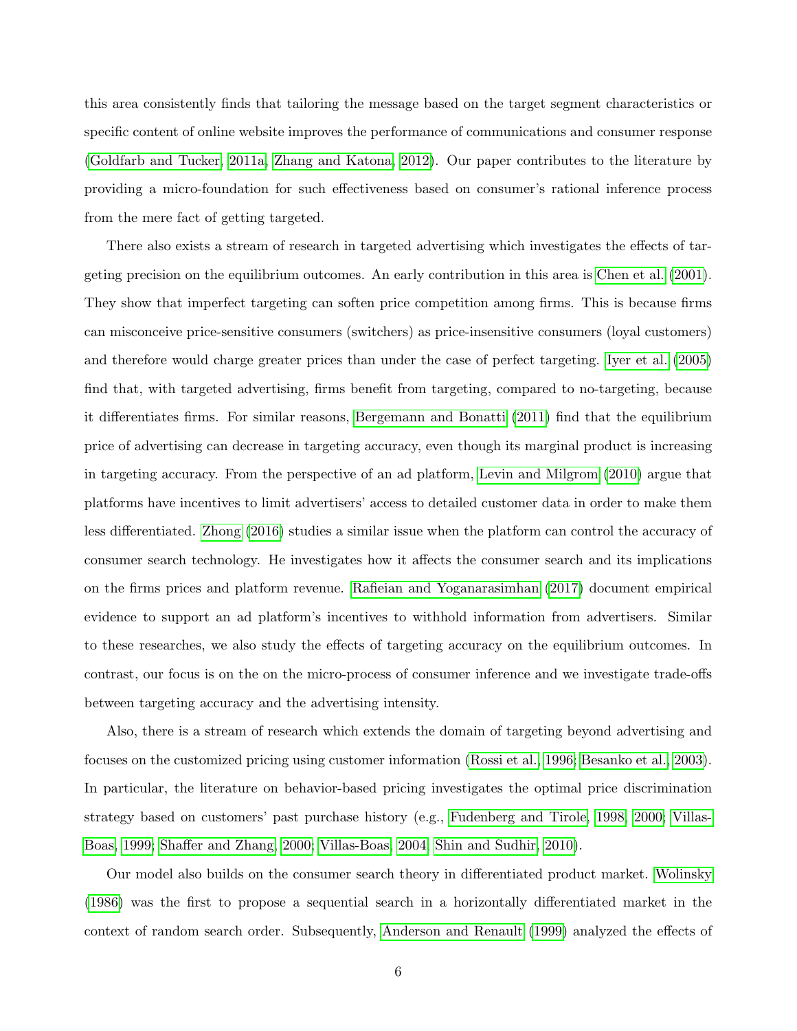this area consistently finds that tailoring the message based on the target segment characteristics or specific content of online website improves the performance of communications and consumer response (Goldfarb and Tucker, 2011a; Zhang and Katona, 2012). Our paper contributes to the literature by providing a micro-foundation for such effectiveness based on consumer's rational inference process from the mere fact of getting targeted.

There also exists a stream of research in targeted advertising which investigates the effects of targeting precision on the equilibrium outcomes. An early contribution in this area is Chen et al. (2001). They show that imperfect targeting can soften price competition among firms. This is because firms can misconceive price-sensitive consumers (switchers) as price-insensitive consumers (loyal customers) and therefore would charge greater prices than under the case of perfect targeting. Iyer et al. (2005) find that, with targeted advertising, firms benefit from targeting, compared to no-targeting, because it differentiates firms. For similar reasons, Bergemann and Bonatti (2011) find that the equilibrium price of advertising can decrease in targeting accuracy, even though its marginal product is increasing in targeting accuracy. From the perspective of an ad platform, Levin and Milgrom (2010) argue that platforms have incentives to limit advertisers' access to detailed customer data in order to make them less differentiated. Zhong (2016) studies a similar issue when the platform can control the accuracy of consumer search technology. He investigates how it affects the consumer search and its implications on the firms prices and platform revenue. Rafieian and Yoganarasimhan (2017) document empirical evidence to support an ad platform's incentives to withhold information from advertisers. Similar to these researches, we also study the effects of targeting accuracy on the equilibrium outcomes. In contrast, our focus is on the on the micro-process of consumer inference and we investigate trade-offs between targeting accuracy and the advertising intensity.

Also, there is a stream of research which extends the domain of targeting beyond advertising and focuses on the customized pricing using customer information (Rossi et al., 1996; Besanko et al., 2003). In particular, the literature on behavior-based pricing investigates the optimal price discrimination strategy based on customers' past purchase history (e.g., Fudenberg and Tirole, 1998, 2000; Villas-Boas, 1999; Shaffer and Zhang, 2000; Villas-Boas, 2004; Shin and Sudhir, 2010).

Our model also builds on the consumer search theory in differentiated product market. Wolinsky (1986) was the first to propose a sequential search in a horizontally differentiated market in the context of random search order. Subsequently, Anderson and Renault (1999) analyzed the effects of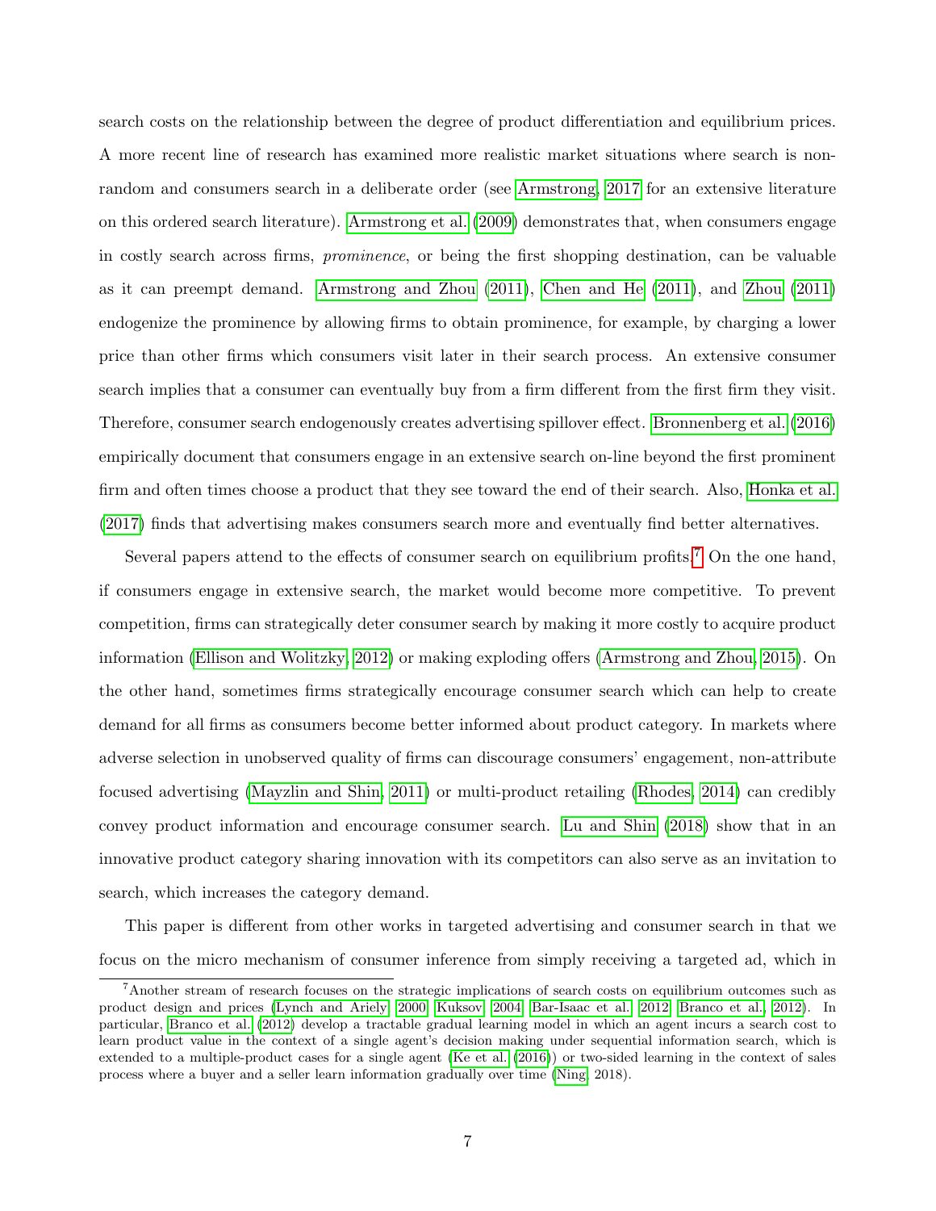search costs on the relationship between the degree of product differentiation and equilibrium prices. A more recent line of research has examined more realistic market situations where search is non-random and consumers search in a deliberate order (see Armstrong, 2017 for an extensive literature on this ordered search literature). Armstrong et al. (2009) demonstrates that, when consumers engage in costly search across firms, *prominence*, or being the first shopping destination, can be valuable as it can preempt demand. Armstrong and Zhou (2011), Chen and He (2011), and Zhou (2011) endogenize the prominence by allowing firms to obtain prominence, for example, by charging a lower price than other firms which consumers visit later in their search process. An extensive consumer search implies that a consumer can eventually buy from a firm different from the first firm they visit. Therefore, consumer search endogenously creates advertising spillover effect. Bronnenberg et al. (2016) empirically document that consumers engage in an extensive search on-line beyond the first prominent firm and often times choose a product that they see toward the end of their search. Also, Honka et al. (2017) finds that advertising makes consumers search more and eventually find better alternatives.

Several papers attend to the effects of consumer search on equilibrium profits.[7] On the one hand, if consumers engage in extensive search, the market would become more competitive. To prevent competition, firms can strategically deter consumer search by making it more costly to acquire product information (Ellison and Wolitzky, 2012) or making exploding offers (Armstrong and Zhou, 2015). On the other hand, sometimes firms strategically encourage consumer search which can help to create demand for all firms as consumers become better informed about product category. In markets where adverse selection in unobserved quality of firms can discourage consumers' engagement, non-attribute focused advertising (Mayzlin and Shin, 2011) or multi-product retailing (Rhodes, 2014) can credibly convey product information and encourage consumer search. Lu and Shin (2018) show that in an innovative product category sharing innovation with its competitors can also serve as an invitation to search, which increases the category demand.

This paper is different from other works in targeted advertising and consumer search in that we focus on the micro mechanism of consumer inference from simply receiving a targeted ad, which in

[7] Another stream of research focuses on the strategic implications of search costs on equilibrium outcomes such as product design and prices (Lynch and Ariely, 2000; Kuksov, 2004; Bar-Isaac et al., 2012; Branco et al., 2012). In particular, Branco et al. (2012) develop a tractable gradual learning model in which an agent incurs a search cost to learn product value in the context of a single agent's decision making under sequential information search, which is extended to a multiple-product cases for a single agent (Ke et al. (2016)) or two-sided learning in the context of sales process where a buyer and a seller learn information gradually over time (Ning, 2018).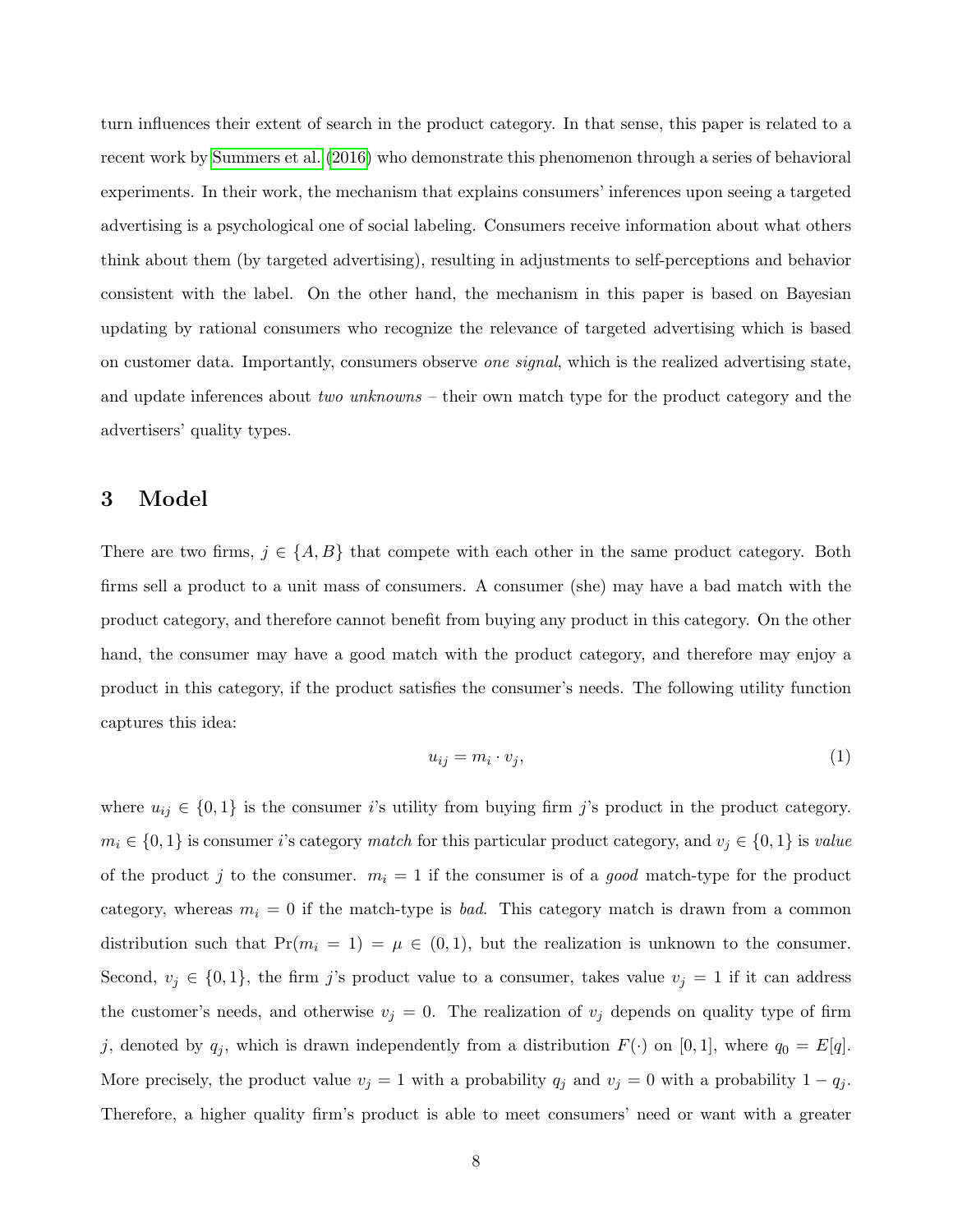turn influences their extent of search in the product category. In that sense, this paper is related to a recent work by Summers et al. (2016) who demonstrate this phenomenon through a series of behavioral experiments. In their work, the mechanism that explains consumers' inferences upon seeing a targeted advertising is a psychological one of social labeling. Consumers receive information about what others think about them (by targeted advertising), resulting in adjustments to self-perceptions and behavior consistent with the label. On the other hand, the mechanism in this paper is based on Bayesian updating by rational consumers who recognize the relevance of targeted advertising which is based on customer data. Importantly, consumers observe *one signal*, which is the realized advertising state, and update inferences about *two unknowns* – their own match type for the product category and the advertisers' quality types.

# 3 Model

There are two firms, $j \in \{A, B\}$ that compete with each other in the same product category. Both firms sell a product to a unit mass of consumers. A consumer (she) may have a bad match with the product category, and therefore cannot benefit from buying any product in this category. On the other hand, the consumer may have a good match with the product category, and therefore may enjoy a product in this category, if the product satisfies the consumer's needs. The following utility function captures this idea:

$$u_{ij} = m_i \cdot v_j, \tag{1}$$

where $u_{ij} \in \{0, 1\}$ is the consumer $i$'s utility from buying firm $j$'s product in the product category. $m_i \in \{0, 1\}$ is consumer $i$'s category *match* for this particular product category, and $v_j \in \{0, 1\}$ is *value* of the product $j$ to the consumer. $m_i = 1$ if the consumer is of a *good* match-type for the product category, whereas $m_i = 0$ if the match-type is *bad*. This category match is drawn from a common distribution such that $\Pr(m_i = 1) = \mu \in (0, 1)$, but the realization is unknown to the consumer. Second, $v_j \in \{0, 1\}$, the firm $j$'s product value to a consumer, takes value $v_j = 1$ if it can address the customer's needs, and otherwise $v_j = 0$. The realization of $v_j$ depends on quality type of firm $j$, denoted by $q_j$, which is drawn independently from a distribution $F(\cdot)$ on $[0, 1]$, where $q_0 = E[q]$. More precisely, the product value $v_j = 1$ with a probability $q_j$ and $v_j = 0$ with a probability $1 - q_j$. Therefore, a higher quality firm's product is able to meet consumers' need or want with a greater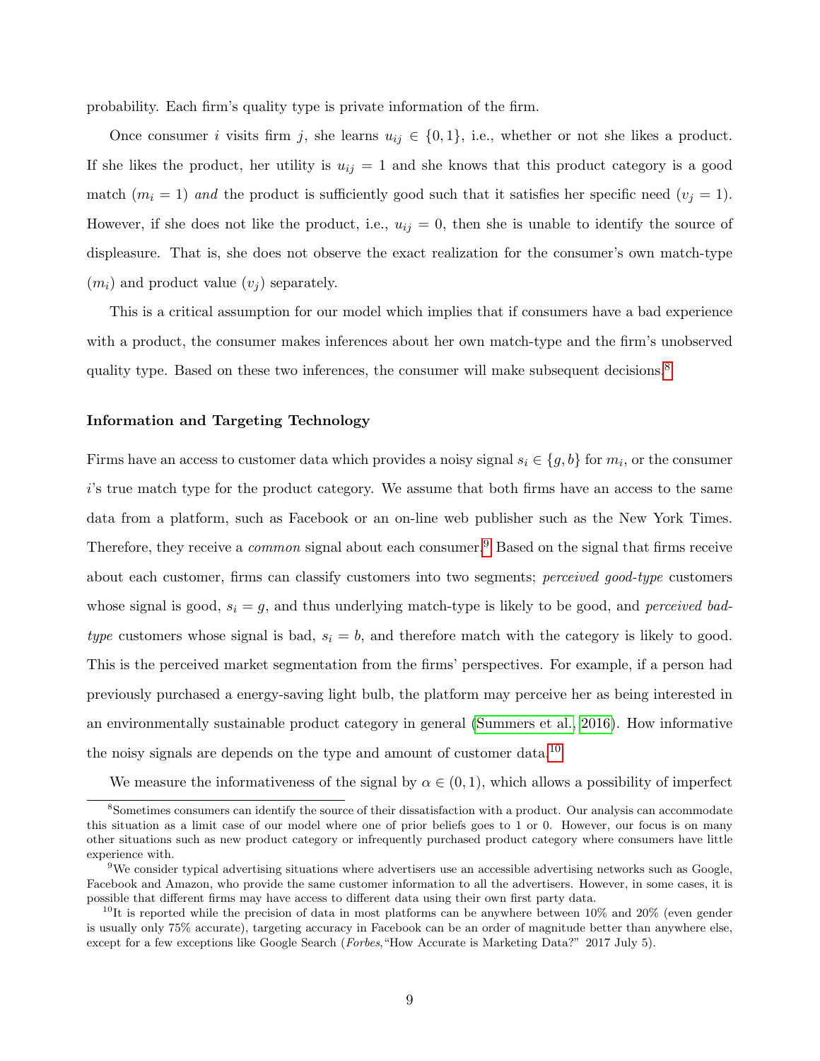probability. Each firm's quality type is private information of the firm.

Once consumer $i$ visits firm $j$, she learns $u_{ij} \in \{0, 1\}$, i.e., whether or not she likes a product. If she likes the product, her utility is $u_{ij} = 1$ and she knows that this product category is a good match ($m_i = 1$) *and* the product is sufficiently good such that it satisfies her specific need ($v_j = 1$). However, if she does not like the product, i.e., $u_{ij} = 0$, then she is unable to identify the source of displeasure. That is, she does not observe the exact realization for the consumer's own match-type ($m_i$) and product value ($v_j$) separately.

This is a critical assumption for our model which implies that if consumers have a bad experience with a product, the consumer makes inferences about her own match-type and the firm's unobserved quality type. Based on these two inferences, the consumer will make subsequent decisions.[8]

**Information and Targeting Technology**

Firms have an access to customer data which provides a noisy signal $s_i \in \{g, b\}$ for $m_i$, or the consumer $i$'s true match type for the product category. We assume that both firms have an access to the same data from a platform, such as Facebook or an on-line web publisher such as the New York Times. Therefore, they receive a *common* signal about each consumer.[9] Based on the signal that firms receive about each customer, firms can classify customers into two segments; *perceived good-type* customers whose signal is good, $s_i = g$, and thus underlying match-type is likely to be good, and *perceived bad-type* customers whose signal is bad, $s_i = b$, and therefore match with the category is likely to good. This is the perceived market segmentation from the firms' perspectives. For example, if a person had previously purchased a energy-saving light bulb, the platform may perceive her as being interested in an environmentally sustainable product category in general (Summers et al., 2016). How informative the noisy signals are depends on the type and amount of customer data.[10]

We measure the informativeness of the signal by $\alpha \in (0, 1)$, which allows a possibility of imperfect

[8] Sometimes consumers can identify the source of their dissatisfaction with a product. Our analysis can accommodate this situation as a limit case of our model where one of prior beliefs goes to 1 or 0. However, our focus is on many other situations such as new product category or infrequently purchased product category where consumers have little experience with.

[9] We consider typical advertising situations where advertisers use an accessible advertising networks such as Google, Facebook and Amazon, who provide the same customer information to all the advertisers. However, in some cases, it is possible that different firms may have access to different data using their own first party data.

[10] It is reported while the precision of data in most platforms can be anywhere between 10% and 20% (even gender is usually only 75% accurate), targeting accuracy in Facebook can be an order of magnitude better than anywhere else, except for a few exceptions like Google Search (*Forbes*,"How Accurate is Marketing Data?" 2017 July 5).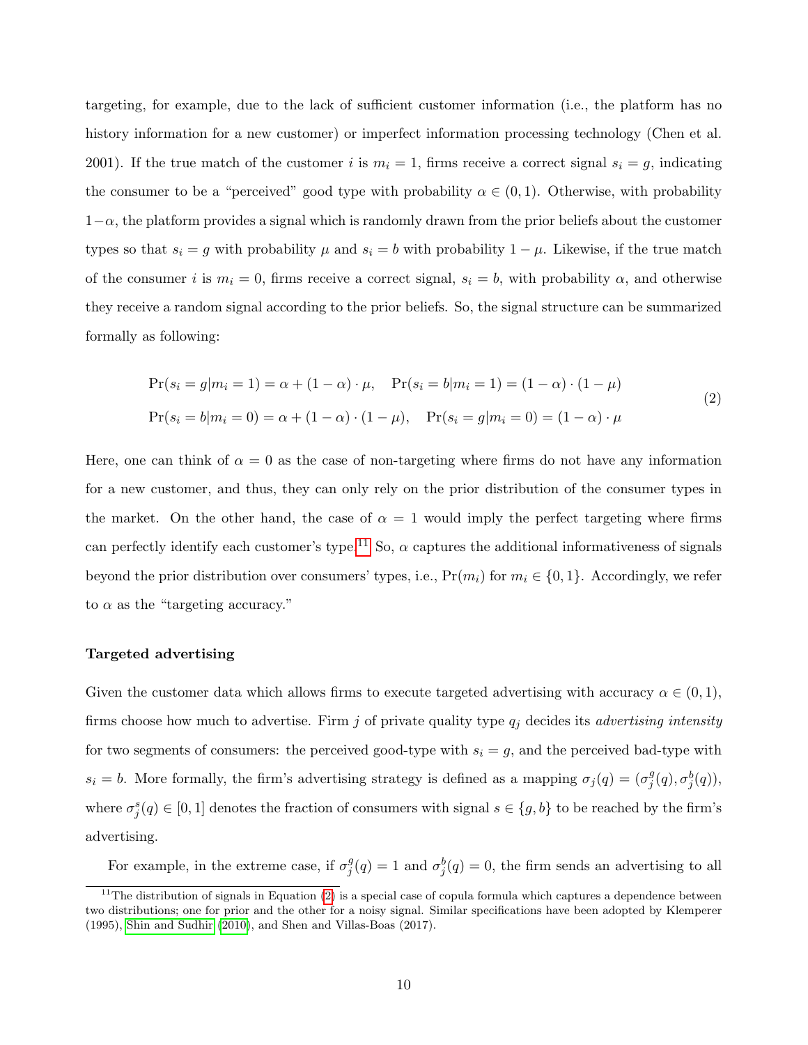targeting, for example, due to the lack of sufficient customer information (i.e., the platform has no history information for a new customer) or imperfect information processing technology (Chen et al. 2001). If the true match of the customer $i$ is $m_i = 1$, firms receive a correct signal $s_i = g$, indicating the consumer to be a "perceived" good type with probability $\alpha \in (0, 1)$. Otherwise, with probability $1-\alpha$, the platform provides a signal which is randomly drawn from the prior beliefs about the customer types so that $s_i = g$ with probability $\mu$ and $s_i = b$ with probability $1 - \mu$. Likewise, if the true match of the consumer $i$ is $m_i = 0$, firms receive a correct signal, $s_i = b$, with probability $\alpha$, and otherwise they receive a random signal according to the prior beliefs. So, the signal structure can be summarized formally as following:

$$
\begin{aligned}
&\Pr(s_i = g | m_i = 1) = \alpha + (1 - \alpha) \cdot \mu, \quad \Pr(s_i = b | m_i = 1) = (1 - \alpha) \cdot (1 - \mu) \\
&\Pr(s_i = b | m_i = 0) = \alpha + (1 - \alpha) \cdot (1 - \mu), \quad \Pr(s_i = g | m_i = 0) = (1 - \alpha) \cdot \mu
\end{aligned}
\tag{2}
$$

Here, one can think of $\alpha = 0$ as the case of non-targeting where firms do not have any information for a new customer, and thus, they can only rely on the prior distribution of the consumer types in the market. On the other hand, the case of $\alpha = 1$ would imply the perfect targeting where firms can perfectly identify each customer's type.[11] So, $\alpha$ captures the additional informativeness of signals beyond the prior distribution over consumers' types, i.e., $\Pr(m_i)$ for $m_i \in \{0, 1\}$. Accordingly, we refer to $\alpha$ as the "targeting accuracy."

**Targeted advertising**

Given the customer data which allows firms to execute targeted advertising with accuracy $\alpha \in (0, 1)$, firms choose how much to advertise. Firm $j$ of private quality type $q_j$ decides its *advertising intensity* for two segments of consumers: the perceived good-type with $s_i = g$, and the perceived bad-type with $s_i = b$. More formally, the firm's advertising strategy is defined as a mapping $\sigma_j(q) = (\sigma_j^g(q), \sigma_j^b(q))$, where $\sigma_j^s(q) \in [0, 1]$ denotes the fraction of consumers with signal $s \in \{g, b\}$ to be reached by the firm's advertising.

For example, in the extreme case, if $\sigma_j^g(q) = 1$ and $\sigma_j^b(q) = 0$, the firm sends an advertising to all

[11] The distribution of signals in Equation (2) is a special case of copula formula which captures a dependence between two distributions; one for prior and the other for a noisy signal. Similar specifications have been adopted by Klemperer (1995), Shin and Sudhir (2010), and Shen and Villas-Boas (2017).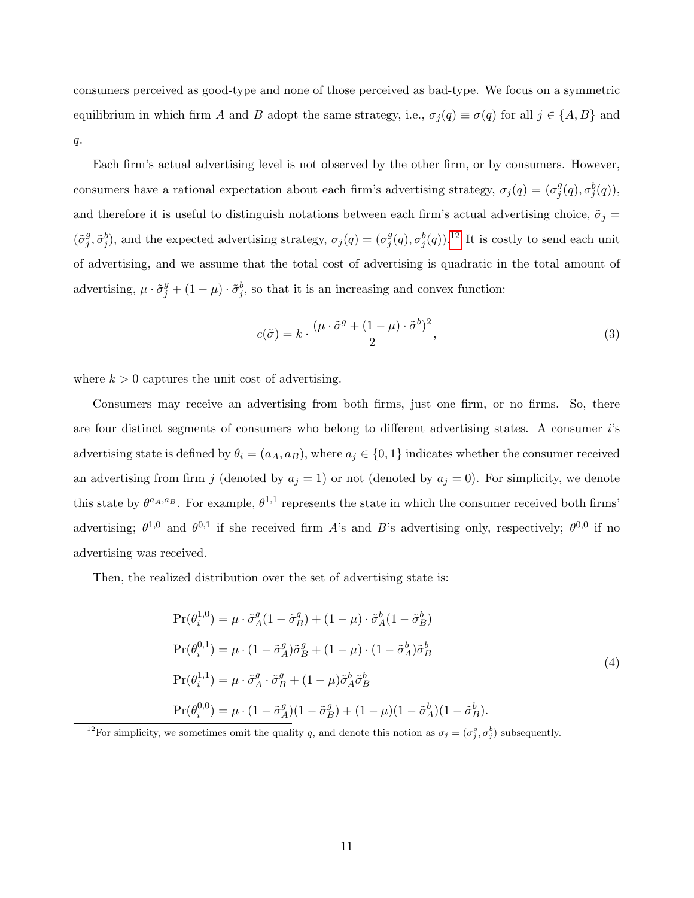consumers perceived as good-type and none of those perceived as bad-type. We focus on a symmetric equilibrium in which firm $A$ and $B$ adopt the same strategy, i.e., $\sigma_j(q) \equiv \sigma(q)$ for all $j \in \{A, B\}$ and $q$.

Each firm's actual advertising level is not observed by the other firm, or by consumers. However, consumers have a rational expectation about each firm's advertising strategy, $\sigma_j(q) = (\sigma_j^g(q), \sigma_j^b(q))$, and therefore it is useful to distinguish notations between each firm's actual advertising choice, $\tilde{\sigma}_j = (\tilde{\sigma}_j^g, \tilde{\sigma}_j^b)$, and the expected advertising strategy, $\sigma_j(q) = (\sigma_j^g(q), \sigma_j^b(q))$.[12] It is costly to send each unit of advertising, and we assume that the total cost of advertising is quadratic in the total amount of advertising, $\mu \cdot \tilde{\sigma}_j^g + (1-\mu) \cdot \tilde{\sigma}_j^b$, so that it is an increasing and convex function:

$$c(\tilde{\sigma}) = k \cdot \frac{(\mu \cdot \tilde{\sigma}^g + (1-\mu) \cdot \tilde{\sigma}^b)^2}{2}, \tag{3}$$

where $k > 0$ captures the unit cost of advertising.

Consumers may receive an advertising from both firms, just one firm, or no firms. So, there are four distinct segments of consumers who belong to different advertising states. A consumer $i$'s advertising state is defined by $\theta_i = (a_A, a_B)$, where $a_j \in \{0, 1\}$ indicates whether the consumer received an advertising from firm $j$ (denoted by $a_j = 1$) or not (denoted by $a_j = 0$). For simplicity, we denote this state by $\theta^{a_A, a_B}$. For example, $\theta^{1,1}$ represents the state in which the consumer received both firms' advertising; $\theta^{1,0}$ and $\theta^{0,1}$ if she received firm $A$'s and $B$'s advertising only, respectively; $\theta^{0,0}$ if no advertising was received.

Then, the realized distribution over the set of advertising state is:

$$\begin{aligned}
\Pr(\theta_i^{1,0}) &= \mu \cdot \tilde{\sigma}_A^g (1 - \tilde{\sigma}_B^g) + (1-\mu) \cdot \tilde{\sigma}_A^b (1 - \tilde{\sigma}_B^b) \\
\Pr(\theta_i^{0,1}) &= \mu \cdot (1 - \tilde{\sigma}_A^g) \tilde{\sigma}_B^g + (1-\mu) \cdot (1 - \tilde{\sigma}_A^b) \tilde{\sigma}_B^b \\
\Pr(\theta_i^{1,1}) &= \mu \cdot \tilde{\sigma}_A^g \cdot \tilde{\sigma}_B^g + (1-\mu) \tilde{\sigma}_A^b \tilde{\sigma}_B^b \\
\Pr(\theta_i^{0,0}) &= \mu \cdot (1 - \tilde{\sigma}_A^g)(1 - \tilde{\sigma}_B^g) + (1-\mu)(1 - \tilde{\sigma}_A^b)(1 - \tilde{\sigma}_B^b).
\end{aligned} \tag{4}$$

[12] For simplicity, we sometimes omit the quality $q$, and denote this notion as $\sigma_j = (\sigma_j^g, \sigma_j^b)$ subsequently.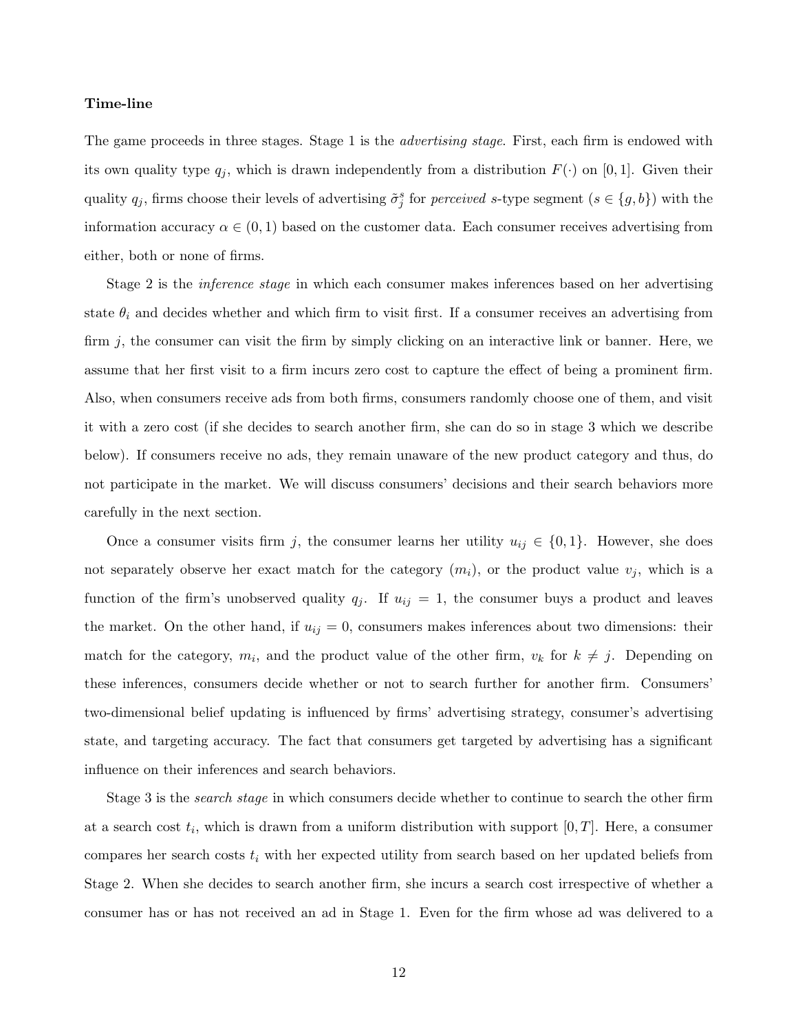**Time-line**

The game proceeds in three stages. Stage 1 is the *advertising stage*. First, each firm is endowed with its own quality type $q_j$, which is drawn independently from a distribution $F(\cdot)$ on $[0, 1]$. Given their quality $q_j$, firms choose their levels of advertising $\tilde{\sigma}_j^s$ for *perceived* $s$-type segment ($s \in \{g, b\}$) with the information accuracy $\alpha \in (0, 1)$ based on the customer data. Each consumer receives advertising from either, both or none of firms.

Stage 2 is the *inference stage* in which each consumer makes inferences based on her advertising state $\theta_i$ and decides whether and which firm to visit first. If a consumer receives an advertising from firm $j$, the consumer can visit the firm by simply clicking on an interactive link or banner. Here, we assume that her first visit to a firm incurs zero cost to capture the effect of being a prominent firm. Also, when consumers receive ads from both firms, consumers randomly choose one of them, and visit it with a zero cost (if she decides to search another firm, she can do so in stage 3 which we describe below). If consumers receive no ads, they remain unaware of the new product category and thus, do not participate in the market. We will discuss consumers' decisions and their search behaviors more carefully in the next section.

Once a consumer visits firm $j$, the consumer learns her utility $u_{ij} \in \{0, 1\}$. However, she does not separately observe her exact match for the category ($m_i$), or the product value $v_j$, which is a function of the firm's unobserved quality $q_j$. If $u_{ij} = 1$, the consumer buys a product and leaves the market. On the other hand, if $u_{ij} = 0$, consumers makes inferences about two dimensions: their match for the category, $m_i$, and the product value of the other firm, $v_k$ for $k \neq j$. Depending on these inferences, consumers decide whether or not to search further for another firm. Consumers' two-dimensional belief updating is influenced by firms' advertising strategy, consumer's advertising state, and targeting accuracy. The fact that consumers get targeted by advertising has a significant influence on their inferences and search behaviors.

Stage 3 is the *search stage* in which consumers decide whether to continue to search the other firm at a search cost $t_i$, which is drawn from a uniform distribution with support $[0, T]$. Here, a consumer compares her search costs $t_i$ with her expected utility from search based on her updated beliefs from Stage 2. When she decides to search another firm, she incurs a search cost irrespective of whether a consumer has or has not received an ad in Stage 1. Even for the firm whose ad was delivered to a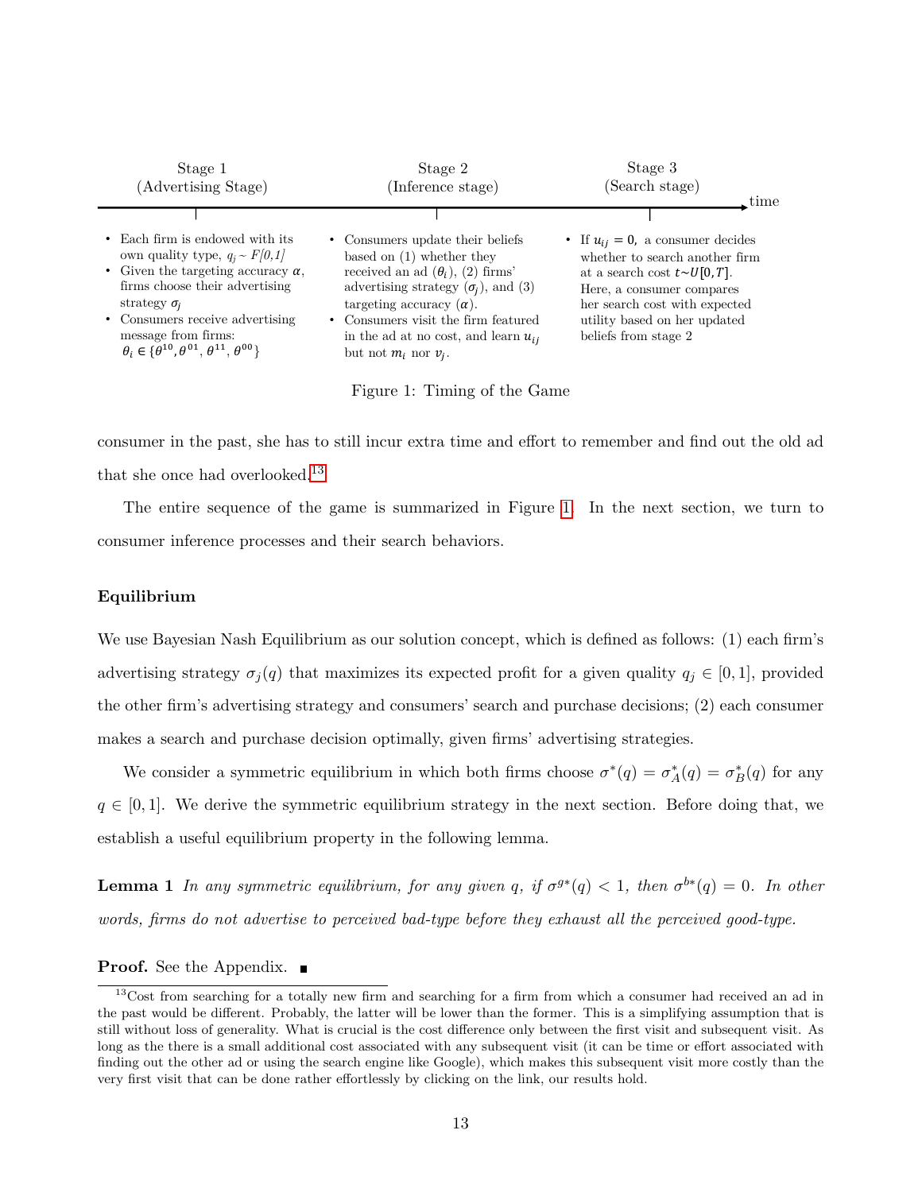Stage 1 (Advertising Stage)

- Each firm is endowed with its own quality type, $q_j \sim F[0,1]$
- Given the targeting accuracy $\alpha$, firms choose their advertising strategy $\sigma_j$
- Consumers receive advertising message from firms: $\theta_i \in \{\theta^{10}, \theta^{01}, \theta^{11}, \theta^{00}\}$

Stage 2 (Inference stage)

- Consumers update their beliefs based on (1) whether they received an ad ($\theta_i$), (2) firms' advertising strategy ($\sigma_j$), and (3) targeting accuracy ($\alpha$).
- Consumers visit the firm featured in the ad at no cost, and learn $u_{ij}$ but not $m_i$ nor $v_j$.

Stage 3 (Search stage)

- If $u_{ij} = 0$, a consumer decides whether to search another firm at a search cost $t \sim U[0, T]$. Here, a consumer compares her search cost with expected utility based on her updated beliefs from stage 2

Figure 1: Timing of the Game

consumer in the past, she has to still incur extra time and effort to remember and find out the old ad that she once had overlooked.[13]

The entire sequence of the game is summarized in Figure 1. In the next section, we turn to consumer inference processes and their search behaviors.

**Equilibrium**

We use Bayesian Nash Equilibrium as our solution concept, which is defined as follows: (1) each firm's advertising strategy $\sigma_j(q)$ that maximizes its expected profit for a given quality $q_j \in [0, 1]$, provided the other firm's advertising strategy and consumers' search and purchase decisions; (2) each consumer makes a search and purchase decision optimally, given firms' advertising strategies.

We consider a symmetric equilibrium in which both firms choose $\sigma^*(q) = \sigma^*_A(q) = \sigma^*_B(q)$ for any $q \in [0, 1]$. We derive the symmetric equilibrium strategy in the next section. Before doing that, we establish a useful equilibrium property in the following lemma.

**Lemma 1** *In any symmetric equilibrium, for any given q, if $\sigma^{g*}(q) < 1$, then $\sigma^{b*}(q) = 0$. In other words, firms do not advertise to perceived bad-type before they exhaust all the perceived good-type.*

**Proof.** See the Appendix. ∎

[13] Cost from searching for a totally new firm and searching for a firm from which a consumer had received an ad in the past would be different. Probably, the latter will be lower than the former. This is a simplifying assumption that is still without loss of generality. What is crucial is the cost difference only between the first visit and subsequent visit. As long as the there is a small additional cost associated with any subsequent visit (it can be time or effort associated with finding out the other ad or using the search engine like Google), which makes this subsequent visit more costly than the very first visit that can be done rather effortlessly by clicking on the link, our results hold.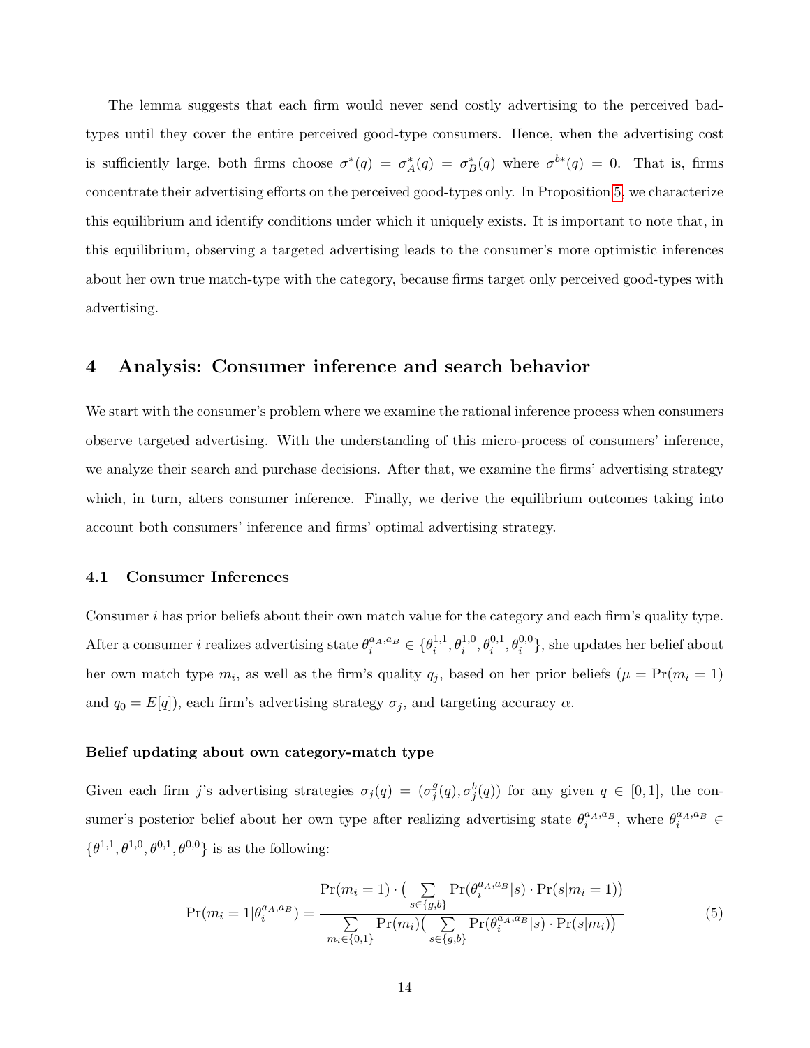The lemma suggests that each firm would never send costly advertising to the perceived bad-types until they cover the entire perceived good-type consumers. Hence, when the advertising cost is sufficiently large, both firms choose $\sigma^*(q) = \sigma^*_A(q) = \sigma^*_B(q)$ where $\sigma^{b*}(q) = 0$. That is, firms concentrate their advertising efforts on the perceived good-types only. In Proposition 5, we characterize this equilibrium and identify conditions under which it uniquely exists. It is important to note that, in this equilibrium, observing a targeted advertising leads to the consumer's more optimistic inferences about her own true match-type with the category, because firms target only perceived good-types with advertising.

## 4 Analysis: Consumer inference and search behavior

We start with the consumer's problem where we examine the rational inference process when consumers observe targeted advertising. With the understanding of this micro-process of consumers' inference, we analyze their search and purchase decisions. After that, we examine the firms' advertising strategy which, in turn, alters consumer inference. Finally, we derive the equilibrium outcomes taking into account both consumers' inference and firms' optimal advertising strategy.

### 4.1 Consumer Inferences

Consumer $i$ has prior beliefs about their own match value for the category and each firm's quality type. After a consumer $i$ realizes advertising state $\theta_i^{a_A,a_B} \in \{\theta_i^{1,1}, \theta_i^{1,0}, \theta_i^{0,1}, \theta_i^{0,0}\}$, she updates her belief about her own match type $m_i$, as well as the firm's quality $q_j$, based on her prior beliefs ($\mu = \Pr(m_i = 1)$ and $q_0 = E[q]$), each firm's advertising strategy $\sigma_j$, and targeting accuracy $\alpha$.

#### Belief updating about own category-match type

Given each firm $j$'s advertising strategies $\sigma_j(q) = (\sigma_j^g(q), \sigma_j^b(q))$ for any given $q \in [0,1]$, the consumer's posterior belief about her own type after realizing advertising state $\theta_i^{a_A,a_B}$, where $\theta_i^{a_A,a_B} \in \{\theta^{1,1}, \theta^{1,0}, \theta^{0,1}, \theta^{0,0}\}$ is as the following:

$$\Pr(m_i = 1|\theta_i^{a_A,a_B}) = \frac{\Pr(m_i = 1) \cdot \big( \sum_{s \in \{g,b\}} \Pr(\theta_i^{a_A,a_B}|s) \cdot \Pr(s|m_i = 1) \big)}{\sum_{m_i \in \{0,1\}} \Pr(m_i) \big( \sum_{s \in \{g,b\}} \Pr(\theta_i^{a_A,a_B}|s) \cdot \Pr(s|m_i) \big)} \tag{5}$$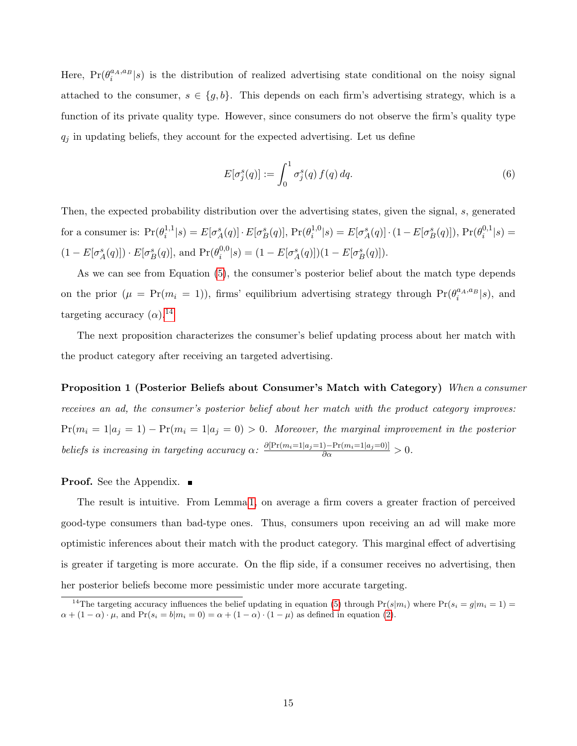Here, $\Pr(\theta_i^{a_A,a_B}|s)$ is the distribution of realized advertising state conditional on the noisy signal attached to the consumer, $s \in \{g, b\}$. This depends on each firm's advertising strategy, which is a function of its private quality type. However, since consumers do not observe the firm's quality type $q_j$ in updating beliefs, they account for the expected advertising. Let us define

$$E[\sigma_j^s(q)] := \int_0^1 \sigma_j^s(q)\, f(q)\, dq. \tag{6}$$

Then, the expected probability distribution over the advertising states, given the signal, $s$, generated for a consumer is: $\Pr(\theta_i^{1,1}|s) = E[\sigma_A^s(q)] \cdot E[\sigma_B^s(q)]$, $\Pr(\theta_i^{1,0}|s) = E[\sigma_A^s(q)] \cdot (1 - E[\sigma_B^s(q)])$, $\Pr(\theta_i^{0,1}|s) = (1 - E[\sigma_A^s(q)]) \cdot E[\sigma_B^s(q)]$, and $\Pr(\theta_i^{0,0}|s) = (1 - E[\sigma_A^s(q)])(1 - E[\sigma_B^s(q)])$.

As we can see from Equation (5), the consumer's posterior belief about the match type depends on the prior ($\mu = \Pr(m_i = 1)$), firms' equilibrium advertising strategy through $\Pr(\theta_i^{a_A,a_B}|s)$, and targeting accuracy ($\alpha$).[14]

The next proposition characterizes the consumer's belief updating process about her match with the product category after receiving an targeted advertising.

**Proposition 1 (Posterior Beliefs about Consumer's Match with Category)** *When a consumer receives an ad, the consumer's posterior belief about her match with the product category improves:* $\Pr(m_i = 1|a_j = 1) - \Pr(m_i = 1|a_j = 0) > 0$. *Moreover, the marginal improvement in the posterior beliefs is increasing in targeting accuracy* $\alpha$*:* $\frac{\partial[\Pr(m_i=1|a_j=1) - \Pr(m_i=1|a_j=0)]}{\partial \alpha} > 0$.

**Proof.** See the Appendix. ∎

The result is intuitive. From Lemma 1, on average a firm covers a greater fraction of perceived good-type consumers than bad-type ones. Thus, consumers upon receiving an ad will make more optimistic inferences about their match with the product category. This marginal effect of advertising is greater if targeting is more accurate. On the flip side, if a consumer receives no advertising, then her posterior beliefs become more pessimistic under more accurate targeting.

[14] The targeting accuracy influences the belief updating in equation (5) through $\Pr(s|m_i)$ where $\Pr(s_i = g|m_i = 1) = \alpha + (1 - \alpha) \cdot \mu$, and $\Pr(s_i = b|m_i = 0) = \alpha + (1 - \alpha) \cdot (1 - \mu)$ as defined in equation (2).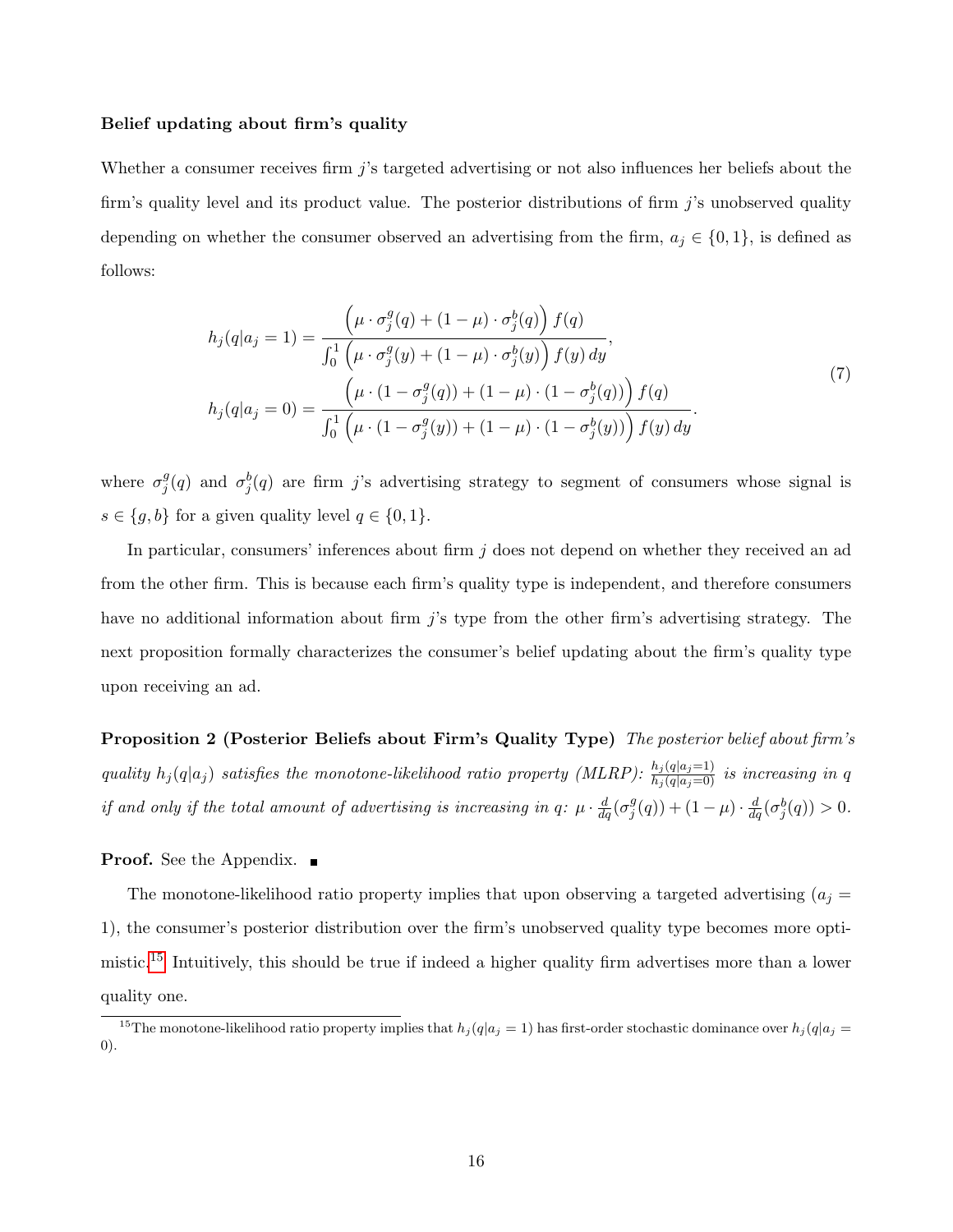**Belief updating about firm's quality**

Whether a consumer receives firm $j$'s targeted advertising or not also influences her beliefs about the firm's quality level and its product value. The posterior distributions of firm $j$'s unobserved quality depending on whether the consumer observed an advertising from the firm, $a_j \in \{0, 1\}$, is defined as follows:

$$
\begin{aligned}
h_j(q|a_j = 1) &= \frac{\Big(\mu \cdot \sigma_j^g(q) + (1-\mu) \cdot \sigma_j^b(q)\Big) f(q)}{\int_0^1 \Big(\mu \cdot \sigma_j^g(y) + (1-\mu) \cdot \sigma_j^b(y)\Big) f(y)\, dy}, \\
h_j(q|a_j = 0) &= \frac{\Big(\mu \cdot (1 - \sigma_j^g(q)) + (1-\mu) \cdot (1 - \sigma_j^b(q))\Big) f(q)}{\int_0^1 \Big(\mu \cdot (1 - \sigma_j^g(y)) + (1-\mu) \cdot (1 - \sigma_j^b(y))\Big) f(y)\, dy}.
\end{aligned}
\tag{7}
$$

where $\sigma_j^g(q)$ and $\sigma_j^b(q)$ are firm $j$'s advertising strategy to segment of consumers whose signal is $s \in \{g, b\}$ for a given quality level $q \in \{0, 1\}$.

In particular, consumers' inferences about firm $j$ does not depend on whether they received an ad from the other firm. This is because each firm's quality type is independent, and therefore consumers have no additional information about firm $j$'s type from the other firm's advertising strategy. The next proposition formally characterizes the consumer's belief updating about the firm's quality type upon receiving an ad.

**Proposition 2 (Posterior Beliefs about Firm's Quality Type)** *The posterior belief about firm's quality $h_j(q|a_j)$ satisfies the monotone-likelihood ratio property (MLRP): $\frac{h_j(q|a_j=1)}{h_j(q|a_j=0)}$ is increasing in $q$ if and only if the total amount of advertising is increasing in $q$: $\mu \cdot \frac{d}{dq}(\sigma_j^g(q)) + (1-\mu) \cdot \frac{d}{dq}(\sigma_j^b(q)) > 0$.*

**Proof.** See the Appendix. ∎

The monotone-likelihood ratio property implies that upon observing a targeted advertising ($a_j = 1$), the consumer's posterior distribution over the firm's unobserved quality type becomes more optimistic.[15] Intuitively, this should be true if indeed a higher quality firm advertises more than a lower quality one.

[15] The monotone-likelihood ratio property implies that $h_j(q|a_j = 1)$ has first-order stochastic dominance over $h_j(q|a_j = 0)$.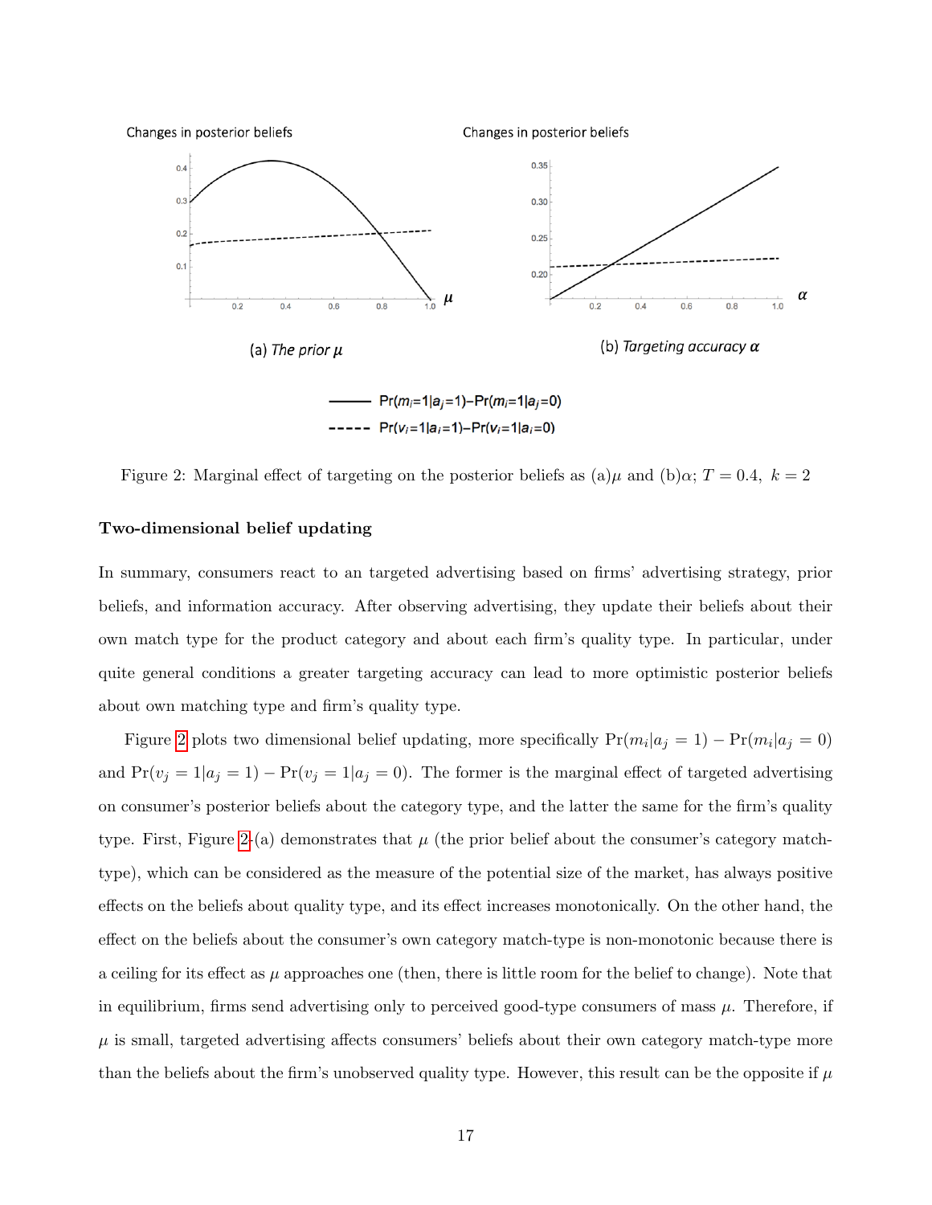Changes in posterior beliefs

(a) *The prior μ*

Changes in posterior beliefs

(b) *Targeting accuracy α*

—— $\Pr(m_i=1|a_j=1)-\Pr(m_i=1|a_j=0)$

- - - - $\Pr(v_i=1|a_i=1)-\Pr(v_i=1|a_i=0)$

Figure 2: Marginal effect of targeting on the posterior beliefs as (a)$\mu$ and (b)$\alpha$; $T = 0.4,\ k = 2$

**Two-dimensional belief updating**

In summary, consumers react to an targeted advertising based on firms' advertising strategy, prior beliefs, and information accuracy. After observing advertising, they update their beliefs about their own match type for the product category and about each firm's quality type. In particular, under quite general conditions a greater targeting accuracy can lead to more optimistic posterior beliefs about own matching type and firm's quality type.

Figure 2 plots two dimensional belief updating, more specifically $\Pr(m_i|a_j = 1) - \Pr(m_i|a_j = 0)$ and $\Pr(v_j = 1|a_j = 1) - \Pr(v_j = 1|a_j = 0)$. The former is the marginal effect of targeted advertising on consumer's posterior beliefs about the category type, and the latter the same for the firm's quality type. First, Figure 2-(a) demonstrates that $\mu$ (the prior belief about the consumer's category match-type), which can be considered as the measure of the potential size of the market, has always positive effects on the beliefs about quality type, and its effect increases monotonically. On the other hand, the effect on the beliefs about the consumer's own category match-type is non-monotonic because there is a ceiling for its effect as $\mu$ approaches one (then, there is little room for the belief to change). Note that in equilibrium, firms send advertising only to perceived good-type consumers of mass $\mu$. Therefore, if $\mu$ is small, targeted advertising affects consumers' beliefs about their own category match-type more than the beliefs about the firm's unobserved quality type. However, this result can be the opposite if $\mu$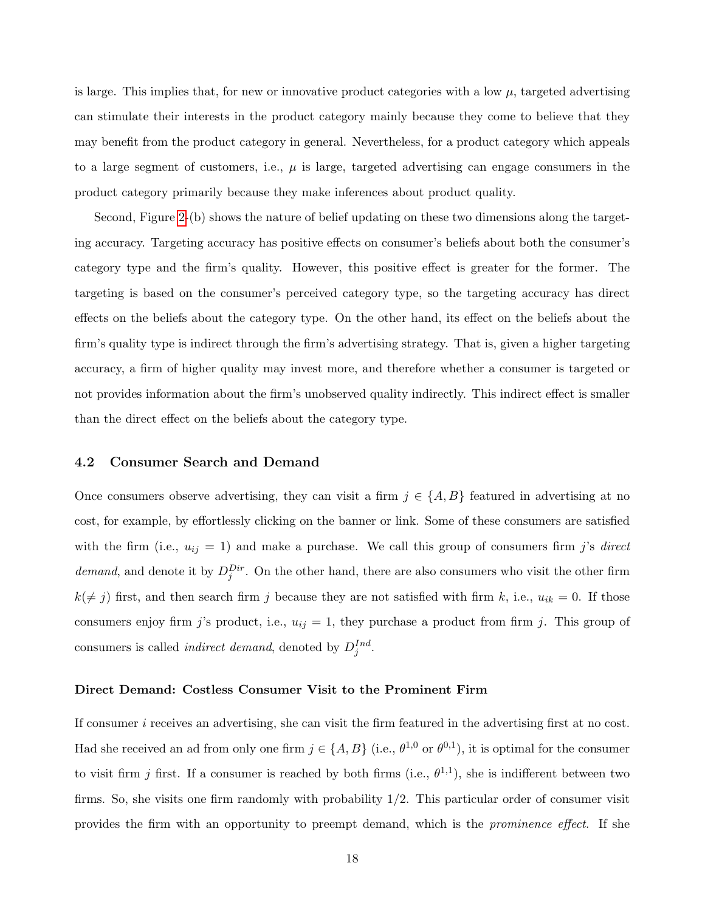is large. This implies that, for new or innovative product categories with a low $\mu$, targeted advertising can stimulate their interests in the product category mainly because they come to believe that they may benefit from the product category in general. Nevertheless, for a product category which appeals to a large segment of customers, i.e., $\mu$ is large, targeted advertising can engage consumers in the product category primarily because they make inferences about product quality.

Second, Figure 2-(b) shows the nature of belief updating on these two dimensions along the targeting accuracy. Targeting accuracy has positive effects on consumer's beliefs about both the consumer's category type and the firm's quality. However, this positive effect is greater for the former. The targeting is based on the consumer's perceived category type, so the targeting accuracy has direct effects on the beliefs about the category type. On the other hand, its effect on the beliefs about the firm's quality type is indirect through the firm's advertising strategy. That is, given a higher targeting accuracy, a firm of higher quality may invest more, and therefore whether a consumer is targeted or not provides information about the firm's unobserved quality indirectly. This indirect effect is smaller than the direct effect on the beliefs about the category type.

## 4.2 Consumer Search and Demand

Once consumers observe advertising, they can visit a firm $j \in \{A, B\}$ featured in advertising at no cost, for example, by effortlessly clicking on the banner or link. Some of these consumers are satisfied with the firm (i.e., $u_{ij} = 1$) and make a purchase. We call this group of consumers firm $j$'s *direct demand*, and denote it by $D_j^{Dir}$. On the other hand, there are also consumers who visit the other firm $k(\neq j)$ first, and then search firm $j$ because they are not satisfied with firm $k$, i.e., $u_{ik} = 0$. If those consumers enjoy firm $j$'s product, i.e., $u_{ij} = 1$, they purchase a product from firm $j$. This group of consumers is called *indirect demand*, denoted by $D_j^{Ind}$.

### Direct Demand: Costless Consumer Visit to the Prominent Firm

If consumer $i$ receives an advertising, she can visit the firm featured in the advertising first at no cost. Had she received an ad from only one firm $j \in \{A, B\}$ (i.e., $\theta^{1,0}$ or $\theta^{0,1}$), it is optimal for the consumer to visit firm $j$ first. If a consumer is reached by both firms (i.e., $\theta^{1,1}$), she is indifferent between two firms. So, she visits one firm randomly with probability 1/2. This particular order of consumer visit provides the firm with an opportunity to preempt demand, which is the *prominence effect*. If she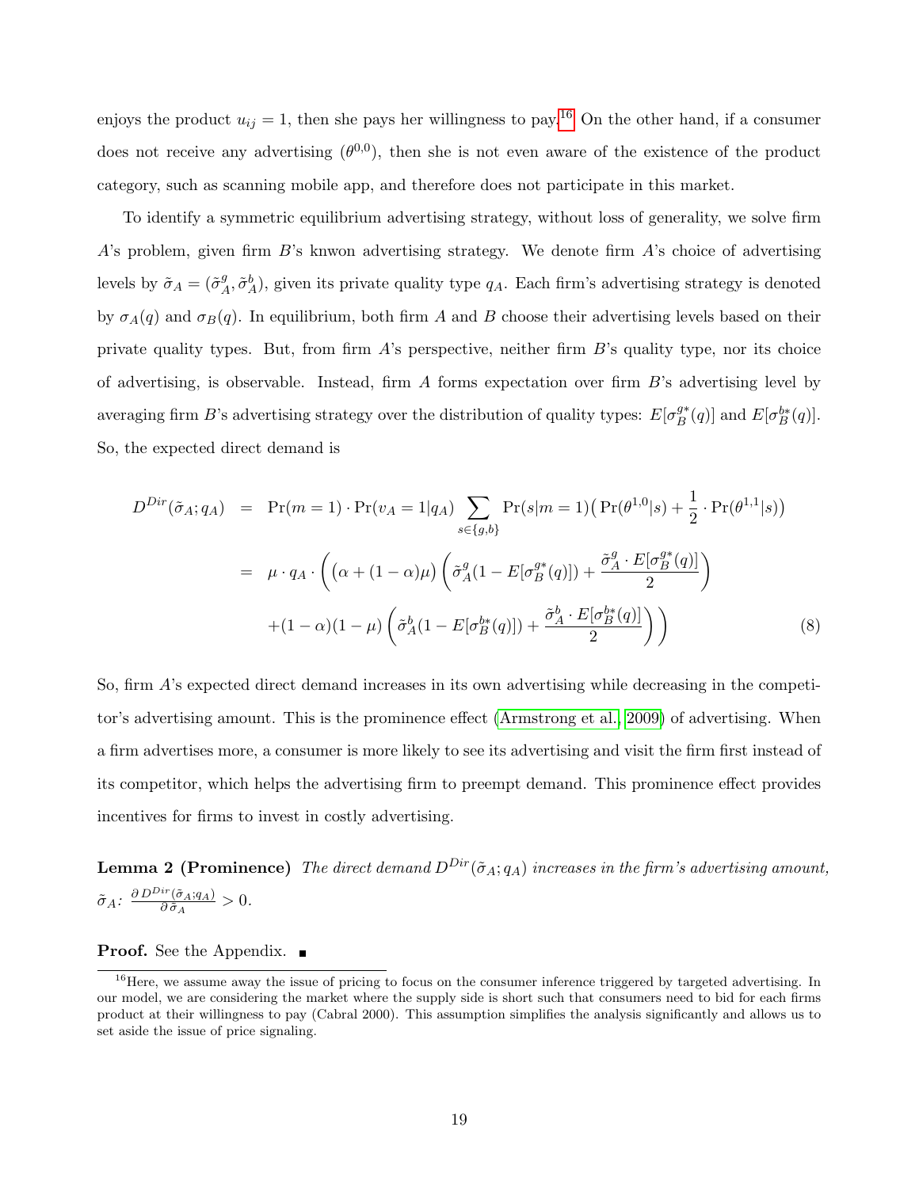enjoys the product $u_{ij} = 1$, then she pays her willingness to pay.[16] On the other hand, if a consumer does not receive any advertising ($\theta^{0,0}$), then she is not even aware of the existence of the product category, such as scanning mobile app, and therefore does not participate in this market.

To identify a symmetric equilibrium advertising strategy, without loss of generality, we solve firm $A$'s problem, given firm $B$'s knwon advertising strategy. We denote firm $A$'s choice of advertising levels by $\tilde{\sigma}_A = (\tilde{\sigma}^g_A, \tilde{\sigma}^b_A)$, given its private quality type $q_A$. Each firm's advertising strategy is denoted by $\sigma_A(q)$ and $\sigma_B(q)$. In equilibrium, both firm $A$ and $B$ choose their advertising levels based on their private quality types. But, from firm $A$'s perspective, neither firm $B$'s quality type, nor its choice of advertising, is observable. Instead, firm $A$ forms expectation over firm $B$'s advertising level by averaging firm $B$'s advertising strategy over the distribution of quality types: $E[\sigma^{g*}_B(q)]$ and $E[\sigma^{b*}_B(q)]$. So, the expected direct demand is

$$
\begin{aligned}
D^{Dir}(\tilde{\sigma}_A; q_A) &= \Pr(m=1) \cdot \Pr(v_A = 1|q_A) \sum_{s \in \{g,b\}} \Pr(s|m=1) \big( \Pr(\theta^{1,0}|s) + \frac{1}{2} \cdot \Pr(\theta^{1,1}|s) \big) \\
&= \mu \cdot q_A \cdot \Bigg( \big(\alpha + (1-\alpha)\mu\big) \left( \tilde{\sigma}^g_A (1 - E[\sigma^{g*}_B(q)]) + \frac{\tilde{\sigma}^g_A \cdot E[\sigma^{g*}_B(q)]}{2} \right) \\
&\quad + (1-\alpha)(1-\mu) \left( \tilde{\sigma}^b_A (1 - E[\sigma^{b*}_B(q)]) + \frac{\tilde{\sigma}^b_A \cdot E[\sigma^{b*}_B(q)]}{2} \right) \Bigg) \qquad (8)
\end{aligned}
$$

So, firm $A$'s expected direct demand increases in its own advertising while decreasing in the competitor's advertising amount. This is the prominence effect (Armstrong et al., 2009) of advertising. When a firm advertises more, a consumer is more likely to see its advertising and visit the firm first instead of its competitor, which helps the advertising firm to preempt demand. This prominence effect provides incentives for firms to invest in costly advertising.

**Lemma 2 (Prominence)** *The direct demand $D^{Dir}(\tilde{\sigma}_A; q_A)$ increases in the firm's advertising amount, $\tilde{\sigma}_A$: $\frac{\partial D^{Dir}(\tilde{\sigma}_A; q_A)}{\partial \tilde{\sigma}_A} > 0$.*

**Proof.** See the Appendix. ■

[16] Here, we assume away the issue of pricing to focus on the consumer inference triggered by targeted advertising. In our model, we are considering the market where the supply side is short such that consumers need to bid for each firms product at their willingness to pay (Cabral 2000). This assumption simplifies the analysis significantly and allows us to set aside the issue of price signaling.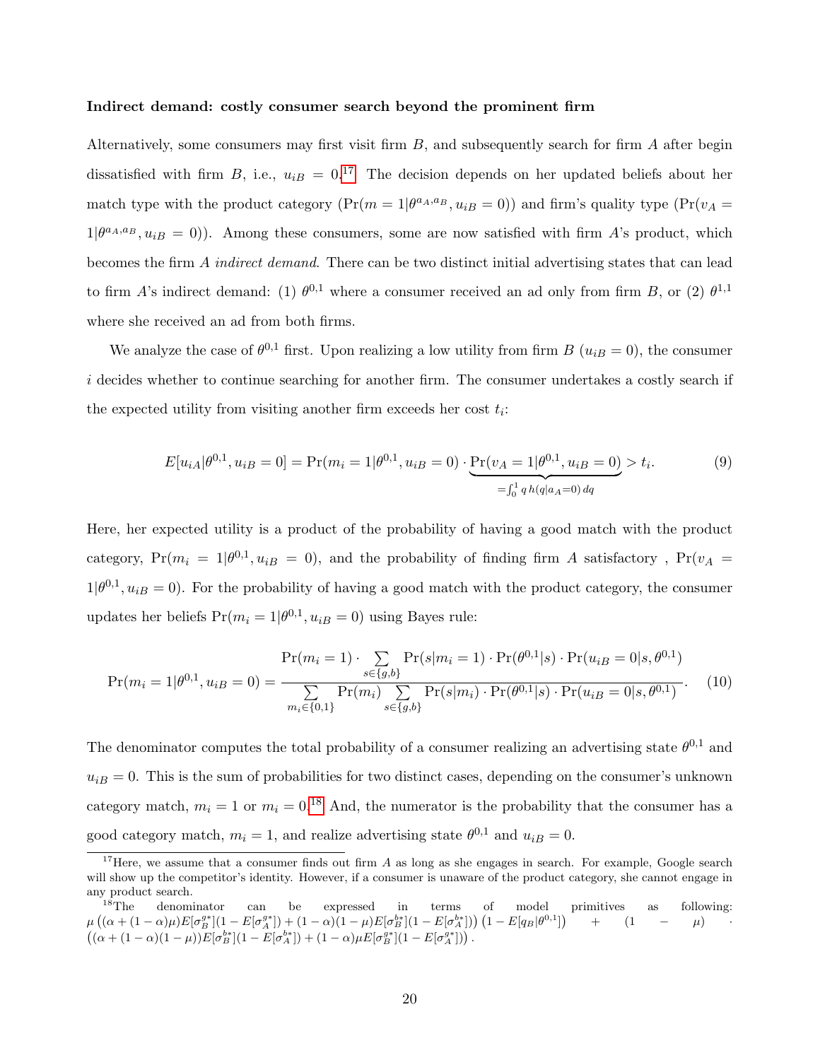**Indirect demand: costly consumer search beyond the prominent firm**

Alternatively, some consumers may first visit firm $B$, and subsequently search for firm $A$ after begin dissatisfied with firm $B$, i.e., $u_{iB} = 0$.[17] The decision depends on her updated beliefs about her match type with the product category ($\Pr(m = 1|\theta^{a_A,a_B}, u_{iB} = 0)$) and firm's quality type ($\Pr(v_A = 1|\theta^{a_A,a_B}, u_{iB} = 0)$). Among these consumers, some are now satisfied with firm $A$'s product, which becomes the firm $A$ *indirect demand*. There can be two distinct initial advertising states that can lead to firm $A$'s indirect demand: (1) $\theta^{0,1}$ where a consumer received an ad only from firm $B$, or (2) $\theta^{1,1}$ where she received an ad from both firms.

We analyze the case of $\theta^{0,1}$ first. Upon realizing a low utility from firm $B$ ($u_{iB} = 0$), the consumer $i$ decides whether to continue searching for another firm. The consumer undertakes a costly search if the expected utility from visiting another firm exceeds her cost $t_i$:

$$E[u_{iA}|\theta^{0,1}, u_{iB} = 0] = \Pr(m_i = 1|\theta^{0,1}, u_{iB} = 0) \cdot \underbrace{\Pr(v_A = 1|\theta^{0,1}, u_{iB} = 0)}_{=\int_0^1 q\, h(q|a_A=0)\, dq} > t_i. \tag{9}$$

Here, her expected utility is a product of the probability of having a good match with the product category, $\Pr(m_i = 1|\theta^{0,1}, u_{iB} = 0)$, and the probability of finding firm $A$ satisfactory , $\Pr(v_A = 1|\theta^{0,1}, u_{iB} = 0)$. For the probability of having a good match with the product category, the consumer updates her beliefs $\Pr(m_i = 1|\theta^{0,1}, u_{iB} = 0)$ using Bayes rule:

$$\Pr(m_i = 1|\theta^{0,1}, u_{iB} = 0) = \frac{\Pr(m_i = 1) \cdot \sum_{s\in\{g,b\}} \Pr(s|m_i = 1) \cdot \Pr(\theta^{0,1}|s) \cdot \Pr(u_{iB} = 0|s, \theta^{0,1})}{\sum_{m_i\in\{0,1\}} \Pr(m_i) \sum_{s\in\{g,b\}} \Pr(s|m_i) \cdot \Pr(\theta^{0,1}|s) \cdot \Pr(u_{iB} = 0|s, \theta^{0,1})}. \tag{10}$$

The denominator computes the total probability of a consumer realizing an advertising state $\theta^{0,1}$ and $u_{iB} = 0$. This is the sum of probabilities for two distinct cases, depending on the consumer's unknown category match, $m_i = 1$ or $m_i = 0$.[18] And, the numerator is the probability that the consumer has a good category match, $m_i = 1$, and realize advertising state $\theta^{0,1}$ and $u_{iB} = 0$.

[17] Here, we assume that a consumer finds out firm $A$ as long as she engages in search. For example, Google search will show up the competitor's identity. However, if a consumer is unaware of the product category, she cannot engage in any product search.

[18] The denominator can be expressed in terms of model primitives as following: $\mu\left((\alpha + (1-\alpha)\mu)E[\sigma_B^{g*}](1 - E[\sigma_A^{g*}]) + (1-\alpha)(1-\mu)E[\sigma_B^{b*}](1 - E[\sigma_A^{b*}])\right)\left(1 - E[q_B|\theta^{0,1}]\right) + (1 - \mu) \cdot \left((\alpha + (1-\alpha)(1-\mu))E[\sigma_B^{b*}](1 - E[\sigma_A^{b*}]) + (1-\alpha)\mu E[\sigma_B^{g*}](1 - E[\sigma_A^{g*}])\right)$.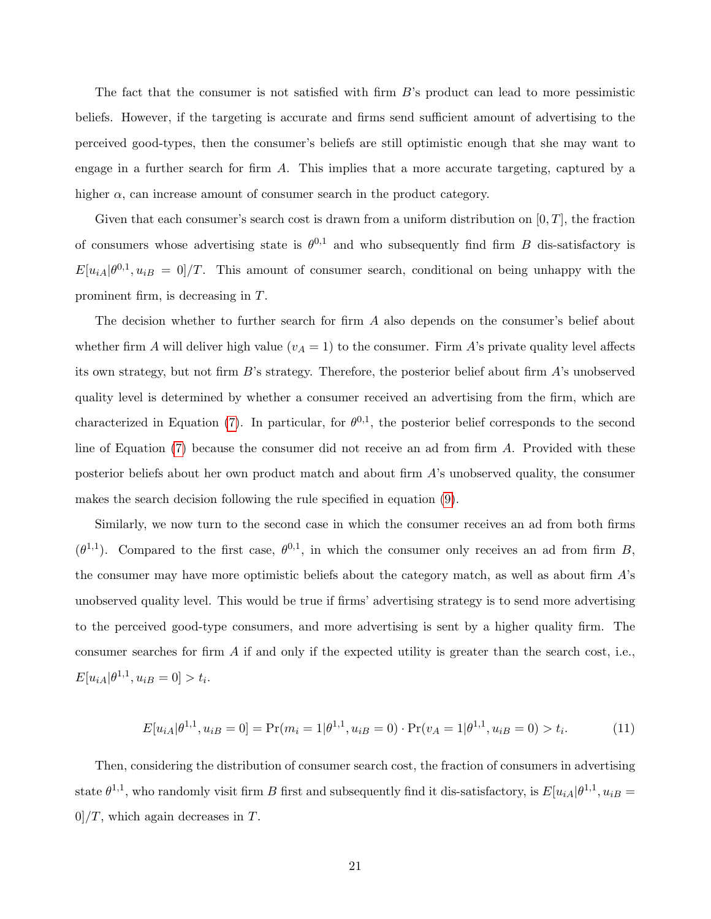The fact that the consumer is not satisfied with firm $B$'s product can lead to more pessimistic beliefs. However, if the targeting is accurate and firms send sufficient amount of advertising to the perceived good-types, then the consumer's beliefs are still optimistic enough that she may want to engage in a further search for firm $A$. This implies that a more accurate targeting, captured by a higher $\alpha$, can increase amount of consumer search in the product category.

Given that each consumer's search cost is drawn from a uniform distribution on $[0, T]$, the fraction of consumers whose advertising state is $\theta^{0,1}$ and who subsequently find firm $B$ dis-satisfactory is $E[u_{iA}|\theta^{0,1}, u_{iB} = 0]/T$. This amount of consumer search, conditional on being unhappy with the prominent firm, is decreasing in $T$.

The decision whether to further search for firm $A$ also depends on the consumer's belief about whether firm $A$ will deliver high value ($v_A = 1$) to the consumer. Firm $A$'s private quality level affects its own strategy, but not firm $B$'s strategy. Therefore, the posterior belief about firm $A$'s unobserved quality level is determined by whether a consumer received an advertising from the firm, which are characterized in Equation (7). In particular, for $\theta^{0,1}$, the posterior belief corresponds to the second line of Equation (7) because the consumer did not receive an ad from firm $A$. Provided with these posterior beliefs about her own product match and about firm $A$'s unobserved quality, the consumer makes the search decision following the rule specified in equation (9).

Similarly, we now turn to the second case in which the consumer receives an ad from both firms ($\theta^{1,1}$). Compared to the first case, $\theta^{0,1}$, in which the consumer only receives an ad from firm $B$, the consumer may have more optimistic beliefs about the category match, as well as about firm $A$'s unobserved quality level. This would be true if firms' advertising strategy is to send more advertising to the perceived good-type consumers, and more advertising is sent by a higher quality firm. The consumer searches for firm $A$ if and only if the expected utility is greater than the search cost, i.e., $E[u_{iA}|\theta^{1,1}, u_{iB} = 0] > t_i$.

$$E[u_{iA}|\theta^{1,1}, u_{iB} = 0] = \Pr(m_i = 1|\theta^{1,1}, u_{iB} = 0) \cdot \Pr(v_A = 1|\theta^{1,1}, u_{iB} = 0) > t_i. \tag{11}$$

Then, considering the distribution of consumer search cost, the fraction of consumers in advertising state $\theta^{1,1}$, who randomly visit firm $B$ first and subsequently find it dis-satisfactory, is $E[u_{iA}|\theta^{1,1}, u_{iB} = 0]/T$, which again decreases in $T$.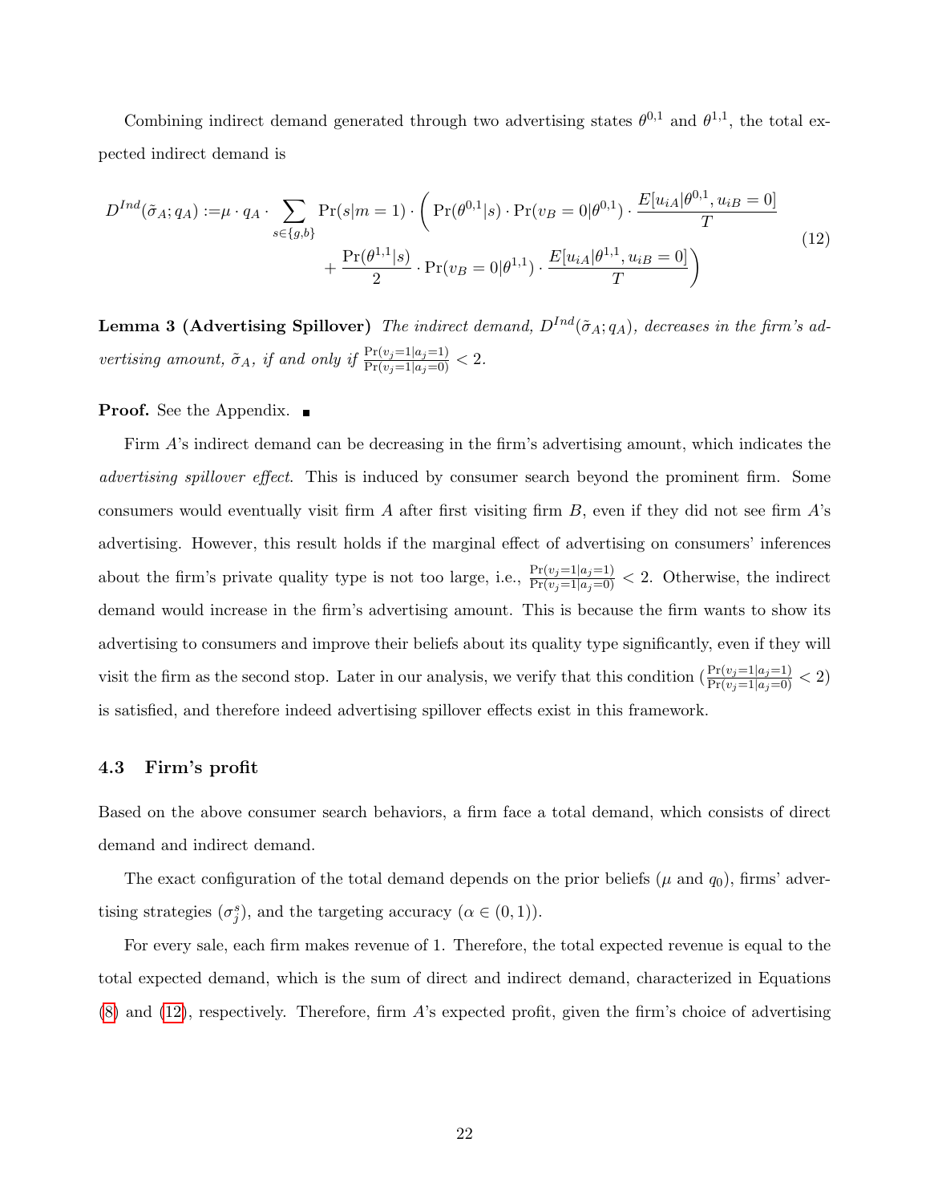Combining indirect demand generated through two advertising states $\theta^{0,1}$ and $\theta^{1,1}$, the total expected indirect demand is

$$
\begin{aligned}
D^{Ind}(\tilde{\sigma}_A; q_A) := \mu \cdot q_A \cdot \sum_{s \in \{g,b\}} \Pr(s|m=1) \cdot \Bigg( & \Pr(\theta^{0,1}|s) \cdot \Pr(v_B = 0|\theta^{0,1}) \cdot \frac{E[u_{iA}|\theta^{0,1}, u_{iB} = 0]}{T} \\
& + \frac{\Pr(\theta^{1,1}|s)}{2} \cdot \Pr(v_B = 0|\theta^{1,1}) \cdot \frac{E[u_{iA}|\theta^{1,1}, u_{iB} = 0]}{T} \Bigg)
\end{aligned}
\tag{12}
$$

**Lemma 3 (Advertising Spillover)** *The indirect demand, $D^{Ind}(\tilde{\sigma}_A; q_A)$, decreases in the firm's advertising amount, $\tilde{\sigma}_A$, if and only if $\frac{\Pr(v_j=1|a_j=1)}{\Pr(v_j=1|a_j=0)} < 2$.*

**Proof.** See the Appendix. ∎

Firm $A$'s indirect demand can be decreasing in the firm's advertising amount, which indicates the *advertising spillover effect*. This is induced by consumer search beyond the prominent firm. Some consumers would eventually visit firm $A$ after first visiting firm $B$, even if they did not see firm $A$'s advertising. However, this result holds if the marginal effect of advertising on consumers' inferences about the firm's private quality type is not too large, i.e., $\frac{\Pr(v_j=1|a_j=1)}{\Pr(v_j=1|a_j=0)} < 2$. Otherwise, the indirect demand would increase in the firm's advertising amount. This is because the firm wants to show its advertising to consumers and improve their beliefs about its quality type significantly, even if they will visit the firm as the second stop. Later in our analysis, we verify that this condition ($\frac{\Pr(v_j=1|a_j=1)}{\Pr(v_j=1|a_j=0)} < 2$) is satisfied, and therefore indeed advertising spillover effects exist in this framework.

### 4.3 Firm's profit

Based on the above consumer search behaviors, a firm face a total demand, which consists of direct demand and indirect demand.

The exact configuration of the total demand depends on the prior beliefs ($\mu$ and $q_0$), firms' advertising strategies ($\sigma_j^s$), and the targeting accuracy ($\alpha \in (0, 1)$).

For every sale, each firm makes revenue of 1. Therefore, the total expected revenue is equal to the total expected demand, which is the sum of direct and indirect demand, characterized in Equations (8) and (12), respectively. Therefore, firm $A$'s expected profit, given the firm's choice of advertising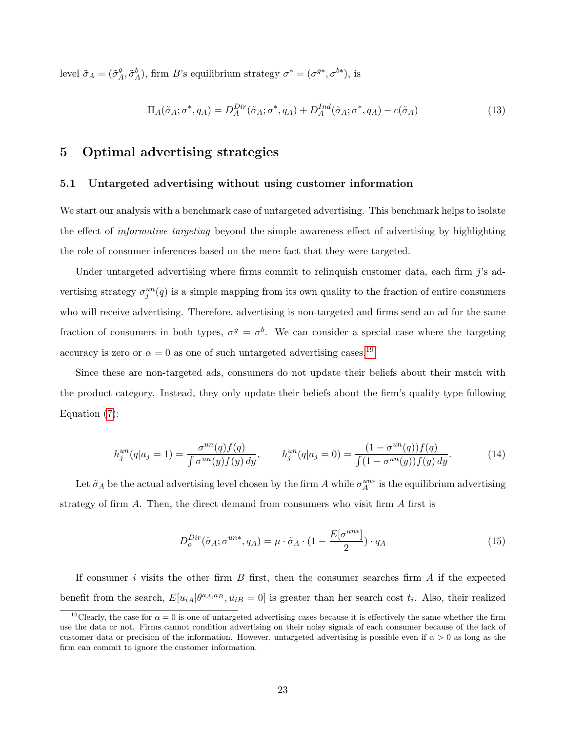level $\tilde{\sigma}_A = (\tilde{\sigma}_A^g, \tilde{\sigma}_A^b)$, firm $B$'s equilibrium strategy $\sigma^* = (\sigma^{g*}, \sigma^{b*})$, is

$$\Pi_A(\tilde{\sigma}_A; \sigma^*, q_A) = D_A^{Dir}(\tilde{\sigma}_A; \sigma^*, q_A) + D_A^{Ind}(\tilde{\sigma}_A; \sigma^*, q_A) - c(\tilde{\sigma}_A) \tag{13}$$

# 5 Optimal advertising strategies

## 5.1 Untargeted advertising without using customer information

We start our analysis with a benchmark case of untargeted advertising. This benchmark helps to isolate the effect of *informative targeting* beyond the simple awareness effect of advertising by highlighting the role of consumer inferences based on the mere fact that they were targeted.

Under untargeted advertising where firms commit to relinquish customer data, each firm $j$'s advertising strategy $\sigma_j^{un}(q)$ is a simple mapping from its own quality to the fraction of entire consumers who will receive advertising. Therefore, advertising is non-targeted and firms send an ad for the same fraction of consumers in both types, $\sigma^g = \sigma^b$. We can consider a special case where the targeting accuracy is zero or $\alpha = 0$ as one of such untargeted advertising cases.[19]

Since these are non-targeted ads, consumers do not update their beliefs about their match with the product category. Instead, they only update their beliefs about the firm's quality type following Equation (7):

$$h_j^{un}(q|a_j = 1) = \frac{\sigma^{un}(q) f(q)}{\int \sigma^{un}(y) f(y)\, dy}, \qquad h_j^{un}(q|a_j = 0) = \frac{(1 - \sigma^{un}(q)) f(q)}{\int (1 - \sigma^{un}(y)) f(y)\, dy}. \tag{14}$$

Let $\tilde{\sigma}_A$ be the actual advertising level chosen by the firm $A$ while $\sigma_A^{un*}$ is the equilibrium advertising strategy of firm $A$. Then, the direct demand from consumers who visit firm $A$ first is

$$D_o^{Dir}(\tilde{\sigma}_A; \sigma^{un*}, q_A) = \mu \cdot \tilde{\sigma}_A \cdot (1 - \frac{E[\sigma^{un*}]}{2}) \cdot q_A \tag{15}$$

If consumer $i$ visits the other firm $B$ first, then the consumer searches firm $A$ if the expected benefit from the search, $E[u_{iA}|\theta^{a_A, a_B}, u_{iB} = 0]$ is greater than her search cost $t_i$. Also, their realized

[19] Clearly, the case for $\alpha = 0$ is one of untargeted advertising cases because it is effectively the same whether the firm use the data or not. Firms cannot condition advertising on their noisy signals of each consumer because of the lack of customer data or precision of the information. However, untargeted advertising is possible even if $\alpha > 0$ as long as the firm can commit to ignore the customer information.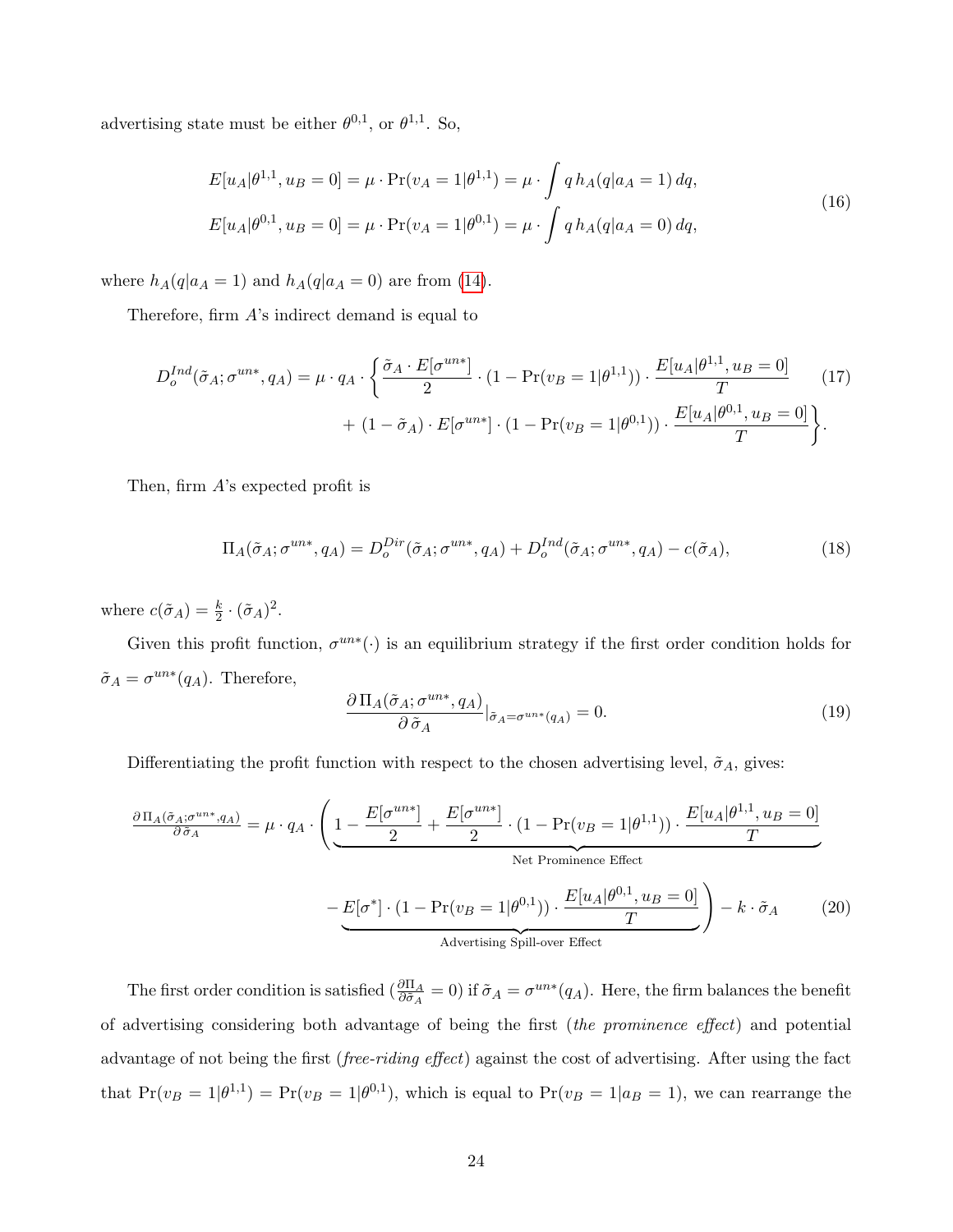advertising state must be either $\theta^{0,1}$, or $\theta^{1,1}$. So,

$$
\begin{aligned}
E[u_A|\theta^{1,1}, u_B = 0] &= \mu \cdot \Pr(v_A = 1|\theta^{1,1}) = \mu \cdot \int q\, h_A(q|a_A = 1)\, dq, \\
E[u_A|\theta^{0,1}, u_B = 0] &= \mu \cdot \Pr(v_A = 1|\theta^{0,1}) = \mu \cdot \int q\, h_A(q|a_A = 0)\, dq,
\end{aligned}
\tag{16}
$$

where $h_A(q|a_A = 1)$ and $h_A(q|a_A = 0)$ are from (14).

Therefore, firm $A$'s indirect demand is equal to

$$
\begin{aligned}
D_o^{Ind}(\tilde{\sigma}_A; \sigma^{un*}, q_A) = \mu \cdot q_A \cdot \Bigg\{ & \frac{\tilde{\sigma}_A \cdot E[\sigma^{un*}]}{2} \cdot (1 - \Pr(v_B = 1|\theta^{1,1})) \cdot \frac{E[u_A|\theta^{1,1}, u_B = 0]}{T} \\
& + (1 - \tilde{\sigma}_A) \cdot E[\sigma^{un*}] \cdot (1 - \Pr(v_B = 1|\theta^{0,1})) \cdot \frac{E[u_A|\theta^{0,1}, u_B = 0]}{T} \Bigg\}.
\end{aligned}
\tag{17}
$$

Then, firm $A$'s expected profit is

$$
\Pi_A(\tilde{\sigma}_A; \sigma^{un*}, q_A) = D_o^{Dir}(\tilde{\sigma}_A; \sigma^{un*}, q_A) + D_o^{Ind}(\tilde{\sigma}_A; \sigma^{un*}, q_A) - c(\tilde{\sigma}_A), \tag{18}
$$

where $c(\tilde{\sigma}_A) = \frac{k}{2} \cdot (\tilde{\sigma}_A)^2$.

Given this profit function, $\sigma^{un*}(\cdot)$ is an equilibrium strategy if the first order condition holds for $\tilde{\sigma}_A = \sigma^{un*}(q_A)$. Therefore,

$$
\frac{\partial\, \Pi_A(\tilde{\sigma}_A; \sigma^{un*}, q_A)}{\partial\, \tilde{\sigma}_A}\Big|_{\tilde{\sigma}_A = \sigma^{un*}(q_A)} = 0. \tag{19}
$$

Differentiating the profit function with respect to the chosen advertising level, $\tilde{\sigma}_A$, gives:

$$
\begin{aligned}
\frac{\partial\, \Pi_A(\tilde{\sigma}_A; \sigma^{un*}, q_A)}{\partial\, \tilde{\sigma}_A} = \mu \cdot q_A \cdot \Bigg( & \underbrace{1 - \frac{E[\sigma^{un*}]}{2} + \frac{E[\sigma^{un*}]}{2} \cdot (1 - \Pr(v_B = 1|\theta^{1,1})) \cdot \frac{E[u_A|\theta^{1,1}, u_B = 0]}{T}}_{\text{Net Prominence Effect}} \\
& - \underbrace{E[\sigma^*] \cdot (1 - \Pr(v_B = 1|\theta^{0,1})) \cdot \frac{E[u_A|\theta^{0,1}, u_B = 0]}{T}}_{\text{Advertising Spill-over Effect}} \Bigg) - k \cdot \tilde{\sigma}_A
\end{aligned}
\tag{20}
$$

The first order condition is satisfied ($\frac{\partial \Pi_A}{\partial \tilde{\sigma}_A} = 0$) if $\tilde{\sigma}_A = \sigma^{un*}(q_A)$. Here, the firm balances the benefit of advertising considering both advantage of being the first (*the prominence effect*) and potential advantage of not being the first (*free-riding effect*) against the cost of advertising. After using the fact that $\Pr(v_B = 1|\theta^{1,1}) = \Pr(v_B = 1|\theta^{0,1})$, which is equal to $\Pr(v_B = 1|a_B = 1)$, we can rearrange the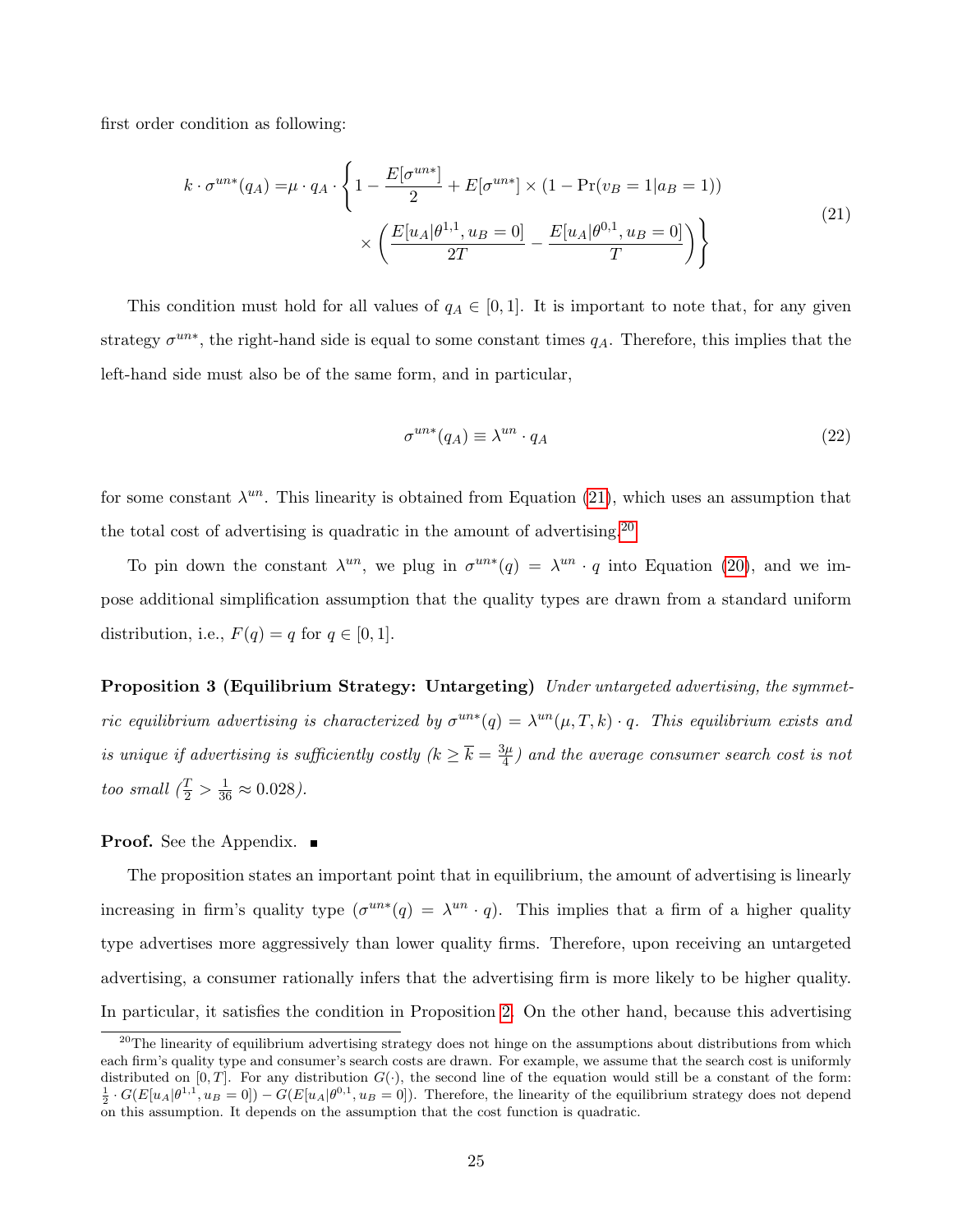first order condition as following:

$$
\begin{aligned}
k \cdot \sigma^{un*}(q_A) = &\mu \cdot q_A \cdot \Bigg\{ 1 - \frac{E[\sigma^{un*}]}{2} + E[\sigma^{un*}] \times (1 - \Pr(v_B = 1 | a_B = 1)) \\
&\times \left( \frac{E[u_A|\theta^{1,1}, u_B = 0]}{2T} - \frac{E[u_A|\theta^{0,1}, u_B = 0]}{T} \right) \Bigg\}
\end{aligned} \tag{21}
$$

This condition must hold for all values of $q_A \in [0, 1]$. It is important to note that, for any given strategy $\sigma^{un*}$, the right-hand side is equal to some constant times $q_A$. Therefore, this implies that the left-hand side must also be of the same form, and in particular,

$$
\sigma^{un*}(q_A) \equiv \lambda^{un} \cdot q_A \tag{22}
$$

for some constant $\lambda^{un}$. This linearity is obtained from Equation (21), which uses an assumption that the total cost of advertising is quadratic in the amount of advertising.[20]

To pin down the constant $\lambda^{un}$, we plug in $\sigma^{un*}(q) = \lambda^{un} \cdot q$ into Equation (20), and we impose additional simplification assumption that the quality types are drawn from a standard uniform distribution, i.e., $F(q) = q$ for $q \in [0, 1]$.

**Proposition 3 (Equilibrium Strategy: Untargeting)** *Under untargeted advertising, the symmetric equilibrium advertising is characterized by $\sigma^{un*}(q) = \lambda^{un}(\mu, T, k) \cdot q$. This equilibrium exists and is unique if advertising is sufficiently costly ($k \geq \overline{k} = \frac{3\mu}{4}$) and the average consumer search cost is not too small ($\frac{T}{2} > \frac{1}{36} \approx 0.028$).*

**Proof.** See the Appendix. ■

The proposition states an important point that in equilibrium, the amount of advertising is linearly increasing in firm's quality type ($\sigma^{un*}(q) = \lambda^{un} \cdot q$). This implies that a firm of a higher quality type advertises more aggressively than lower quality firms. Therefore, upon receiving an untargeted advertising, a consumer rationally infers that the advertising firm is more likely to be higher quality. In particular, it satisfies the condition in Proposition 2. On the other hand, because this advertising

[20] The linearity of equilibrium advertising strategy does not hinge on the assumptions about distributions from which each firm's quality type and consumer's search costs are drawn. For example, we assume that the search cost is uniformly distributed on $[0, T]$. For any distribution $G(\cdot)$, the second line of the equation would still be a constant of the form: $\frac{1}{2} \cdot G(E[u_A|\theta^{1,1}, u_B = 0]) - G(E[u_A|\theta^{0,1}, u_B = 0])$. Therefore, the linearity of the equilibrium strategy does not depend on this assumption. It depends on the assumption that the cost function is quadratic.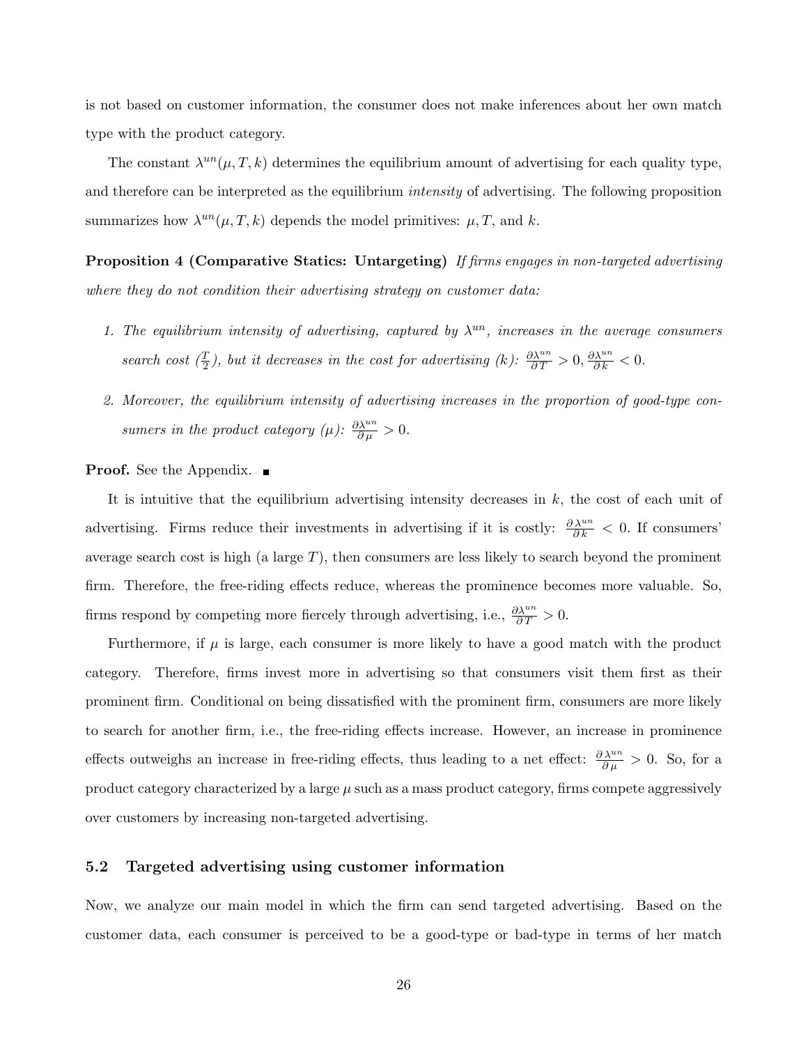is not based on customer information, the consumer does not make inferences about her own match type with the product category.

The constant $\lambda^{un}(\mu, T, k)$ determines the equilibrium amount of advertising for each quality type, and therefore can be interpreted as the equilibrium *intensity* of advertising. The following proposition summarizes how $\lambda^{un}(\mu, T, k)$ depends the model primitives: $\mu, T$, and $k$.

**Proposition 4 (Comparative Statics: Untargeting)** *If firms engages in non-targeted advertising where they do not condition their advertising strategy on customer data:*

1. *The equilibrium intensity of advertising, captured by $\lambda^{un}$, increases in the average consumers search cost ($\frac{T}{2}$), but it decreases in the cost for advertising ($k$): $\frac{\partial \lambda^{un}}{\partial T} > 0, \frac{\partial \lambda^{un}}{\partial k} < 0$.*

2. *Moreover, the equilibrium intensity of advertising increases in the proportion of good-type consumers in the product category ($\mu$): $\frac{\partial \lambda^{un}}{\partial \mu} > 0$.*

**Proof.** See the Appendix. ■

It is intuitive that the equilibrium advertising intensity decreases in $k$, the cost of each unit of advertising. Firms reduce their investments in advertising if it is costly: $\frac{\partial \lambda^{un}}{\partial k} < 0$. If consumers' average search cost is high (a large $T$), then consumers are less likely to search beyond the prominent firm. Therefore, the free-riding effects reduce, whereas the prominence becomes more valuable. So, firms respond by competing more fiercely through advertising, i.e., $\frac{\partial \lambda^{un}}{\partial T} > 0$.

Furthermore, if $\mu$ is large, each consumer is more likely to have a good match with the product category. Therefore, firms invest more in advertising so that consumers visit them first as their prominent firm. Conditional on being dissatisfied with the prominent firm, consumers are more likely to search for another firm, i.e., the free-riding effects increase. However, an increase in prominence effects outweighs an increase in free-riding effects, thus leading to a net effect: $\frac{\partial \lambda^{un}}{\partial \mu} > 0$. So, for a product category characterized by a large $\mu$ such as a mass product category, firms compete aggressively over customers by increasing non-targeted advertising.

### 5.2 Targeted advertising using customer information

Now, we analyze our main model in which the firm can send targeted advertising. Based on the customer data, each consumer is perceived to be a good-type or bad-type in terms of her match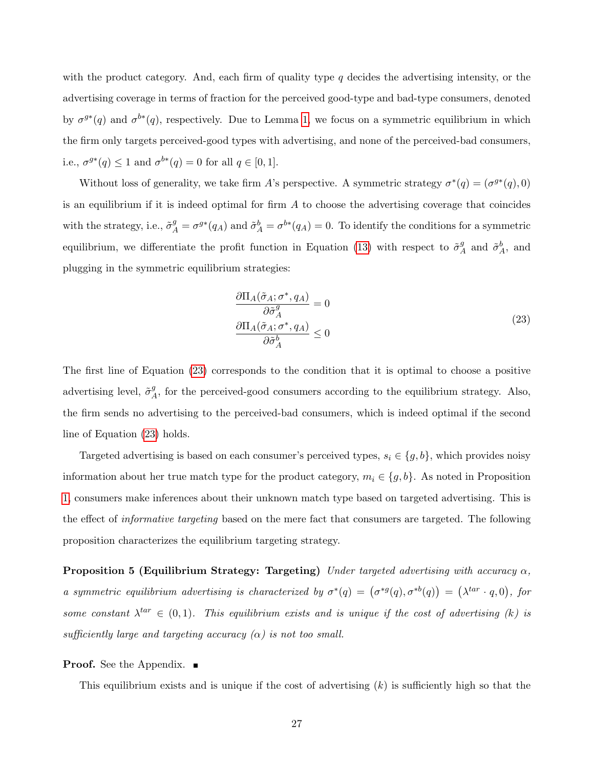with the product category. And, each firm of quality type $q$ decides the advertising intensity, or the advertising coverage in terms of fraction for the perceived good-type and bad-type consumers, denoted by $\sigma^{g*}(q)$ and $\sigma^{b*}(q)$, respectively. Due to Lemma 1, we focus on a symmetric equilibrium in which the firm only targets perceived-good types with advertising, and none of the perceived-bad consumers, i.e., $\sigma^{g*}(q) \leq 1$ and $\sigma^{b*}(q) = 0$ for all $q \in [0, 1]$.

Without loss of generality, we take firm $A$'s perspective. A symmetric strategy $\sigma^*(q) = (\sigma^{g*}(q), 0)$ is an equilibrium if it is indeed optimal for firm $A$ to choose the advertising coverage that coincides with the strategy, i.e., $\tilde{\sigma}_A^g = \sigma^{g*}(q_A)$ and $\tilde{\sigma}_A^b = \sigma^{b*}(q_A) = 0$. To identify the conditions for a symmetric equilibrium, we differentiate the profit function in Equation (13) with respect to $\tilde{\sigma}_A^g$ and $\tilde{\sigma}_A^b$, and plugging in the symmetric equilibrium strategies:

$$
\begin{aligned}
\frac{\partial \Pi_A(\tilde{\sigma}_A; \sigma^*, q_A)}{\partial \tilde{\sigma}_A^g} &= 0 \\
\frac{\partial \Pi_A(\tilde{\sigma}_A; \sigma^*, q_A)}{\partial \tilde{\sigma}_A^b} &\leq 0
\end{aligned}
\tag{23}
$$

The first line of Equation (23) corresponds to the condition that it is optimal to choose a positive advertising level, $\tilde{\sigma}_A^g$, for the perceived-good consumers according to the equilibrium strategy. Also, the firm sends no advertising to the perceived-bad consumers, which is indeed optimal if the second line of Equation (23) holds.

Targeted advertising is based on each consumer's perceived types, $s_i \in \{g, b\}$, which provides noisy information about her true match type for the product category, $m_i \in \{g, b\}$. As noted in Proposition 1, consumers make inferences about their unknown match type based on targeted advertising. This is the effect of *informative targeting* based on the mere fact that consumers are targeted. The following proposition characterizes the equilibrium targeting strategy.

**Proposition 5 (Equilibrium Strategy: Targeting)** *Under targeted advertising with accuracy $\alpha$, a symmetric equilibrium advertising is characterized by $\sigma^*(q) = \left(\sigma^{*g}(q), \sigma^{*b}(q)\right) = \left(\lambda^{tar} \cdot q, 0\right)$, for some constant $\lambda^{tar} \in (0, 1)$. This equilibrium exists and is unique if the cost of advertising ($k$) is sufficiently large and targeting accuracy ($\alpha$) is not too small.*

**Proof.** See the Appendix. ■

This equilibrium exists and is unique if the cost of advertising ($k$) is sufficiently high so that the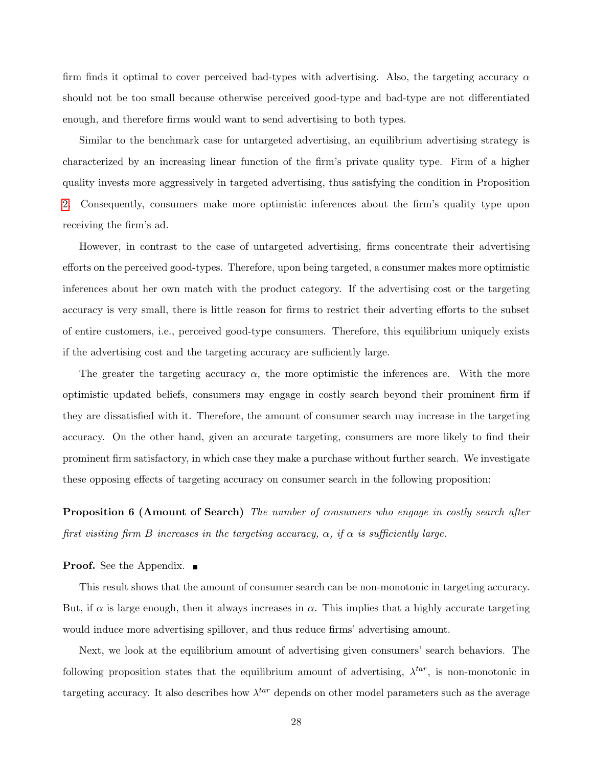firm finds it optimal to cover perceived bad-types with advertising. Also, the targeting accuracy $\alpha$ should not be too small because otherwise perceived good-type and bad-type are not differentiated enough, and therefore firms would want to send advertising to both types.

Similar to the benchmark case for untargeted advertising, an equilibrium advertising strategy is characterized by an increasing linear function of the firm's private quality type. Firm of a higher quality invests more aggressively in targeted advertising, thus satisfying the condition in Proposition 2. Consequently, consumers make more optimistic inferences about the firm's quality type upon receiving the firm's ad.

However, in contrast to the case of untargeted advertising, firms concentrate their advertising efforts on the perceived good-types. Therefore, upon being targeted, a consumer makes more optimistic inferences about her own match with the product category. If the advertising cost or the targeting accuracy is very small, there is little reason for firms to restrict their adverting efforts to the subset of entire customers, i.e., perceived good-type consumers. Therefore, this equilibrium uniquely exists if the advertising cost and the targeting accuracy are sufficiently large.

The greater the targeting accuracy $\alpha$, the more optimistic the inferences are. With the more optimistic updated beliefs, consumers may engage in costly search beyond their prominent firm if they are dissatisfied with it. Therefore, the amount of consumer search may increase in the targeting accuracy. On the other hand, given an accurate targeting, consumers are more likely to find their prominent firm satisfactory, in which case they make a purchase without further search. We investigate these opposing effects of targeting accuracy on consumer search in the following proposition:

**Proposition 6 (Amount of Search)** *The number of consumers who engage in costly search after first visiting firm B increases in the targeting accuracy, $\alpha$, if $\alpha$ is sufficiently large.*

**Proof.** See the Appendix. ∎

This result shows that the amount of consumer search can be non-monotonic in targeting accuracy. But, if $\alpha$ is large enough, then it always increases in $\alpha$. This implies that a highly accurate targeting would induce more advertising spillover, and thus reduce firms' advertising amount.

Next, we look at the equilibrium amount of advertising given consumers' search behaviors. The following proposition states that the equilibrium amount of advertising, $\lambda^{tar}$, is non-monotonic in targeting accuracy. It also describes how $\lambda^{tar}$ depends on other model parameters such as the average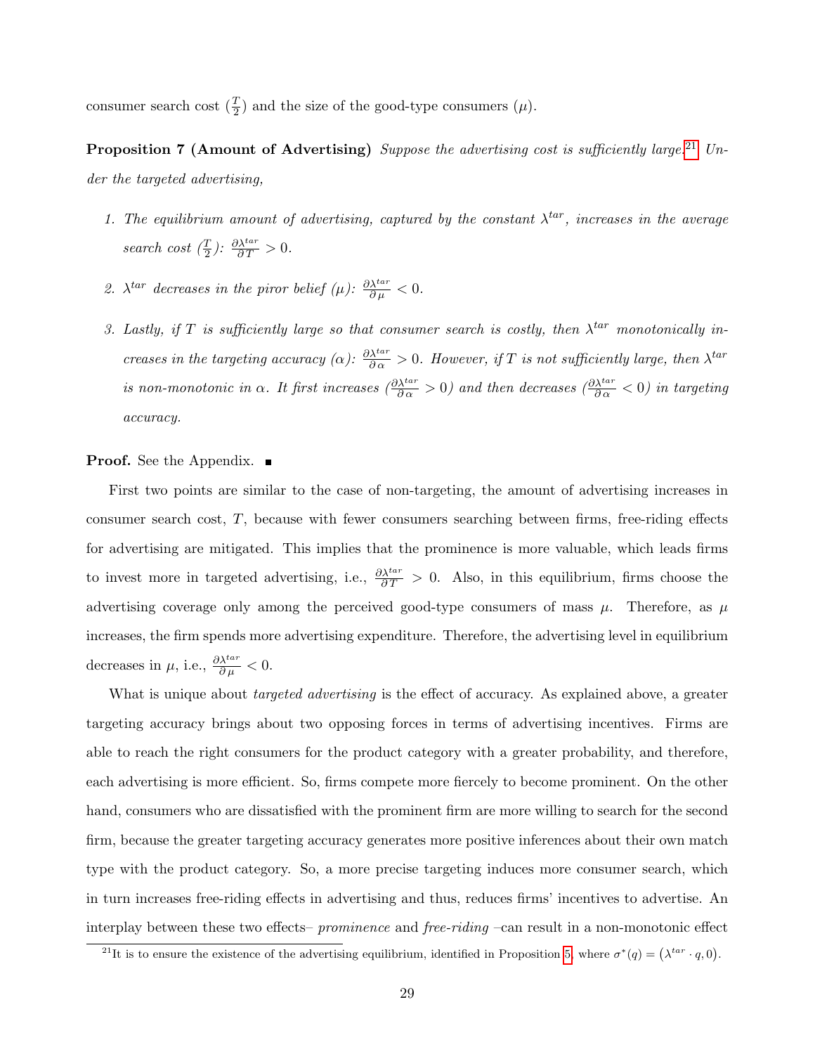consumer search cost ($\frac{T}{2}$) and the size of the good-type consumers ($\mu$).

**Proposition 7 (Amount of Advertising)** *Suppose the advertising cost is sufficiently large.*[21] *Under the targeted advertising,*

1. *The equilibrium amount of advertising, captured by the constant $\lambda^{tar}$, increases in the average search cost ($\frac{T}{2}$): $\frac{\partial \lambda^{tar}}{\partial T} > 0$.*
2. *$\lambda^{tar}$ decreases in the piror belief ($\mu$): $\frac{\partial \lambda^{tar}}{\partial \mu} < 0$.*
3. *Lastly, if $T$ is sufficiently large so that consumer search is costly, then $\lambda^{tar}$ monotonically increases in the targeting accuracy ($\alpha$): $\frac{\partial \lambda^{tar}}{\partial \alpha} > 0$. However, if $T$ is not sufficiently large, then $\lambda^{tar}$ is non-monotonic in $\alpha$. It first increases ($\frac{\partial \lambda^{tar}}{\partial \alpha} > 0$) and then decreases ($\frac{\partial \lambda^{tar}}{\partial \alpha} < 0$) in targeting accuracy.*

**Proof.** See the Appendix. ■

First two points are similar to the case of non-targeting, the amount of advertising increases in consumer search cost, $T$, because with fewer consumers searching between firms, free-riding effects for advertising are mitigated. This implies that the prominence is more valuable, which leads firms to invest more in targeted advertising, i.e., $\frac{\partial \lambda^{tar}}{\partial T} > 0$. Also, in this equilibrium, firms choose the advertising coverage only among the perceived good-type consumers of mass $\mu$. Therefore, as $\mu$ increases, the firm spends more advertising expenditure. Therefore, the advertising level in equilibrium decreases in $\mu$, i.e., $\frac{\partial \lambda^{tar}}{\partial \mu} < 0$.

What is unique about *targeted advertising* is the effect of accuracy. As explained above, a greater targeting accuracy brings about two opposing forces in terms of advertising incentives. Firms are able to reach the right consumers for the product category with a greater probability, and therefore, each advertising is more efficient. So, firms compete more fiercely to become prominent. On the other hand, consumers who are dissatisfied with the prominent firm are more willing to search for the second firm, because the greater targeting accuracy generates more positive inferences about their own match type with the product category. So, a more precise targeting induces more consumer search, which in turn increases free-riding effects in advertising and thus, reduces firms' incentives to advertise. An interplay between these two effects– *prominence* and *free-riding* –can result in a non-monotonic effect

[21] It is to ensure the existence of the advertising equilibrium, identified in Proposition 5, where $\sigma^*(q) = (\lambda^{tar} \cdot q, 0)$.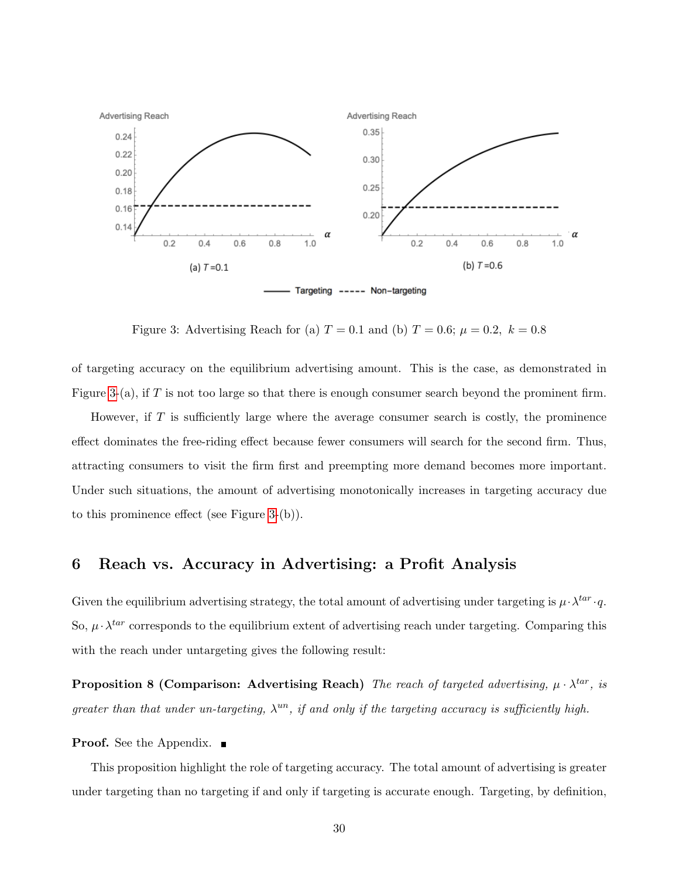Figure 3: Advertising Reach for (a) $T = 0.1$ and (b) $T = 0.6$; $\mu = 0.2,\ k = 0.8$

of targeting accuracy on the equilibrium advertising amount. This is the case, as demonstrated in Figure 3-(a), if $T$ is not too large so that there is enough consumer search beyond the prominent firm.

However, if $T$ is sufficiently large where the average consumer search is costly, the prominence effect dominates the free-riding effect because fewer consumers will search for the second firm. Thus, attracting consumers to visit the firm first and preempting more demand becomes more important. Under such situations, the amount of advertising monotonically increases in targeting accuracy due to this prominence effect (see Figure 3-(b)).

## 6 Reach vs. Accuracy in Advertising: a Profit Analysis

Given the equilibrium advertising strategy, the total amount of advertising under targeting is $\mu \cdot \lambda^{tar} \cdot q$. So, $\mu \cdot \lambda^{tar}$ corresponds to the equilibrium extent of advertising reach under targeting. Comparing this with the reach under untargeting gives the following result:

**Proposition 8 (Comparison: Advertising Reach)** *The reach of targeted advertising, $\mu \cdot \lambda^{tar}$, is greater than that under un-targeting, $\lambda^{un}$, if and only if the targeting accuracy is sufficiently high.*

**Proof.** See the Appendix. ∎

This proposition highlight the role of targeting accuracy. The total amount of advertising is greater under targeting than no targeting if and only if targeting is accurate enough. Targeting, by definition,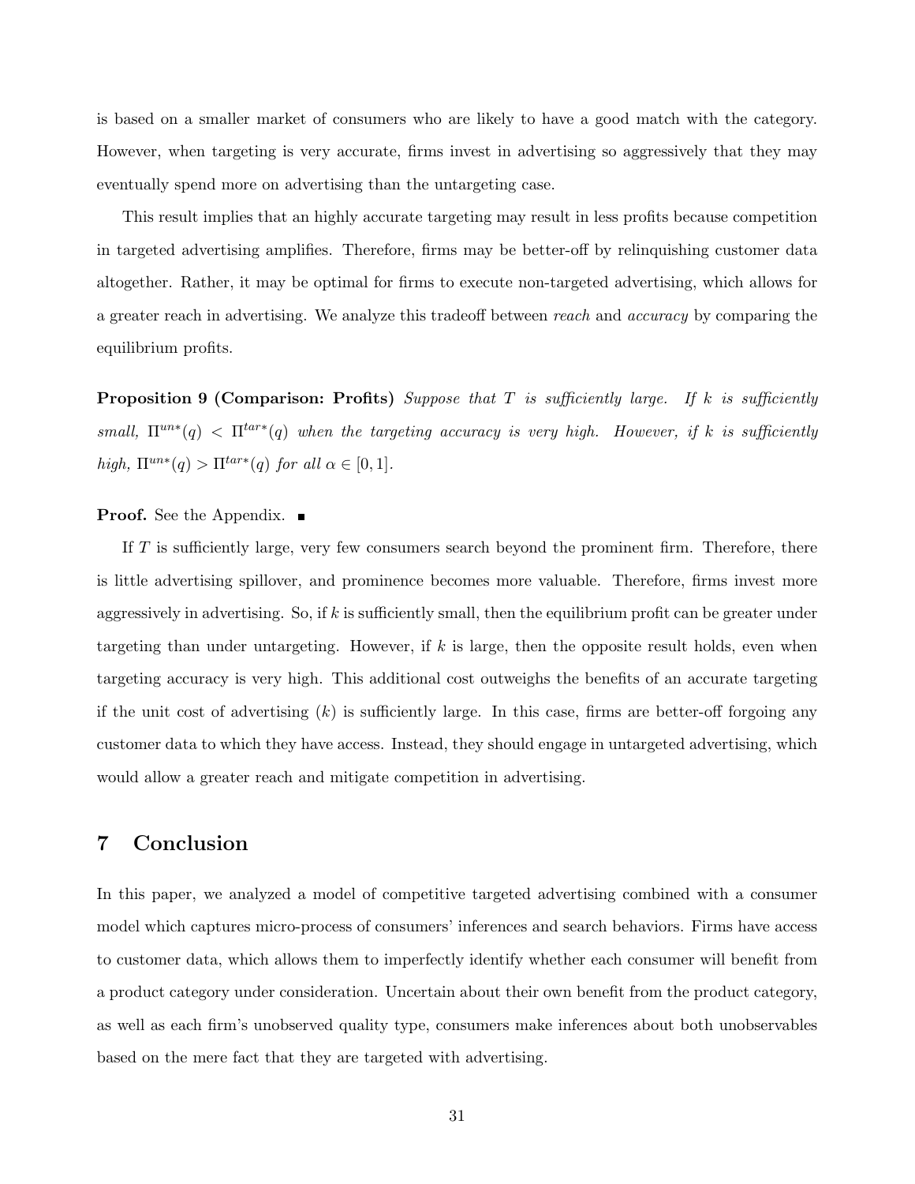is based on a smaller market of consumers who are likely to have a good match with the category. However, when targeting is very accurate, firms invest in advertising so aggressively that they may eventually spend more on advertising than the untargeting case.

This result implies that an highly accurate targeting may result in less profits because competition in targeted advertising amplifies. Therefore, firms may be better-off by relinquishing customer data altogether. Rather, it may be optimal for firms to execute non-targeted advertising, which allows for a greater reach in advertising. We analyze this tradeoff between *reach* and *accuracy* by comparing the equilibrium profits.

**Proposition 9 (Comparison: Profits)** *Suppose that $T$ is sufficiently large. If $k$ is sufficiently small, $\Pi^{un*}(q) < \Pi^{tar*}(q)$ when the targeting accuracy is very high. However, if $k$ is sufficiently high, $\Pi^{un*}(q) > \Pi^{tar*}(q)$ for all $\alpha \in [0, 1]$.*

**Proof.** See the Appendix. ∎

If $T$ is sufficiently large, very few consumers search beyond the prominent firm. Therefore, there is little advertising spillover, and prominence becomes more valuable. Therefore, firms invest more aggressively in advertising. So, if $k$ is sufficiently small, then the equilibrium profit can be greater under targeting than under untargeting. However, if $k$ is large, then the opposite result holds, even when targeting accuracy is very high. This additional cost outweighs the benefits of an accurate targeting if the unit cost of advertising ($k$) is sufficiently large. In this case, firms are better-off forgoing any customer data to which they have access. Instead, they should engage in untargeted advertising, which would allow a greater reach and mitigate competition in advertising.

## 7 Conclusion

In this paper, we analyzed a model of competitive targeted advertising combined with a consumer model which captures micro-process of consumers' inferences and search behaviors. Firms have access to customer data, which allows them to imperfectly identify whether each consumer will benefit from a product category under consideration. Uncertain about their own benefit from the product category, as well as each firm's unobserved quality type, consumers make inferences about both unobservables based on the mere fact that they are targeted with advertising.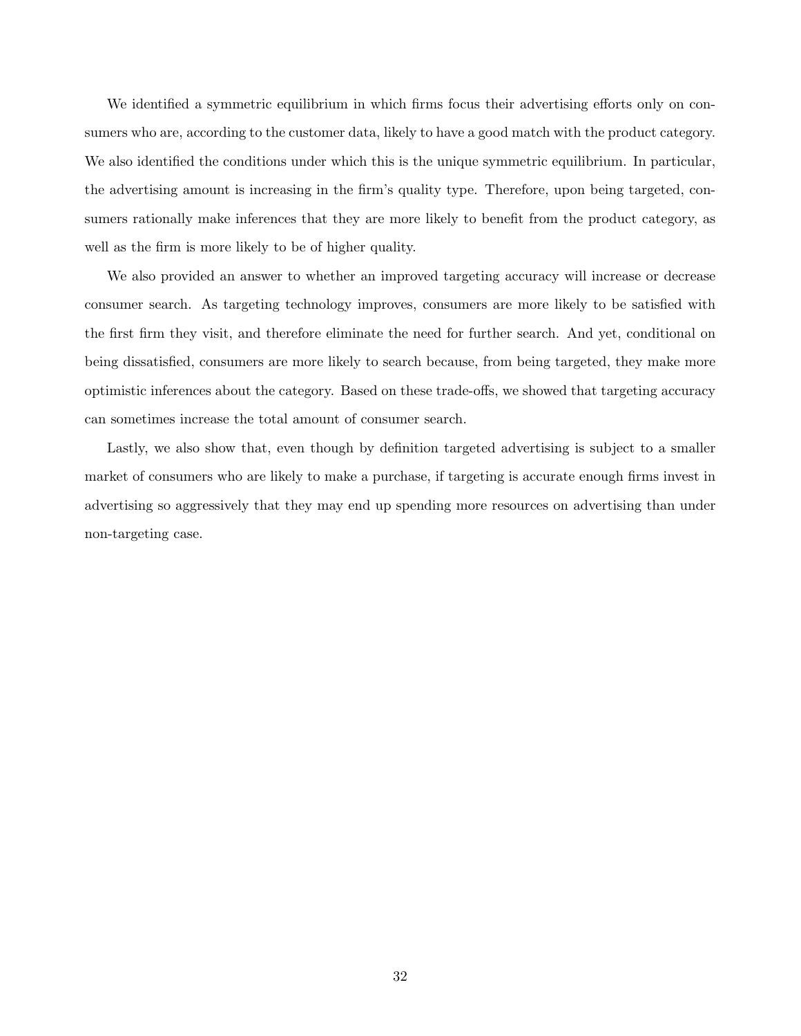We identified a symmetric equilibrium in which firms focus their advertising efforts only on consumers who are, according to the customer data, likely to have a good match with the product category. We also identified the conditions under which this is the unique symmetric equilibrium. In particular, the advertising amount is increasing in the firm's quality type. Therefore, upon being targeted, consumers rationally make inferences that they are more likely to benefit from the product category, as well as the firm is more likely to be of higher quality.

We also provided an answer to whether an improved targeting accuracy will increase or decrease consumer search. As targeting technology improves, consumers are more likely to be satisfied with the first firm they visit, and therefore eliminate the need for further search. And yet, conditional on being dissatisfied, consumers are more likely to search because, from being targeted, they make more optimistic inferences about the category. Based on these trade-offs, we showed that targeting accuracy can sometimes increase the total amount of consumer search.

Lastly, we also show that, even though by definition targeted advertising is subject to a smaller market of consumers who are likely to make a purchase, if targeting is accurate enough firms invest in advertising so aggressively that they may end up spending more resources on advertising than under non-targeting case.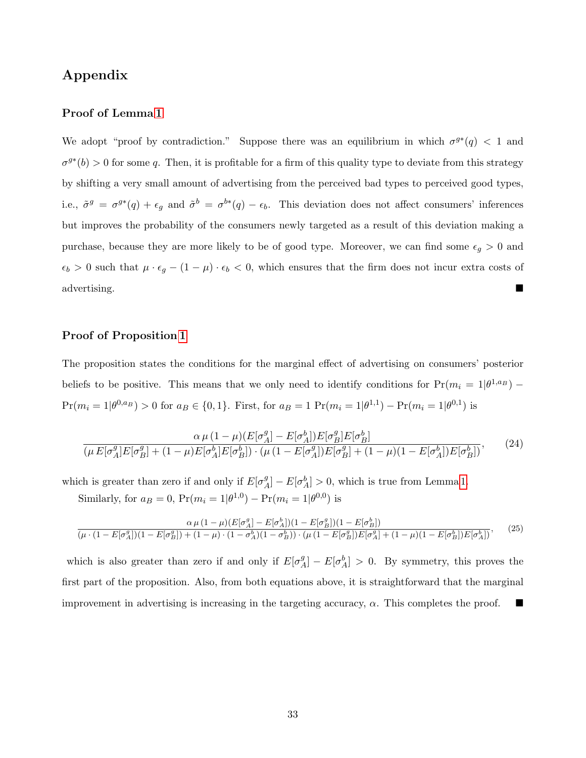# Appendix

### Proof of Lemma 1

We adopt "proof by contradiction." Suppose there was an equilibrium in which $\sigma^{g*}(q) < 1$ and $\sigma^{g*}(b) > 0$ for some $q$. Then, it is profitable for a firm of this quality type to deviate from this strategy by shifting a very small amount of advertising from the perceived bad types to perceived good types, i.e., $\tilde{\sigma}^g = \sigma^{g*}(q) + \epsilon_g$ and $\tilde{\sigma}^b = \sigma^{b*}(q) - \epsilon_b$. This deviation does not affect consumers' inferences but improves the probability of the consumers newly targeted as a result of this deviation making a purchase, because they are more likely to be of good type. Moreover, we can find some $\epsilon_g > 0$ and $\epsilon_b > 0$ such that $\mu \cdot \epsilon_g - (1-\mu) \cdot \epsilon_b < 0$, which ensures that the firm does not incur extra costs of advertising. ∎

### Proof of Proposition 1

The proposition states the conditions for the marginal effect of advertising on consumers' posterior beliefs to be positive. This means that we only need to identify conditions for $\Pr(m_i = 1|\theta^{1,a_B}) - \Pr(m_i = 1|\theta^{0,a_B}) > 0$ for $a_B \in \{0, 1\}$. First, for $a_B = 1$ $\Pr(m_i = 1|\theta^{1,1}) - \Pr(m_i = 1|\theta^{0,1})$ is

$$\frac{\alpha\,\mu\,(1-\mu)(E[\sigma_A^g] - E[\sigma_A^b])E[\sigma_B^g]E[\sigma_B^b]}{(\mu\,E[\sigma_A^g]E[\sigma_B^g] + (1-\mu)E[\sigma_A^b]E[\sigma_B^b]) \cdot (\mu\,(1-E[\sigma_A^g])E[\sigma_B^g] + (1-\mu)(1-E[\sigma_A^b])E[\sigma_B^b])}, \tag{24}$$

which is greater than zero if and only if $E[\sigma_A^g] - E[\sigma_A^b] > 0$, which is true from Lemma 1.

Similarly, for $a_B = 0$, $\Pr(m_i = 1|\theta^{1,0}) - \Pr(m_i = 1|\theta^{0,0})$ is

$$\frac{\alpha\,\mu\,(1-\mu)(E[\sigma_A^g] - E[\sigma_A^b])(1-E[\sigma_B^g])(1-E[\sigma_B^b])}{(\mu \cdot (1-E[\sigma_A^g])(1-E[\sigma_B^g]) + (1-\mu) \cdot (1-\sigma_A^b)(1-\sigma_B^b)) \cdot (\mu\,(1-E[\sigma_B^g])E[\sigma_A^g] + (1-\mu)(1-E[\sigma_B^b])E[\sigma_A^b])}, \tag{25}$$

which is also greater than zero if and only if $E[\sigma_A^g] - E[\sigma_A^b] > 0$. By symmetry, this proves the first part of the proposition. Also, from both equations above, it is straightforward that the marginal improvement in advertising is increasing in the targeting accuracy, $\alpha$. This completes the proof. ∎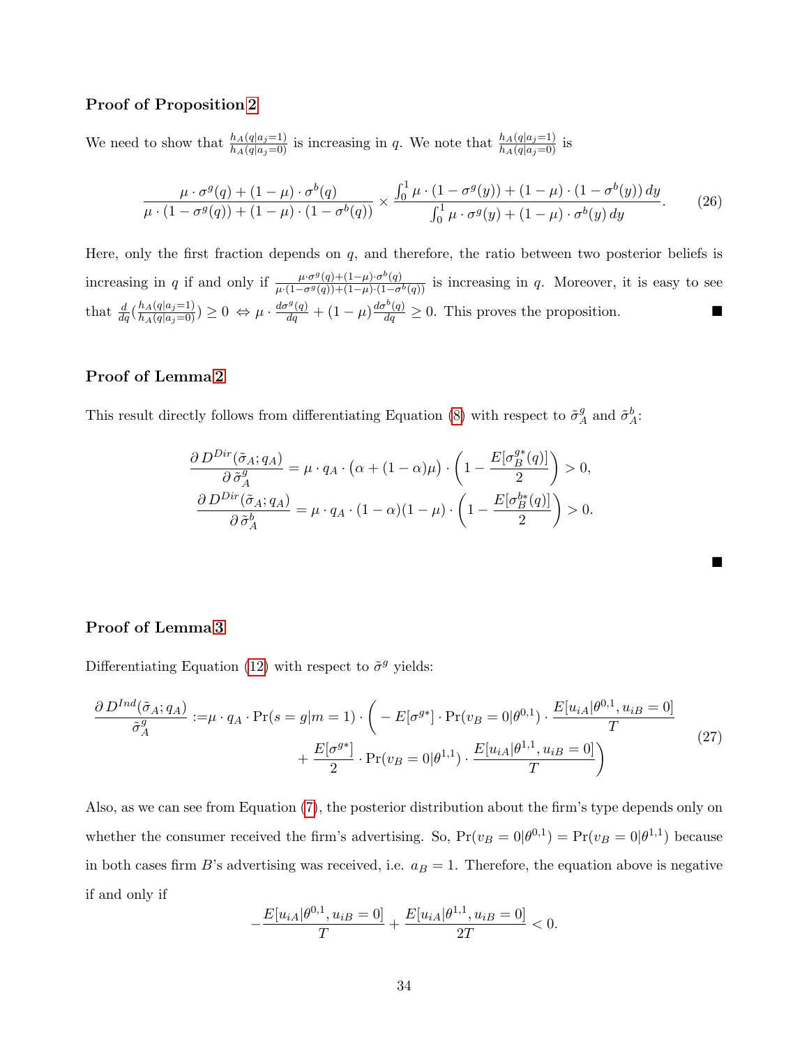### Proof of Proposition 2

We need to show that $\frac{h_A(q|a_j=1)}{h_A(q|a_j=0)}$ is increasing in $q$. We note that $\frac{h_A(q|a_j=1)}{h_A(q|a_j=0)}$ is

$$\frac{\mu \cdot \sigma^g(q) + (1-\mu) \cdot \sigma^b(q)}{\mu \cdot (1-\sigma^g(q)) + (1-\mu) \cdot (1-\sigma^b(q))} \times \frac{\int_0^1 \mu \cdot (1-\sigma^g(y)) + (1-\mu) \cdot (1-\sigma^b(y))\, dy}{\int_0^1 \mu \cdot \sigma^g(y) + (1-\mu) \cdot \sigma^b(y)\, dy}. \tag{26}$$

Here, only the first fraction depends on $q$, and therefore, the ratio between two posterior beliefs is increasing in $q$ if and only if $\frac{\mu \cdot \sigma^g(q) + (1-\mu) \cdot \sigma^b(q)}{\mu \cdot (1-\sigma^g(q)) + (1-\mu) \cdot (1-\sigma^b(q))}$ is increasing in $q$. Moreover, it is easy to see that $\frac{d}{dq}(\frac{h_A(q|a_j=1)}{h_A(q|a_j=0)}) \geq 0 \Leftrightarrow \mu \cdot \frac{d\sigma^g(q)}{dq} + (1-\mu)\frac{d\sigma^b(q)}{dq} \geq 0$. This proves the proposition. ■

### Proof of Lemma 2

This result directly follows from differentiating Equation (8) with respect to $\tilde{\sigma}_A^g$ and $\tilde{\sigma}_A^b$:

$$\frac{\partial D^{Dir}(\tilde{\sigma}_A; q_A)}{\partial \tilde{\sigma}_A^g} = \mu \cdot q_A \cdot \big(\alpha + (1-\alpha)\mu\big) \cdot \left(1 - \frac{E[\sigma_B^{g*}(q)]}{2}\right) > 0,$$
$$\frac{\partial D^{Dir}(\tilde{\sigma}_A; q_A)}{\partial \tilde{\sigma}_A^b} = \mu \cdot q_A \cdot (1-\alpha)(1-\mu) \cdot \left(1 - \frac{E[\sigma_B^{b*}(q)]}{2}\right) > 0.$$

■

### Proof of Lemma 3

Differentiating Equation (12) with respect to $\tilde{\sigma}^g$ yields:

$$\begin{aligned}\frac{\partial D^{Ind}(\tilde{\sigma}_A; q_A)}{\tilde{\sigma}_A^g} :=& \mu \cdot q_A \cdot \Pr(s=g|m=1) \cdot \Bigg( - E[\sigma^{g*}] \cdot \Pr(v_B = 0|\theta^{0,1}) \cdot \frac{E[u_{iA}|\theta^{0,1}, u_{iB}=0]}{T} \\ &+ \frac{E[\sigma^{g*}]}{2} \cdot \Pr(v_B = 0|\theta^{1,1}) \cdot \frac{E[u_{iA}|\theta^{1,1}, u_{iB}=0]}{T}\Bigg)\end{aligned} \tag{27}$$

Also, as we can see from Equation (7), the posterior distribution about the firm's type depends only on whether the consumer received the firm's advertising. So, $\Pr(v_B = 0|\theta^{0,1}) = \Pr(v_B = 0|\theta^{1,1})$ because in both cases firm $B$'s advertising was received, i.e. $a_B = 1$. Therefore, the equation above is negative if and only if

$$-\frac{E[u_{iA}|\theta^{0,1}, u_{iB}=0]}{T} + \frac{E[u_{iA}|\theta^{1,1}, u_{iB}=0]}{2T} < 0.$$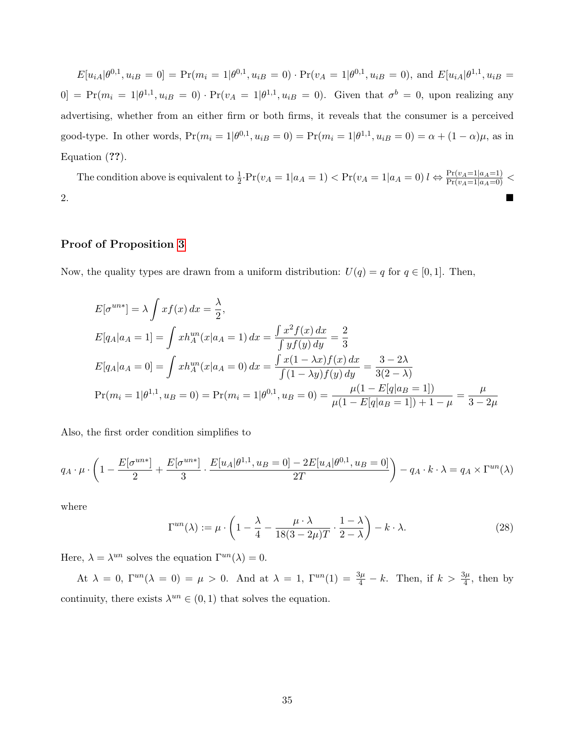$E[u_{iA}|\theta^{0,1}, u_{iB} = 0] = \Pr(m_i = 1|\theta^{0,1}, u_{iB} = 0) \cdot \Pr(v_A = 1|\theta^{0,1}, u_{iB} = 0)$, and $E[u_{iA}|\theta^{1,1}, u_{iB} = 0] = \Pr(m_i = 1|\theta^{1,1}, u_{iB} = 0) \cdot \Pr(v_A = 1|\theta^{1,1}, u_{iB} = 0)$. Given that $\sigma^b = 0$, upon realizing any advertising, whether from an either firm or both firms, it reveals that the consumer is a perceived good-type. In other words, $\Pr(m_i = 1|\theta^{0,1}, u_{iB} = 0) = \Pr(m_i = 1|\theta^{1,1}, u_{iB} = 0) = \alpha + (1-\alpha)\mu$, as in Equation (**??**).

The condition above is equivalent to $\frac{1}{2} \cdot \Pr(v_A = 1|a_A = 1) < \Pr(v_A = 1|a_A = 0)\; l \Leftrightarrow \frac{\Pr(v_A=1|a_A=1)}{\Pr(v_A=1|a_A=0)} < 2$. ■

## Proof of Proposition 3

Now, the quality types are drawn from a uniform distribution: $U(q) = q$ for $q \in [0, 1]$. Then,

$$
\begin{aligned}
E[\sigma^{un*}] &= \lambda \int x f(x)\, dx = \frac{\lambda}{2}, \\
E[q_A|a_A = 1] &= \int x h_A^{un}(x|a_A = 1)\, dx = \frac{\int x^2 f(x)\, dx}{\int y f(y)\, dy} = \frac{2}{3} \\
E[q_A|a_A = 0] &= \int x h_A^{un}(x|a_A = 0)\, dx = \frac{\int x(1-\lambda x) f(x)\, dx}{\int (1-\lambda y) f(y)\, dy} = \frac{3-2\lambda}{3(2-\lambda)} \\
\Pr(m_i = 1|\theta^{1,1}, u_B = 0) &= \Pr(m_i = 1|\theta^{0,1}, u_B = 0) = \frac{\mu(1 - E[q|a_B = 1])}{\mu(1 - E[q|a_B = 1]) + 1 - \mu} = \frac{\mu}{3 - 2\mu}
\end{aligned}
$$

Also, the first order condition simplifies to

$$
q_A \cdot \mu \cdot \left(1 - \frac{E[\sigma^{un*}]}{2} + \frac{E[\sigma^{un*}]}{3} \cdot \frac{E[u_A|\theta^{1,1}, u_B = 0] - 2E[u_A|\theta^{0,1}, u_B = 0]}{2T}\right) - q_A \cdot k \cdot \lambda = q_A \times \Gamma^{un}(\lambda)
$$

where

$$
\Gamma^{un}(\lambda) := \mu \cdot \left(1 - \frac{\lambda}{4} - \frac{\mu \cdot \lambda}{18(3-2\mu)T} \cdot \frac{1-\lambda}{2-\lambda}\right) - k \cdot \lambda. \tag{28}
$$

Here, $\lambda = \lambda^{un}$ solves the equation $\Gamma^{un}(\lambda) = 0$.

At $\lambda = 0$, $\Gamma^{un}(\lambda = 0) = \mu > 0$. And at $\lambda = 1$, $\Gamma^{un}(1) = \frac{3\mu}{4} - k$. Then, if $k > \frac{3\mu}{4}$, then by continuity, there exists $\lambda^{un} \in (0, 1)$ that solves the equation.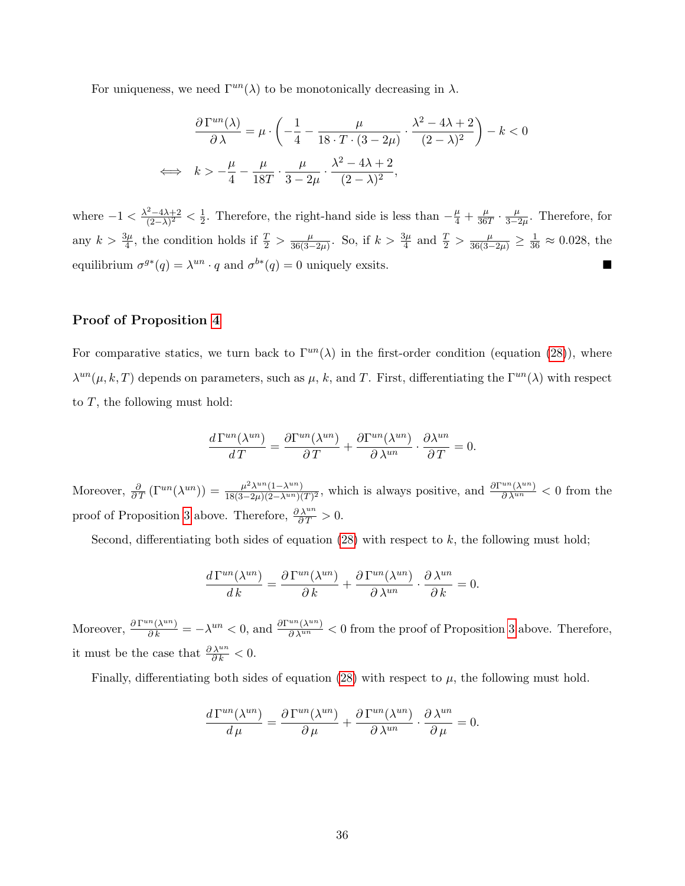For uniqueness, we need $\Gamma^{un}(\lambda)$ to be monotonically decreasing in $\lambda$.

$$\frac{\partial \Gamma^{un}(\lambda)}{\partial \lambda} = \mu \cdot \left( -\frac{1}{4} - \frac{\mu}{18 \cdot T \cdot (3-2\mu)} \cdot \frac{\lambda^2 - 4\lambda + 2}{(2-\lambda)^2} \right) - k < 0$$

$$\iff \quad k > -\frac{\mu}{4} - \frac{\mu}{18T} \cdot \frac{\mu}{3-2\mu} \cdot \frac{\lambda^2 - 4\lambda + 2}{(2-\lambda)^2},$$

where $-1 < \frac{\lambda^2-4\lambda+2}{(2-\lambda)^2} < \frac{1}{2}$. Therefore, the right-hand side is less than $-\frac{\mu}{4} + \frac{\mu}{36T} \cdot \frac{\mu}{3-2\mu}$. Therefore, for any $k > \frac{3\mu}{4}$, the condition holds if $\frac{T}{2} > \frac{\mu}{36(3-2\mu)}$. So, if $k > \frac{3\mu}{4}$ and $\frac{T}{2} > \frac{\mu}{36(3-2\mu)} \geq \frac{1}{36} \approx 0.028$, the equilibrium $\sigma^{g*}(q) = \lambda^{un} \cdot q$ and $\sigma^{b*}(q) = 0$ uniquely exsits. ■

### Proof of Proposition 4

For comparative statics, we turn back to $\Gamma^{un}(\lambda)$ in the first-order condition (equation (28)), where $\lambda^{un}(\mu, k, T)$ depends on parameters, such as $\mu$, $k$, and $T$. First, differentiating the $\Gamma^{un}(\lambda)$ with respect to $T$, the following must hold:

$$\frac{d\,\Gamma^{un}(\lambda^{un})}{dT} = \frac{\partial \Gamma^{un}(\lambda^{un})}{\partial T} + \frac{\partial \Gamma^{un}(\lambda^{un})}{\partial \lambda^{un}} \cdot \frac{\partial \lambda^{un}}{\partial T} = 0.$$

Moreover, $\frac{\partial}{\partial T}\left(\Gamma^{un}(\lambda^{un})\right) = \frac{\mu^2 \lambda^{un}(1-\lambda^{un})}{18(3-2\mu)(2-\lambda^{un})(T)^2}$, which is always positive, and $\frac{\partial \Gamma^{un}(\lambda^{un})}{\partial \lambda^{un}} < 0$ from the proof of Proposition 3 above. Therefore, $\frac{\partial \lambda^{un}}{\partial T} > 0$.

Second, differentiating both sides of equation (28) with respect to $k$, the following must hold;

$$\frac{d\,\Gamma^{un}(\lambda^{un})}{d\,k} = \frac{\partial\,\Gamma^{un}(\lambda^{un})}{\partial\,k} + \frac{\partial\,\Gamma^{un}(\lambda^{un})}{\partial\,\lambda^{un}} \cdot \frac{\partial\,\lambda^{un}}{\partial\,k} = 0.$$

Moreover, $\frac{\partial\,\Gamma^{un}(\lambda^{un})}{\partial\,k} = -\lambda^{un} < 0$, and $\frac{\partial \Gamma^{un}(\lambda^{un})}{\partial\,\lambda^{un}} < 0$ from the proof of Proposition 3 above. Therefore, it must be the case that $\frac{\partial\,\lambda^{un}}{\partial\,k} < 0$.

Finally, differentiating both sides of equation (28) with respect to $\mu$, the following must hold.

$$\frac{d\,\Gamma^{un}(\lambda^{un})}{d\,\mu} = \frac{\partial\,\Gamma^{un}(\lambda^{un})}{\partial\,\mu} + \frac{\partial\,\Gamma^{un}(\lambda^{un})}{\partial\,\lambda^{un}} \cdot \frac{\partial\,\lambda^{un}}{\partial\,\mu} = 0.$$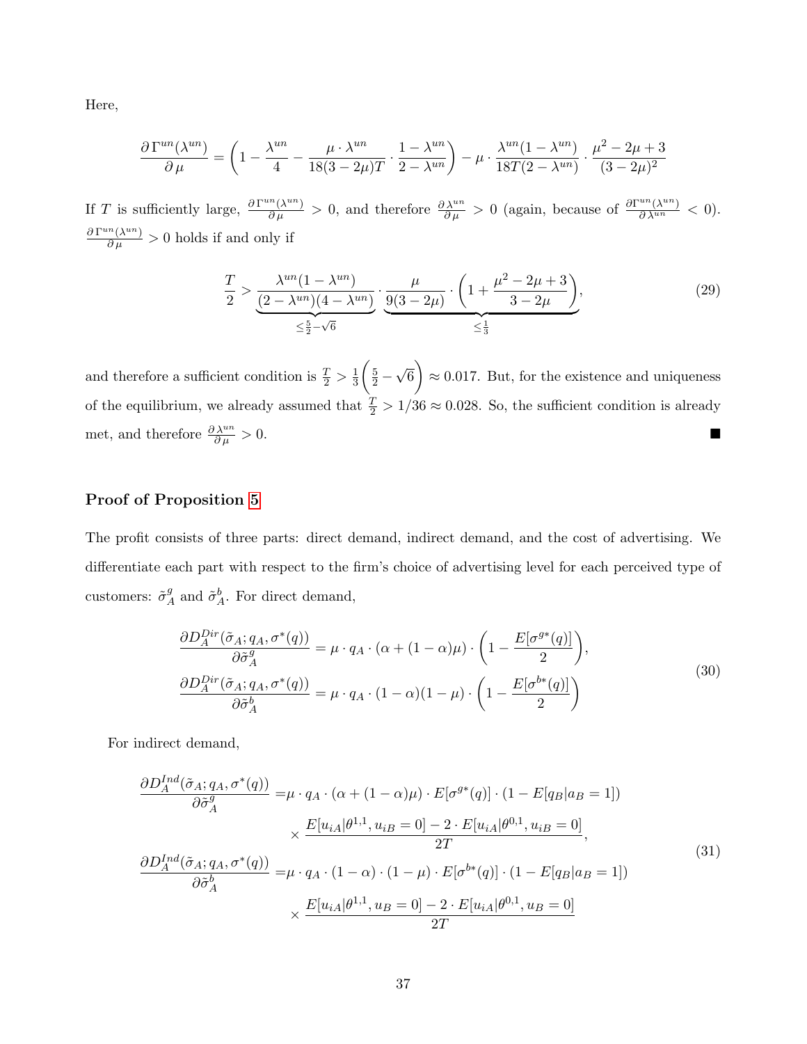Here,

$$\frac{\partial \Gamma^{un}(\lambda^{un})}{\partial \mu} = \left(1 - \frac{\lambda^{un}}{4} - \frac{\mu \cdot \lambda^{un}}{18(3-2\mu)T} \cdot \frac{1-\lambda^{un}}{2-\lambda^{un}}\right) - \mu \cdot \frac{\lambda^{un}(1-\lambda^{un})}{18T(2-\lambda^{un})} \cdot \frac{\mu^2 - 2\mu + 3}{(3-2\mu)^2}$$

If $T$ is sufficiently large, $\frac{\partial \Gamma^{un}(\lambda^{un})}{\partial \mu} > 0$, and therefore $\frac{\partial \lambda^{un}}{\partial \mu} > 0$ (again, because of $\frac{\partial \Gamma^{un}(\lambda^{un})}{\partial \lambda^{un}} < 0$). $\frac{\partial \Gamma^{un}(\lambda^{un})}{\partial \mu} > 0$ holds if and only if

$$\frac{T}{2} > \underbrace{\frac{\lambda^{un}(1-\lambda^{un})}{(2-\lambda^{un})(4-\lambda^{un})}}_{\leq \frac{5}{2}-\sqrt{6}} \cdot \underbrace{\frac{\mu}{9(3-2\mu)} \cdot \left(1 + \frac{\mu^2 - 2\mu + 3}{3-2\mu}\right)}_{\leq \frac{1}{3}}, \tag{29}$$

and therefore a sufficient condition is $\frac{T}{2} > \frac{1}{3}\left(\frac{5}{2} - \sqrt{6}\right) \approx 0.017$. But, for the existence and uniqueness of the equilibrium, we already assumed that $\frac{T}{2} > 1/36 \approx 0.028$. So, the sufficient condition is already met, and therefore $\frac{\partial \lambda^{un}}{\partial \mu} > 0$. ■

### Proof of Proposition 5

The profit consists of three parts: direct demand, indirect demand, and the cost of advertising. We differentiate each part with respect to the firm's choice of advertising level for each perceived type of customers: $\tilde{\sigma}_A^g$ and $\tilde{\sigma}_A^b$. For direct demand,

$$\begin{aligned}
\frac{\partial D_A^{Dir}(\tilde{\sigma}_A; q_A, \sigma^*(q))}{\partial \tilde{\sigma}_A^g} &= \mu \cdot q_A \cdot (\alpha + (1-\alpha)\mu) \cdot \left(1 - \frac{E[\sigma^{g*}(q)]}{2}\right), \\
\frac{\partial D_A^{Dir}(\tilde{\sigma}_A; q_A, \sigma^*(q))}{\partial \tilde{\sigma}_A^b} &= \mu \cdot q_A \cdot (1-\alpha)(1-\mu) \cdot \left(1 - \frac{E[\sigma^{b*}(q)]}{2}\right)
\end{aligned} \tag{30}$$

For indirect demand,

$$\begin{aligned}
\frac{\partial D_A^{Ind}(\tilde{\sigma}_A; q_A, \sigma^*(q))}{\partial \tilde{\sigma}_A^g} =& \mu \cdot q_A \cdot (\alpha + (1-\alpha)\mu) \cdot E[\sigma^{g*}(q)] \cdot (1 - E[q_B | a_B = 1]) \\
& \times \frac{E[u_{iA} | \theta^{1,1}, u_{iB} = 0] - 2 \cdot E[u_{iA} | \theta^{0,1}, u_{iB} = 0]}{2T}, \\
\frac{\partial D_A^{Ind}(\tilde{\sigma}_A; q_A, \sigma^*(q))}{\partial \tilde{\sigma}_A^b} =& \mu \cdot q_A \cdot (1-\alpha) \cdot (1-\mu) \cdot E[\sigma^{b*}(q)] \cdot (1 - E[q_B | a_B = 1]) \\
& \times \frac{E[u_{iA} | \theta^{1,1}, u_B = 0] - 2 \cdot E[u_{iA} | \theta^{0,1}, u_B = 0]}{2T}
\end{aligned} \tag{31}$$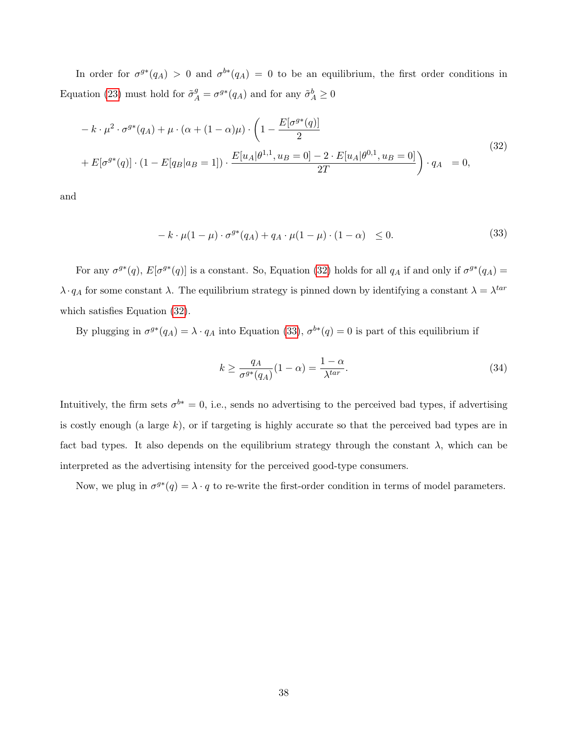In order for $\sigma^{g*}(q_A) > 0$ and $\sigma^{b*}(q_A) = 0$ to be an equilibrium, the first order conditions in Equation (23) must hold for $\tilde{\sigma}^g_A = \sigma^{g*}(q_A)$ and for any $\tilde{\sigma}^b_A \geq 0$

$$
\begin{aligned}
&-k \cdot \mu^2 \cdot \sigma^{g*}(q_A) + \mu \cdot (\alpha + (1-\alpha)\mu) \cdot \Bigg(1 - \frac{E[\sigma^{g*}(q)]}{2} \\
&+ E[\sigma^{g*}(q)] \cdot (1 - E[q_B|a_B = 1]) \cdot \frac{E[u_A|\theta^{1,1}, u_B = 0] - 2 \cdot E[u_A|\theta^{0,1}, u_B = 0]}{2T}\Bigg) \cdot q_A \quad = 0,
\end{aligned}
\tag{32}
$$

and

$$
-k \cdot \mu(1-\mu) \cdot \sigma^{g*}(q_A) + q_A \cdot \mu(1-\mu) \cdot (1-\alpha) \quad \leq 0. \tag{33}
$$

For any $\sigma^{g*}(q)$, $E[\sigma^{g*}(q)]$ is a constant. So, Equation (32) holds for all $q_A$ if and only if $\sigma^{g*}(q_A) = \lambda \cdot q_A$ for some constant $\lambda$. The equilibrium strategy is pinned down by identifying a constant $\lambda = \lambda^{tar}$ which satisfies Equation (32).

By plugging in $\sigma^{g*}(q_A) = \lambda \cdot q_A$ into Equation (33), $\sigma^{b*}(q) = 0$ is part of this equilibrium if

$$
k \geq \frac{q_A}{\sigma^{g*}(q_A)}(1-\alpha) = \frac{1-\alpha}{\lambda^{tar}}. \tag{34}
$$

Intuitively, the firm sets $\sigma^{b*} = 0$, i.e., sends no advertising to the perceived bad types, if advertising is costly enough (a large $k$), or if targeting is highly accurate so that the perceived bad types are in fact bad types. It also depends on the equilibrium strategy through the constant $\lambda$, which can be interpreted as the advertising intensity for the perceived good-type consumers.

Now, we plug in $\sigma^{g*}(q) = \lambda \cdot q$ to re-write the first-order condition in terms of model parameters.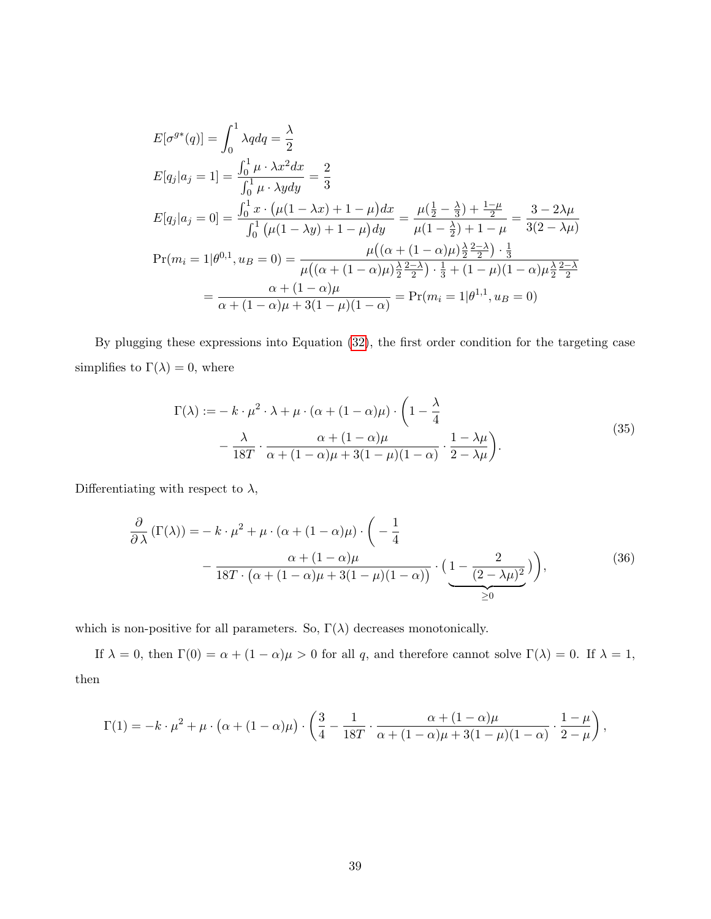$$
\begin{aligned}
E[\sigma^{g*}(q)] &= \int_0^1 \lambda q dq = \frac{\lambda}{2} \\
E[q_j|a_j = 1] &= \frac{\int_0^1 \mu \cdot \lambda x^2 dx}{\int_0^1 \mu \cdot \lambda y dy} = \frac{2}{3} \\
E[q_j|a_j = 0] &= \frac{\int_0^1 x \cdot \big(\mu(1-\lambda x) + 1 - \mu\big) dx}{\int_0^1 \big(\mu(1-\lambda y) + 1 - \mu\big) dy} = \frac{\mu(\frac{1}{2} - \frac{\lambda}{3}) + \frac{1-\mu}{2}}{\mu(1-\frac{\lambda}{2}) + 1 - \mu} = \frac{3 - 2\lambda\mu}{3(2-\lambda\mu)} \\
\Pr(m_i = 1|\theta^{0,1}, u_B = 0) &= \frac{\mu\big((\alpha + (1-\alpha)\mu)\frac{\lambda}{2}\frac{2-\lambda}{2}\big) \cdot \frac{1}{3}}{\mu\big((\alpha + (1-\alpha)\mu)\frac{\lambda}{2}\frac{2-\lambda}{2}\big) \cdot \frac{1}{3} + (1-\mu)(1-\alpha)\mu\frac{\lambda}{2}\frac{2-\lambda}{2}} \\
&= \frac{\alpha + (1-\alpha)\mu}{\alpha + (1-\alpha)\mu + 3(1-\mu)(1-\alpha)} = \Pr(m_i = 1|\theta^{1,1}, u_B = 0)
\end{aligned}
$$

By plugging these expressions into Equation (32), the first order condition for the targeting case simplifies to $\Gamma(\lambda) = 0$, where

$$
\begin{aligned}
\Gamma(\lambda) := &- k \cdot \mu^2 \cdot \lambda + \mu \cdot (\alpha + (1-\alpha)\mu) \cdot \Bigg(1 - \frac{\lambda}{4} \\
&- \frac{\lambda}{18T} \cdot \frac{\alpha + (1-\alpha)\mu}{\alpha + (1-\alpha)\mu + 3(1-\mu)(1-\alpha)} \cdot \frac{1-\lambda\mu}{2-\lambda\mu}\Bigg).
\end{aligned}
\tag{35}
$$

Differentiating with respect to $\lambda$,

$$
\begin{aligned}
\frac{\partial}{\partial \lambda}\left(\Gamma(\lambda)\right) = &- k \cdot \mu^2 + \mu \cdot (\alpha + (1-\alpha)\mu) \cdot \Bigg( - \frac{1}{4} \\
&- \frac{\alpha + (1-\alpha)\mu}{18T \cdot \big(\alpha + (1-\alpha)\mu + 3(1-\mu)(1-\alpha)\big)} \cdot \underbrace{\big(1 - \frac{2}{(2-\lambda\mu)^2}\big)}_{\geq 0}\Bigg),
\end{aligned}
\tag{36}
$$

which is non-positive for all parameters. So, $\Gamma(\lambda)$ decreases monotonically.

If $\lambda = 0$, then $\Gamma(0) = \alpha + (1-\alpha)\mu > 0$ for all $q$, and therefore cannot solve $\Gamma(\lambda) = 0$. If $\lambda = 1$, then

$$
\Gamma(1) = -k \cdot \mu^2 + \mu \cdot \big(\alpha + (1-\alpha)\mu\big) \cdot \left(\frac{3}{4} - \frac{1}{18T} \cdot \frac{\alpha + (1-\alpha)\mu}{\alpha + (1-\alpha)\mu + 3(1-\mu)(1-\alpha)} \cdot \frac{1-\mu}{2-\mu}\right),
$$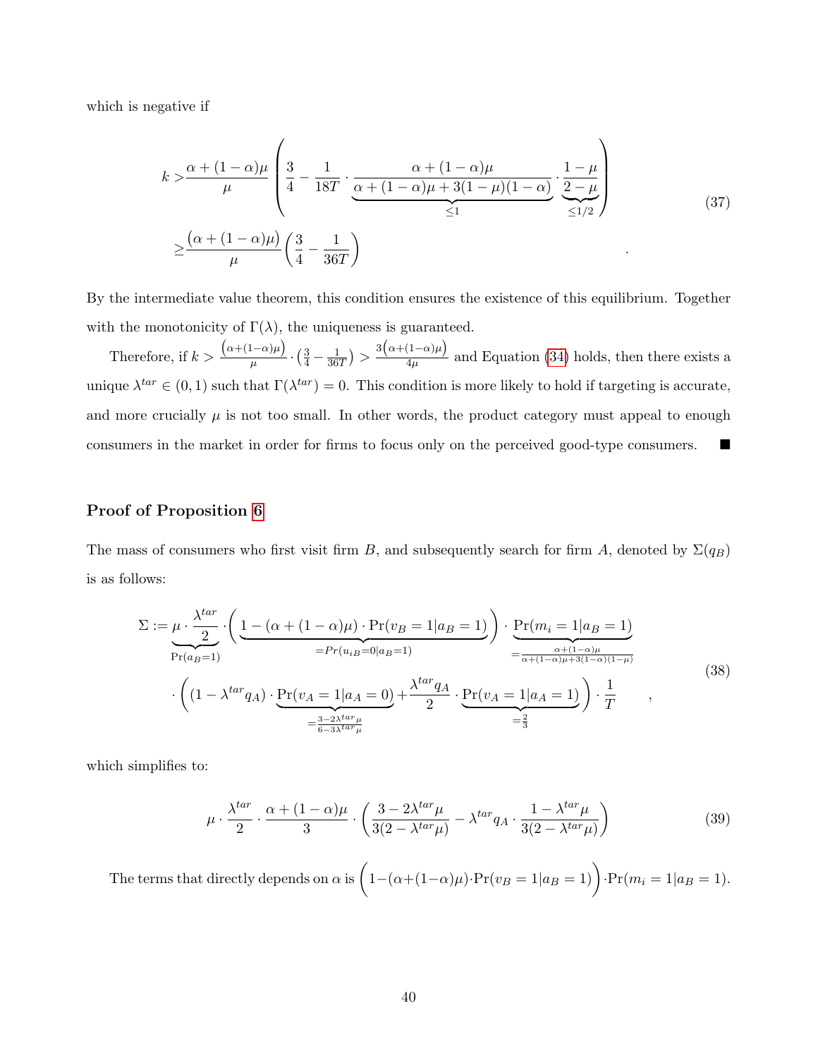which is negative if

$$
\begin{aligned}
k >& \frac{\alpha + (1-\alpha)\mu}{\mu} \left( \frac{3}{4} - \frac{1}{18T} \cdot \underbrace{\frac{\alpha + (1-\alpha)\mu}{\alpha + (1-\alpha)\mu + 3(1-\mu)(1-\alpha)}}_{\leq 1} \cdot \underbrace{\frac{1-\mu}{2-\mu}}_{\leq 1/2} \right) \\
\geq & \frac{\big(\alpha + (1-\alpha)\mu\big)}{\mu} \left( \frac{3}{4} - \frac{1}{36T} \right)
\end{aligned}
\tag{37}
$$

By the intermediate value theorem, this condition ensures the existence of this equilibrium. Together with the monotonicity of $\Gamma(\lambda)$, the uniqueness is guaranteed.

Therefore, if $k > \frac{\big(\alpha+(1-\alpha)\mu\big)}{\mu} \cdot \left(\frac{3}{4} - \frac{1}{36T}\right) > \frac{3\big(\alpha+(1-\alpha)\mu\big)}{4\mu}$ and Equation (34) holds, then there exists a unique $\lambda^{tar} \in (0,1)$ such that $\Gamma(\lambda^{tar}) = 0$. This condition is more likely to hold if targeting is accurate, and more crucially $\mu$ is not too small. In other words, the product category must appeal to enough consumers in the market in order for firms to focus only on the perceived good-type consumers. ■

### Proof of Proposition 6

The mass of consumers who first visit firm $B$, and subsequently search for firm $A$, denoted by $\Sigma(q_B)$ is as follows:

$$
\begin{aligned}
\Sigma := & \underbrace{\mu \cdot \frac{\lambda^{tar}}{2}}_{\Pr(a_B=1)} \cdot \Bigg( \underbrace{1 - (\alpha + (1-\alpha)\mu) \cdot \Pr(v_B = 1 | a_B = 1)}_{=Pr(u_{iB}=0|a_B=1)} \Bigg) \cdot \underbrace{\Pr(m_i = 1 | a_B = 1)}_{=\frac{\alpha + (1-\alpha)\mu}{\alpha+(1-\alpha)\mu+3(1-\alpha)(1-\mu)}} \\
& \cdot \Bigg( (1 - \lambda^{tar} q_A) \cdot \underbrace{\Pr(v_A = 1 | a_A = 0)}_{=\frac{3-2\lambda^{tar}\mu}{6-3\lambda^{tar}\mu}} + \frac{\lambda^{tar} q_A}{2} \cdot \underbrace{\Pr(v_A = 1 | a_A = 1)}_{=\frac{2}{3}} \Bigg) \cdot \frac{1}{T}
\end{aligned}
\tag{38}
$$

which simplifies to:

$$
\mu \cdot \frac{\lambda^{tar}}{2} \cdot \frac{\alpha + (1-\alpha)\mu}{3} \cdot \left( \frac{3 - 2\lambda^{tar}\mu}{3(2-\lambda^{tar}\mu)} - \lambda^{tar} q_A \cdot \frac{1 - \lambda^{tar}\mu}{3(2-\lambda^{tar}\mu)} \right)
\tag{39}
$$

The terms that directly depends on $\alpha$ is $\Big(1-(\alpha+(1-\alpha)\mu)\cdot\Pr(v_B = 1|a_B = 1)\Big)\cdot\Pr(m_i = 1|a_B = 1)$.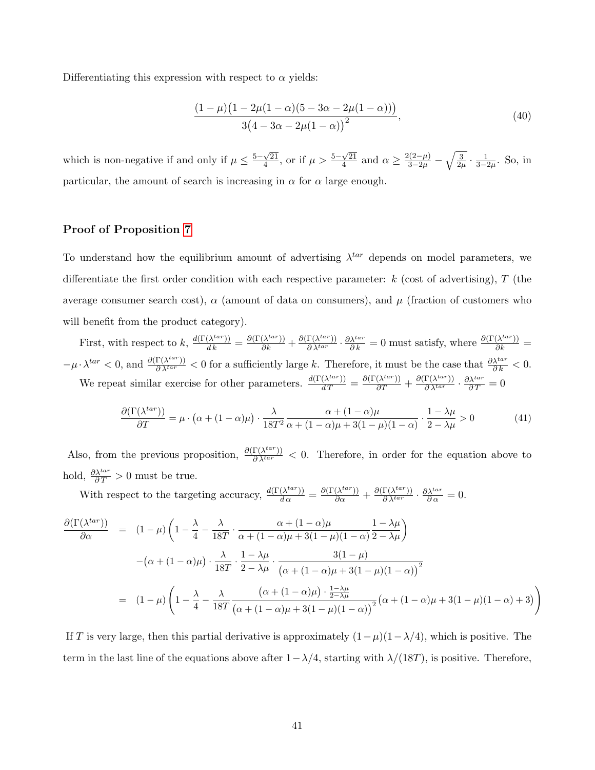Differentiating this expression with respect to $\alpha$ yields:

$$\frac{(1-\mu)\big(1-2\mu(1-\alpha)(5-3\alpha-2\mu(1-\alpha))\big)}{3\big(4-3\alpha-2\mu(1-\alpha)\big)^2}, \tag{40}$$

which is non-negative if and only if $\mu \le \frac{5-\sqrt{21}}{4}$, or if $\mu > \frac{5-\sqrt{21}}{4}$ and $\alpha \ge \frac{2(2-\mu)}{3-2\mu} - \sqrt{\frac{3}{2\mu}} \cdot \frac{1}{3-2\mu}$. So, in particular, the amount of search is increasing in $\alpha$ for $\alpha$ large enough.

### Proof of Proposition 7

To understand how the equilibrium amount of advertising $\lambda^{tar}$ depends on model parameters, we differentiate the first order condition with each respective parameter: $k$ (cost of advertising), $T$ (the average consumer search cost), $\alpha$ (amount of data on consumers), and $\mu$ (fraction of customers who will benefit from the product category).

First, with respect to $k$, $\frac{d(\Gamma(\lambda^{tar}))}{dk} = \frac{\partial(\Gamma(\lambda^{tar}))}{\partial k} + \frac{\partial(\Gamma(\lambda^{tar}))}{\partial \lambda^{tar}} \cdot \frac{\partial \lambda^{tar}}{\partial k} = 0$ must satisfy, where $\frac{\partial(\Gamma(\lambda^{tar}))}{\partial k} = -\mu \cdot \lambda^{tar} < 0$, and $\frac{\partial(\Gamma(\lambda^{tar}))}{\partial \lambda^{tar}} < 0$ for a sufficiently large $k$. Therefore, it must be the case that $\frac{\partial \lambda^{tar}}{\partial k} < 0$.

We repeat similar exercise for other parameters. $\frac{d(\Gamma(\lambda^{tar}))}{dT} = \frac{\partial(\Gamma(\lambda^{tar}))}{\partial T} + \frac{\partial(\Gamma(\lambda^{tar}))}{\partial \lambda^{tar}} \cdot \frac{\partial \lambda^{tar}}{\partial T} = 0$

$$\frac{\partial(\Gamma(\lambda^{tar}))}{\partial T} = \mu \cdot \big(\alpha + (1-\alpha)\mu\big) \cdot \frac{\lambda}{18T^2} \frac{\alpha + (1-\alpha)\mu}{\alpha + (1-\alpha)\mu + 3(1-\mu)(1-\alpha)} \cdot \frac{1-\lambda\mu}{2-\lambda\mu} > 0 \tag{41}$$

Also, from the previous proposition, $\frac{\partial(\Gamma(\lambda^{tar}))}{\partial \lambda^{tar}} < 0$. Therefore, in order for the equation above to hold, $\frac{\partial \lambda^{tar}}{\partial T} > 0$ must be true.

With respect to the targeting accuracy, $\frac{d(\Gamma(\lambda^{tar}))}{d\alpha} = \frac{\partial(\Gamma(\lambda^{tar}))}{\partial \alpha} + \frac{\partial(\Gamma(\lambda^{tar}))}{\partial \lambda^{tar}} \cdot \frac{\partial \lambda^{tar}}{\partial \alpha} = 0$.

$$\begin{aligned}
\frac{\partial(\Gamma(\lambda^{tar}))}{\partial \alpha} &= (1-\mu)\left(1 - \frac{\lambda}{4} - \frac{\lambda}{18T} \cdot \frac{\alpha + (1-\alpha)\mu}{\alpha + (1-\alpha)\mu + 3(1-\mu)(1-\alpha)} \frac{1-\lambda\mu}{2-\lambda\mu}\right) \\
&\quad - \big(\alpha + (1-\alpha)\mu\big) \cdot \frac{\lambda}{18T} \cdot \frac{1-\lambda\mu}{2-\lambda\mu} \cdot \frac{3(1-\mu)}{\big(\alpha + (1-\alpha)\mu + 3(1-\mu)(1-\alpha)\big)^2} \\
&= (1-\mu)\left(1 - \frac{\lambda}{4} - \frac{\lambda}{18T} \frac{\big(\alpha + (1-\alpha)\mu\big) \cdot \frac{1-\lambda\mu}{2-\lambda\mu}}{\big(\alpha + (1-\alpha)\mu + 3(1-\mu)(1-\alpha)\big)^2} \big(\alpha + (1-\alpha)\mu + 3(1-\mu)(1-\alpha) + 3\big)\right)
\end{aligned}$$

If $T$ is very large, then this partial derivative is approximately $(1-\mu)(1-\lambda/4)$, which is positive. The term in the last line of the equations above after $1-\lambda/4$, starting with $\lambda/(18T)$, is positive. Therefore,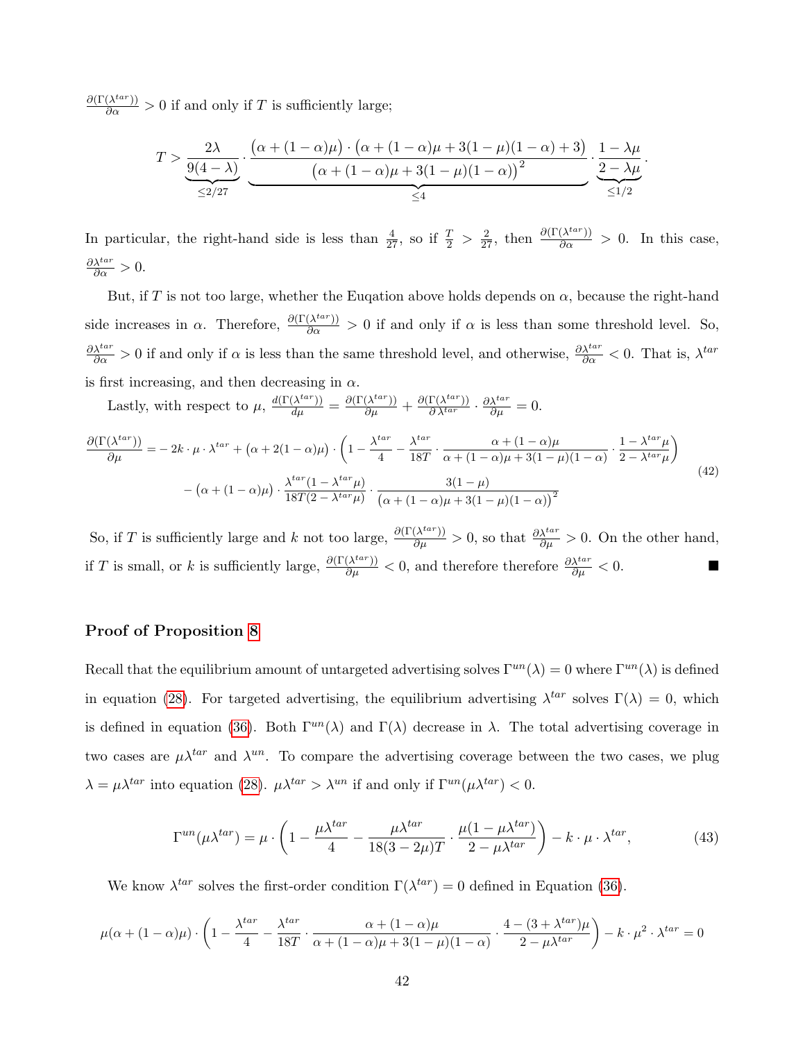$\frac{\partial(\Gamma(\lambda^{tar}))}{\partial\alpha} > 0$ if and only if $T$ is sufficiently large;

$$T > \underbrace{\frac{2\lambda}{9(4-\lambda)}}_{\leq 2/27} \cdot \underbrace{\frac{\big(\alpha+(1-\alpha)\mu\big)\cdot\big(\alpha+(1-\alpha)\mu+3(1-\mu)(1-\alpha)+3\big)}{\big(\alpha+(1-\alpha)\mu+3(1-\mu)(1-\alpha)\big)^2}}_{\leq 4} \cdot \underbrace{\frac{1-\lambda\mu}{2-\lambda\mu}}_{\leq 1/2}.$$

In particular, the right-hand side is less than $\frac{4}{27}$, so if $\frac{T}{2} > \frac{2}{27}$, then $\frac{\partial(\Gamma(\lambda^{tar}))}{\partial\alpha} > 0$. In this case, $\frac{\partial\lambda^{tar}}{\partial\alpha} > 0$.

But, if $T$ is not too large, whether the Euqation above holds depends on $\alpha$, because the right-hand side increases in $\alpha$. Therefore, $\frac{\partial(\Gamma(\lambda^{tar}))}{\partial\alpha} > 0$ if and only if $\alpha$ is less than some threshold level. So, $\frac{\partial\lambda^{tar}}{\partial\alpha} > 0$ if and only if $\alpha$ is less than the same threshold level, and otherwise, $\frac{\partial\lambda^{tar}}{\partial\alpha} < 0$. That is, $\lambda^{tar}$ is first increasing, and then decreasing in $\alpha$.

Lastly, with respect to $\mu$, $\frac{d(\Gamma(\lambda^{tar}))}{d\mu} = \frac{\partial(\Gamma(\lambda^{tar}))}{\partial\mu} + \frac{\partial(\Gamma(\lambda^{tar}))}{\partial\lambda^{tar}} \cdot \frac{\partial\lambda^{tar}}{\partial\mu} = 0$.

$$\begin{aligned}\frac{\partial(\Gamma(\lambda^{tar}))}{\partial\mu} =& -2k\cdot\mu\cdot\lambda^{tar} + \big(\alpha+2(1-\alpha)\mu\big)\cdot\left(1-\frac{\lambda^{tar}}{4} - \frac{\lambda^{tar}}{18T}\cdot\frac{\alpha+(1-\alpha)\mu}{\alpha+(1-\alpha)\mu+3(1-\mu)(1-\alpha)}\cdot\frac{1-\lambda^{tar}\mu}{2-\lambda^{tar}\mu}\right) \\ &-\big(\alpha+(1-\alpha)\mu\big)\cdot\frac{\lambda^{tar}(1-\lambda^{tar}\mu)}{18T(2-\lambda^{tar}\mu)}\cdot\frac{3(1-\mu)}{\big(\alpha+(1-\alpha)\mu+3(1-\mu)(1-\alpha)\big)^2}\end{aligned} \tag{42}$$

So, if $T$ is sufficiently large and $k$ not too large, $\frac{\partial(\Gamma(\lambda^{tar}))}{\partial\mu} > 0$, so that $\frac{\partial\lambda^{tar}}{\partial\mu} > 0$. On the other hand, if $T$ is small, or $k$ is sufficiently large, $\frac{\partial(\Gamma(\lambda^{tar}))}{\partial\mu} < 0$, and therefore therefore $\frac{\partial\lambda^{tar}}{\partial\mu} < 0$. ■

### Proof of Proposition 8

Recall that the equilibrium amount of untargeted advertising solves $\Gamma^{un}(\lambda) = 0$ where $\Gamma^{un}(\lambda)$ is defined in equation (28). For targeted advertising, the equilibrium advertising $\lambda^{tar}$ solves $\Gamma(\lambda) = 0$, which is defined in equation (36). Both $\Gamma^{un}(\lambda)$ and $\Gamma(\lambda)$ decrease in $\lambda$. The total advertising coverage in two cases are $\mu\lambda^{tar}$ and $\lambda^{un}$. To compare the advertising coverage between the two cases, we plug $\lambda = \mu\lambda^{tar}$ into equation (28). $\mu\lambda^{tar} > \lambda^{un}$ if and only if $\Gamma^{un}(\mu\lambda^{tar}) < 0$.

$$\Gamma^{un}(\mu\lambda^{tar}) = \mu\cdot\left(1-\frac{\mu\lambda^{tar}}{4} - \frac{\mu\lambda^{tar}}{18(3-2\mu)T}\cdot\frac{\mu(1-\mu\lambda^{tar})}{2-\mu\lambda^{tar}}\right) - k\cdot\mu\cdot\lambda^{tar}, \tag{43}$$

We know $\lambda^{tar}$ solves the first-order condition $\Gamma(\lambda^{tar}) = 0$ defined in Equation (36).

$$\mu(\alpha+(1-\alpha)\mu)\cdot\left(1-\frac{\lambda^{tar}}{4} - \frac{\lambda^{tar}}{18T}\cdot\frac{\alpha+(1-\alpha)\mu}{\alpha+(1-\alpha)\mu+3(1-\mu)(1-\alpha)}\cdot\frac{4-(3+\lambda^{tar})\mu}{2-\mu\lambda^{tar}}\right) - k\cdot\mu^2\cdot\lambda^{tar} = 0$$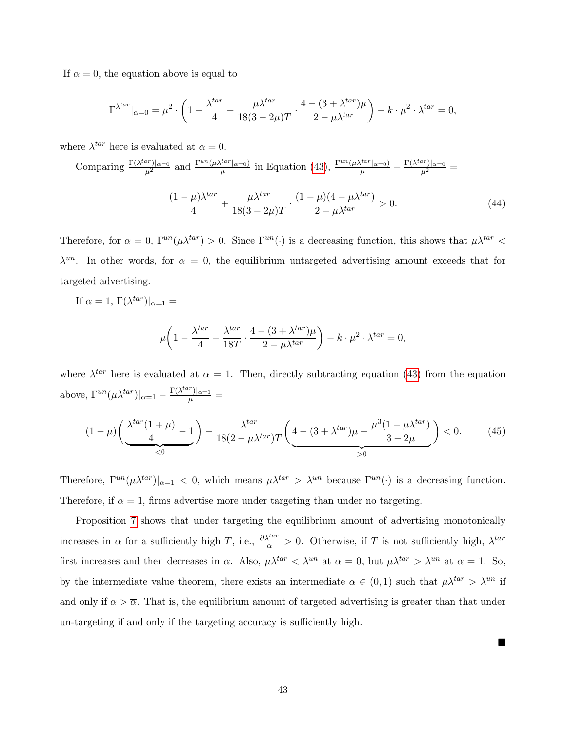If $\alpha = 0$, the equation above is equal to

$$\Gamma^{\lambda^{tar}}|_{\alpha=0} = \mu^2 \cdot \left(1 - \frac{\lambda^{tar}}{4} - \frac{\mu\lambda^{tar}}{18(3-2\mu)T} \cdot \frac{4-(3+\lambda^{tar})\mu}{2-\mu\lambda^{tar}}\right) - k \cdot \mu^2 \cdot \lambda^{tar} = 0,$$

where $\lambda^{tar}$ here is evaluated at $\alpha = 0$.

Comparing $\frac{\Gamma(\lambda^{tar})|_{\alpha=0}}{\mu^2}$ and $\frac{\Gamma^{un}(\mu\lambda^{tar}|_{\alpha=0})}{\mu}$ in Equation (43), $\frac{\Gamma^{un}(\mu\lambda^{tar}|_{\alpha=0})}{\mu} - \frac{\Gamma(\lambda^{tar})|_{\alpha=0}}{\mu^2} =$

$$\frac{(1-\mu)\lambda^{tar}}{4} + \frac{\mu\lambda^{tar}}{18(3-2\mu)T} \cdot \frac{(1-\mu)(4-\mu\lambda^{tar})}{2-\mu\lambda^{tar}} > 0. \tag{44}$$

Therefore, for $\alpha = 0$, $\Gamma^{un}(\mu\lambda^{tar}) > 0$. Since $\Gamma^{un}(\cdot)$ is a decreasing function, this shows that $\mu\lambda^{tar} < \lambda^{un}$. In other words, for $\alpha = 0$, the equilibrium untargeted advertising amount exceeds that for targeted advertising.

If $\alpha = 1$, $\Gamma(\lambda^{tar})|_{\alpha=1} =$

$$\mu\left(1 - \frac{\lambda^{tar}}{4} - \frac{\lambda^{tar}}{18T} \cdot \frac{4-(3+\lambda^{tar})\mu}{2-\mu\lambda^{tar}}\right) - k \cdot \mu^2 \cdot \lambda^{tar} = 0,$$

where $\lambda^{tar}$ here is evaluated at $\alpha = 1$. Then, directly subtracting equation (43) from the equation above, $\Gamma^{un}(\mu\lambda^{tar})|_{\alpha=1} - \frac{\Gamma(\lambda^{tar})|_{\alpha=1}}{\mu} =$

$$(1-\mu)\Bigg(\underbrace{\frac{\lambda^{tar}(1+\mu)}{4} - 1}_{<0}\Bigg) - \frac{\lambda^{tar}}{18(2-\mu\lambda^{tar})T}\Bigg(\underbrace{4-(3+\lambda^{tar})\mu - \frac{\mu^3(1-\mu\lambda^{tar})}{3-2\mu}}_{>0}\Bigg) < 0. \tag{45}$$

Therefore, $\Gamma^{un}(\mu\lambda^{tar})|_{\alpha=1} < 0$, which means $\mu\lambda^{tar} > \lambda^{un}$ because $\Gamma^{un}(\cdot)$ is a decreasing function. Therefore, if $\alpha = 1$, firms advertise more under targeting than under no targeting.

Proposition 7 shows that under targeting the equilibrium amount of advertising monotonically increases in $\alpha$ for a sufficiently high $T$, i.e., $\frac{\partial\lambda^{tar}}{\alpha} > 0$. Otherwise, if $T$ is not sufficiently high, $\lambda^{tar}$ first increases and then decreases in $\alpha$. Also, $\mu\lambda^{tar} < \lambda^{un}$ at $\alpha = 0$, but $\mu\lambda^{tar} > \lambda^{un}$ at $\alpha = 1$. So, by the intermediate value theorem, there exists an intermediate $\overline{\alpha} \in (0,1)$ such that $\mu\lambda^{tar} > \lambda^{un}$ if and only if $\alpha > \overline{\alpha}$. That is, the equilibrium amount of targeted advertising is greater than that under un-targeting if and only if the targeting accuracy is sufficiently high.

■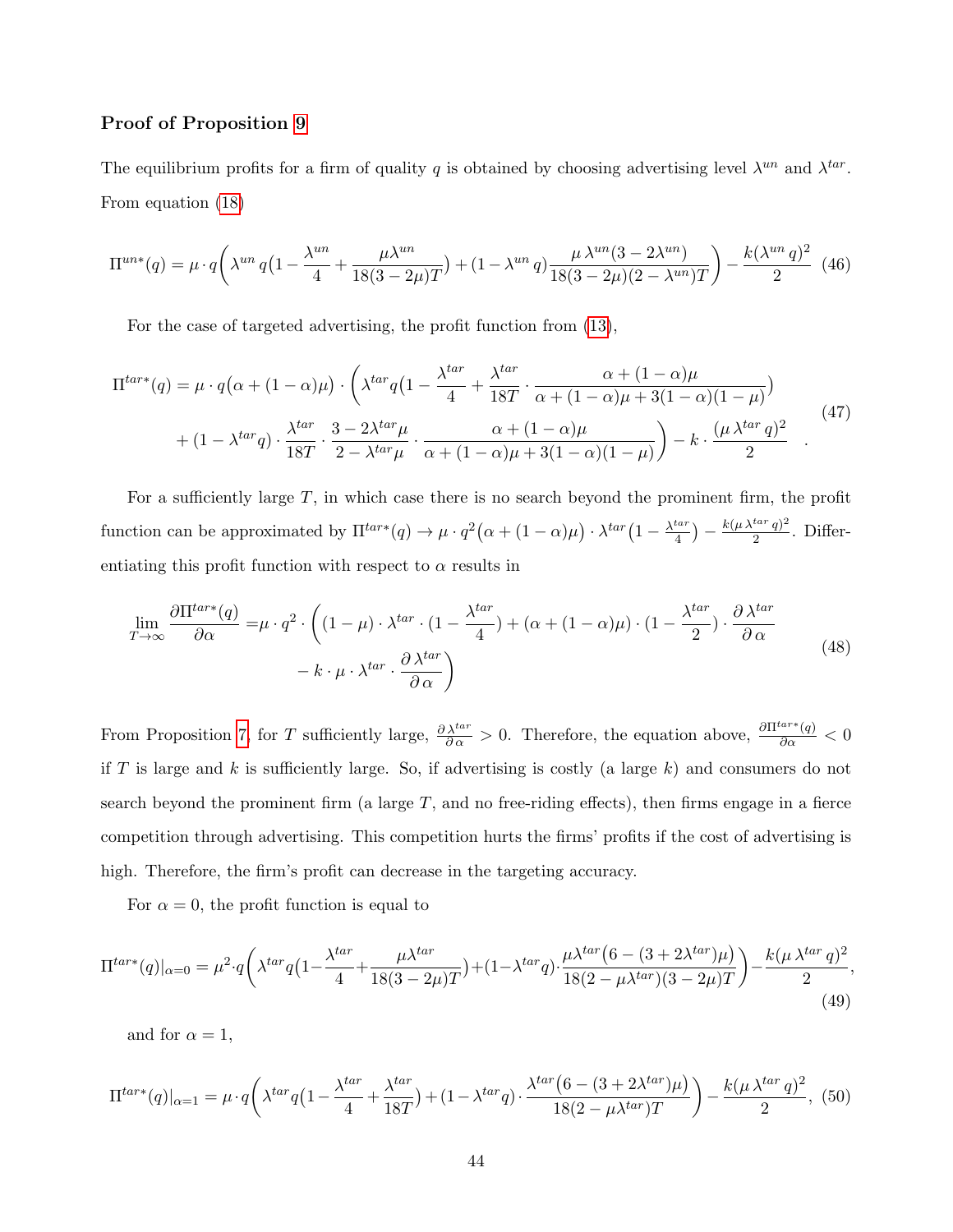### Proof of Proposition 9

The equilibrium profits for a firm of quality $q$ is obtained by choosing advertising level $\lambda^{un}$ and $\lambda^{tar}$. From equation (18)

$$\Pi^{un*}(q) = \mu \cdot q\bigg(\lambda^{un}\, q\big(1 - \frac{\lambda^{un}}{4} + \frac{\mu\lambda^{un}}{18(3-2\mu)T}\big) + (1-\lambda^{un}\, q)\frac{\mu\,\lambda^{un}(3-2\lambda^{un})}{18(3-2\mu)(2-\lambda^{un})T}\bigg) - \frac{k(\lambda^{un}\, q)^2}{2} \quad (46)$$

For the case of targeted advertising, the profit function from (13),

$$\begin{aligned}\Pi^{tar*}(q) = \mu \cdot q\big(\alpha + (1-\alpha)\mu\big) \cdot \bigg(&\lambda^{tar} q\big(1 - \frac{\lambda^{tar}}{4} + \frac{\lambda^{tar}}{18T} \cdot \frac{\alpha + (1-\alpha)\mu}{\alpha + (1-\alpha)\mu + 3(1-\alpha)(1-\mu)}\big) \\ &+ (1-\lambda^{tar} q) \cdot \frac{\lambda^{tar}}{18T} \cdot \frac{3 - 2\lambda^{tar}\mu}{2 - \lambda^{tar}\mu} \cdot \frac{\alpha + (1-\alpha)\mu}{\alpha + (1-\alpha)\mu + 3(1-\alpha)(1-\mu)}\bigg) - k \cdot \frac{(\mu\,\lambda^{tar}\, q)^2}{2} \quad .\end{aligned} \quad (47)$$

For a sufficiently large $T$, in which case there is no search beyond the prominent firm, the profit function can be approximated by $\Pi^{tar*}(q) \to \mu \cdot q^2\big(\alpha + (1-\alpha)\mu\big) \cdot \lambda^{tar}\big(1 - \frac{\lambda^{tar}}{4}\big) - \frac{k(\mu\,\lambda^{tar}\, q)^2}{2}$. Differentiating this profit function with respect to $\alpha$ results in

$$\begin{aligned}\lim_{T\to\infty} \frac{\partial \Pi^{tar*}(q)}{\partial \alpha} =& \mu \cdot q^2 \cdot \bigg((1-\mu) \cdot \lambda^{tar} \cdot (1 - \frac{\lambda^{tar}}{4}) + (\alpha + (1-\alpha)\mu) \cdot (1 - \frac{\lambda^{tar}}{2}) \cdot \frac{\partial\, \lambda^{tar}}{\partial\, \alpha} \\ &- k \cdot \mu \cdot \lambda^{tar} \cdot \frac{\partial\, \lambda^{tar}}{\partial\, \alpha}\bigg)\end{aligned} \quad (48)$$

From Proposition 7, for $T$ sufficiently large, $\frac{\partial\, \lambda^{tar}}{\partial\, \alpha} > 0$. Therefore, the equation above, $\frac{\partial \Pi^{tar*}(q)}{\partial \alpha} < 0$ if $T$ is large and $k$ is sufficiently large. So, if advertising is costly (a large $k$) and consumers do not search beyond the prominent firm (a large $T$, and no free-riding effects), then firms engage in a fierce competition through advertising. This competition hurts the firms' profits if the cost of advertising is high. Therefore, the firm's profit can decrease in the targeting accuracy.

For $\alpha = 0$, the profit function is equal to

$$\Pi^{tar*}(q)|_{\alpha=0} = \mu^2 \cdot q\bigg(\lambda^{tar} q\big(1 - \frac{\lambda^{tar}}{4} + \frac{\mu\lambda^{tar}}{18(3-2\mu)T}\big) + (1-\lambda^{tar} q) \cdot \frac{\mu\lambda^{tar}\big(6 - (3 + 2\lambda^{tar})\mu\big)}{18(2-\mu\lambda^{tar})(3-2\mu)T}\bigg) - \frac{k(\mu\,\lambda^{tar}\, q)^2}{2}, \quad (49)$$

and for $\alpha = 1$,

$$\Pi^{tar*}(q)|_{\alpha=1} = \mu \cdot q\bigg(\lambda^{tar} q\big(1 - \frac{\lambda^{tar}}{4} + \frac{\lambda^{tar}}{18T}\big) + (1-\lambda^{tar} q) \cdot \frac{\lambda^{tar}\big(6 - (3 + 2\lambda^{tar})\mu\big)}{18(2-\mu\lambda^{tar})T}\bigg) - \frac{k(\mu\,\lambda^{tar}\, q)^2}{2}, \quad (50)$$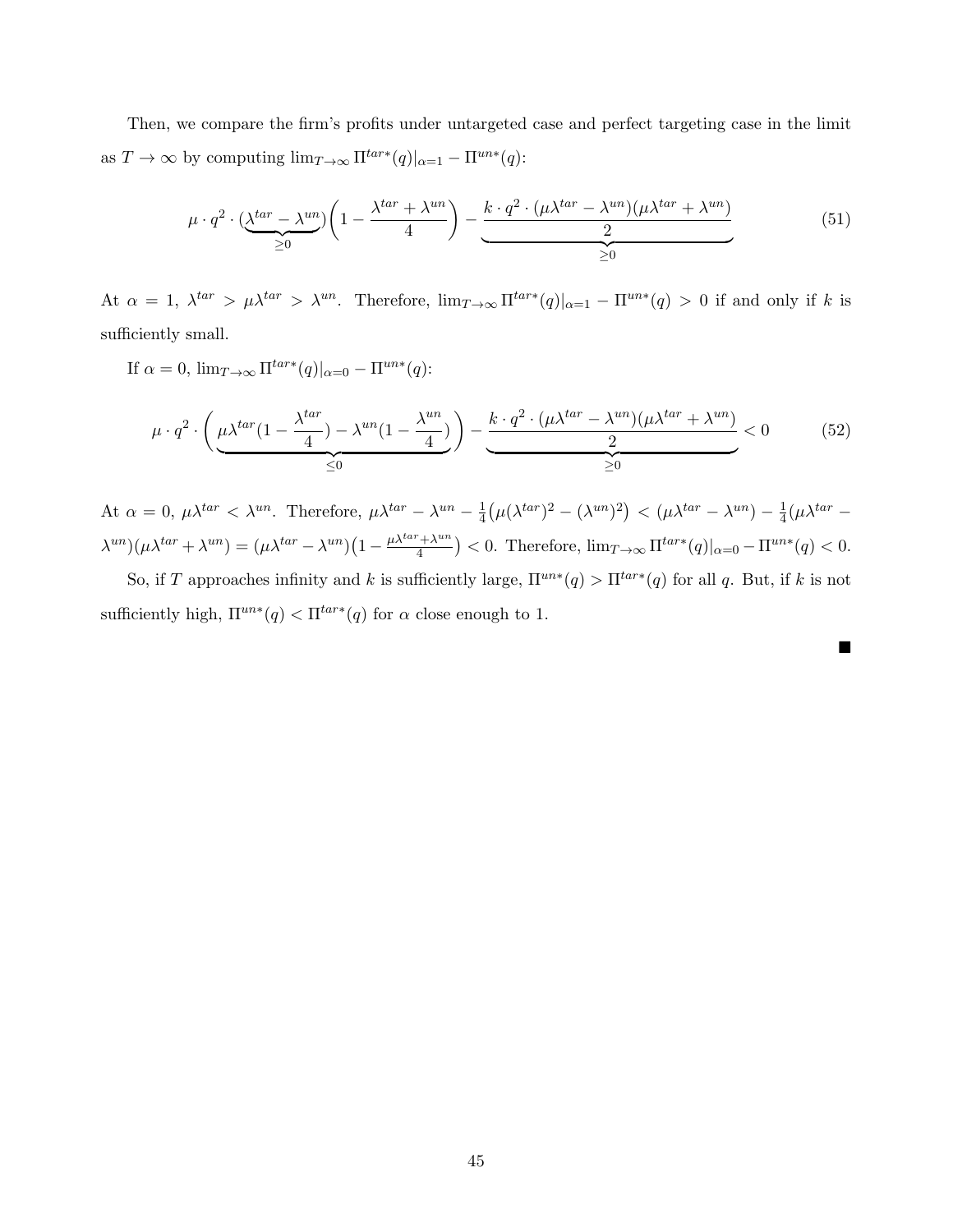Then, we compare the firm's profits under untargeted case and perfect targeting case in the limit as $T \to \infty$ by computing $\lim_{T\to\infty} \Pi^{tar*}(q)|_{\alpha=1} - \Pi^{un*}(q)$:

$$\mu \cdot q^2 \cdot (\underbrace{\lambda^{tar} - \lambda^{un}}_{\geq 0})\left(1 - \frac{\lambda^{tar} + \lambda^{un}}{4}\right) - \underbrace{\frac{k \cdot q^2 \cdot (\mu\lambda^{tar} - \lambda^{un})(\mu\lambda^{tar} + \lambda^{un})}{2}}_{\geq 0} \tag{51}$$

At $\alpha = 1$, $\lambda^{tar} > \mu\lambda^{tar} > \lambda^{un}$. Therefore, $\lim_{T\to\infty} \Pi^{tar*}(q)|_{\alpha=1} - \Pi^{un*}(q) > 0$ if and only if $k$ is sufficiently small.

If $\alpha = 0$, $\lim_{T\to\infty} \Pi^{tar*}(q)|_{\alpha=0} - \Pi^{un*}(q)$:

$$\mu \cdot q^2 \cdot \left(\underbrace{\mu\lambda^{tar}(1 - \frac{\lambda^{tar}}{4}) - \lambda^{un}(1 - \frac{\lambda^{un}}{4})}_{\leq 0}\right) - \underbrace{\frac{k \cdot q^2 \cdot (\mu\lambda^{tar} - \lambda^{un})(\mu\lambda^{tar} + \lambda^{un})}{2}}_{\geq 0} < 0 \tag{52}$$

At $\alpha = 0$, $\mu\lambda^{tar} < \lambda^{un}$. Therefore, $\mu\lambda^{tar} - \lambda^{un} - \frac{1}{4}\big(\mu(\lambda^{tar})^2 - (\lambda^{un})^2\big) < (\mu\lambda^{tar} - \lambda^{un}) - \frac{1}{4}(\mu\lambda^{tar} - \lambda^{un})(\mu\lambda^{tar} + \lambda^{un}) = (\mu\lambda^{tar} - \lambda^{un})\big(1 - \frac{\mu\lambda^{tar} + \lambda^{un}}{4}\big) < 0$. Therefore, $\lim_{T\to\infty} \Pi^{tar*}(q)|_{\alpha=0} - \Pi^{un*}(q) < 0$.

So, if $T$ approaches infinity and $k$ is sufficiently large, $\Pi^{un*}(q) > \Pi^{tar*}(q)$ for all $q$. But, if $k$ is not sufficiently high, $\Pi^{un*}(q) < \Pi^{tar*}(q)$ for $\alpha$ close enough to 1.

■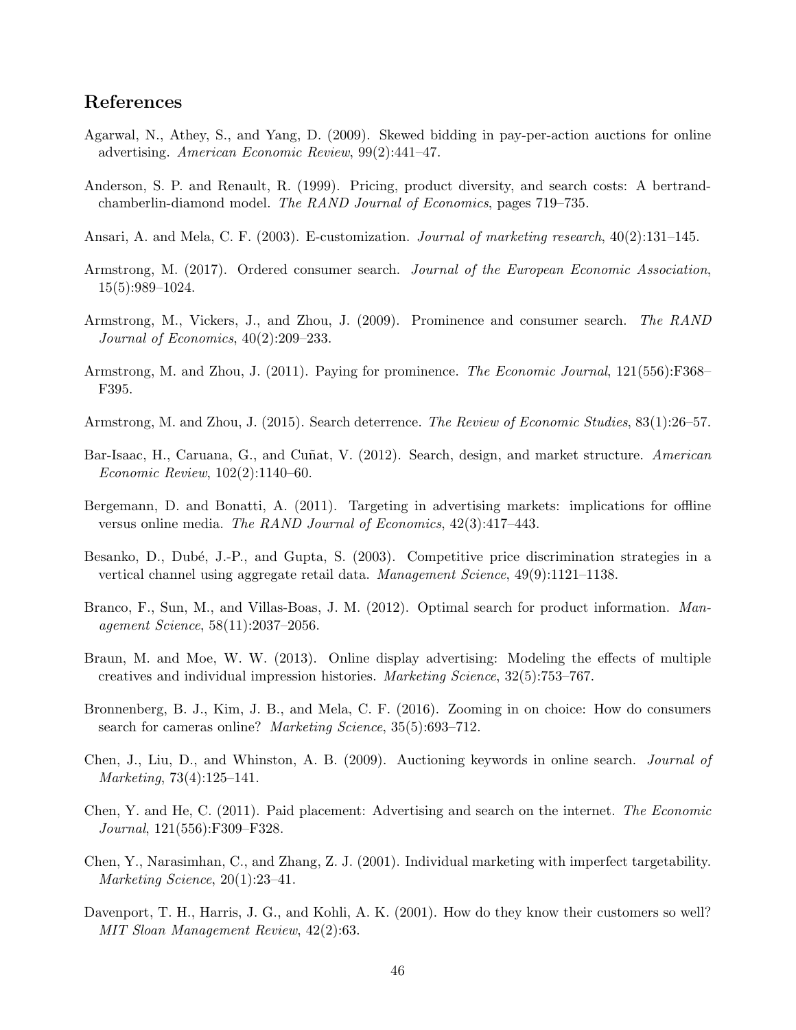## References

Agarwal, N., Athey, S., and Yang, D. (2009). Skewed bidding in pay-per-action auctions for online advertising. *American Economic Review*, 99(2):441–47.

Anderson, S. P. and Renault, R. (1999). Pricing, product diversity, and search costs: A bertrand-chamberlin-diamond model. *The RAND Journal of Economics*, pages 719–735.

Ansari, A. and Mela, C. F. (2003). E-customization. *Journal of marketing research*, 40(2):131–145.

Armstrong, M. (2017). Ordered consumer search. *Journal of the European Economic Association*, 15(5):989–1024.

Armstrong, M., Vickers, J., and Zhou, J. (2009). Prominence and consumer search. *The RAND Journal of Economics*, 40(2):209–233.

Armstrong, M. and Zhou, J. (2011). Paying for prominence. *The Economic Journal*, 121(556):F368–F395.

Armstrong, M. and Zhou, J. (2015). Search deterrence. *The Review of Economic Studies*, 83(1):26–57.

Bar-Isaac, H., Caruana, G., and Cuñat, V. (2012). Search, design, and market structure. *American Economic Review*, 102(2):1140–60.

Bergemann, D. and Bonatti, A. (2011). Targeting in advertising markets: implications for offline versus online media. *The RAND Journal of Economics*, 42(3):417–443.

Besanko, D., Dubé, J.-P., and Gupta, S. (2003). Competitive price discrimination strategies in a vertical channel using aggregate retail data. *Management Science*, 49(9):1121–1138.

Branco, F., Sun, M., and Villas-Boas, J. M. (2012). Optimal search for product information. *Management Science*, 58(11):2037–2056.

Braun, M. and Moe, W. W. (2013). Online display advertising: Modeling the effects of multiple creatives and individual impression histories. *Marketing Science*, 32(5):753–767.

Bronnenberg, B. J., Kim, J. B., and Mela, C. F. (2016). Zooming in on choice: How do consumers search for cameras online? *Marketing Science*, 35(5):693–712.

Chen, J., Liu, D., and Whinston, A. B. (2009). Auctioning keywords in online search. *Journal of Marketing*, 73(4):125–141.

Chen, Y. and He, C. (2011). Paid placement: Advertising and search on the internet. *The Economic Journal*, 121(556):F309–F328.

Chen, Y., Narasimhan, C., and Zhang, Z. J. (2001). Individual marketing with imperfect targetability. *Marketing Science*, 20(1):23–41.

Davenport, T. H., Harris, J. G., and Kohli, A. K. (2001). How do they know their customers so well? *MIT Sloan Management Review*, 42(2):63.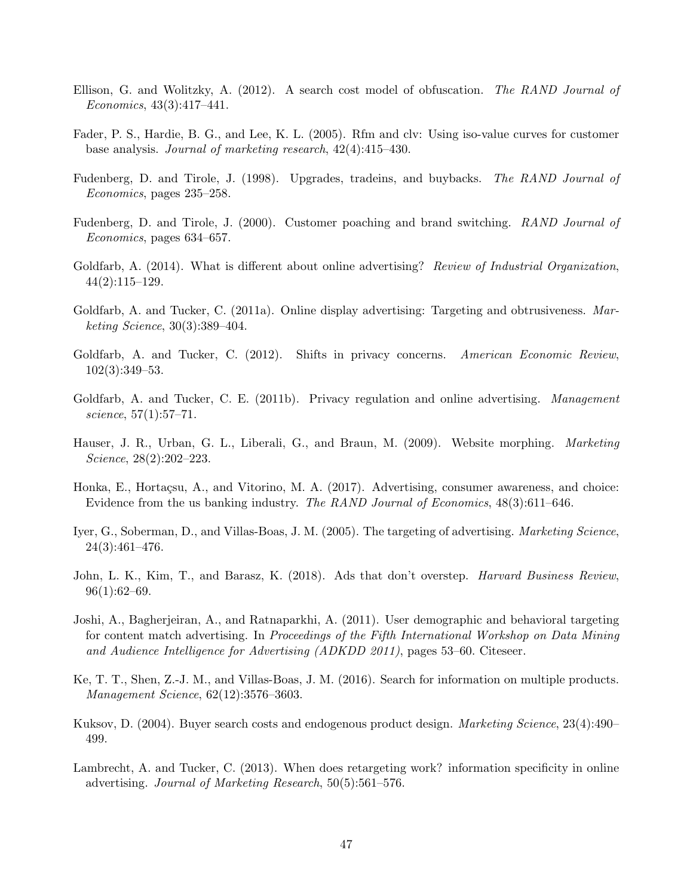Ellison, G. and Wolitzky, A. (2012). A search cost model of obfuscation. *The RAND Journal of Economics*, 43(3):417–441.

Fader, P. S., Hardie, B. G., and Lee, K. L. (2005). Rfm and clv: Using iso-value curves for customer base analysis. *Journal of marketing research*, 42(4):415–430.

Fudenberg, D. and Tirole, J. (1998). Upgrades, tradeins, and buybacks. *The RAND Journal of Economics*, pages 235–258.

Fudenberg, D. and Tirole, J. (2000). Customer poaching and brand switching. *RAND Journal of Economics*, pages 634–657.

Goldfarb, A. (2014). What is different about online advertising? *Review of Industrial Organization*, 44(2):115–129.

Goldfarb, A. and Tucker, C. (2011a). Online display advertising: Targeting and obtrusiveness. *Marketing Science*, 30(3):389–404.

Goldfarb, A. and Tucker, C. (2012). Shifts in privacy concerns. *American Economic Review*, 102(3):349–53.

Goldfarb, A. and Tucker, C. E. (2011b). Privacy regulation and online advertising. *Management science*, 57(1):57–71.

Hauser, J. R., Urban, G. L., Liberali, G., and Braun, M. (2009). Website morphing. *Marketing Science*, 28(2):202–223.

Honka, E., Hortaçsu, A., and Vitorino, M. A. (2017). Advertising, consumer awareness, and choice: Evidence from the us banking industry. *The RAND Journal of Economics*, 48(3):611–646.

Iyer, G., Soberman, D., and Villas-Boas, J. M. (2005). The targeting of advertising. *Marketing Science*, 24(3):461–476.

John, L. K., Kim, T., and Barasz, K. (2018). Ads that don't overstep. *Harvard Business Review*, 96(1):62–69.

Joshi, A., Bagherjeiran, A., and Ratnaparkhi, A. (2011). User demographic and behavioral targeting for content match advertising. In *Proceedings of the Fifth International Workshop on Data Mining and Audience Intelligence for Advertising (ADKDD 2011)*, pages 53–60. Citeseer.

Ke, T. T., Shen, Z.-J. M., and Villas-Boas, J. M. (2016). Search for information on multiple products. *Management Science*, 62(12):3576–3603.

Kuksov, D. (2004). Buyer search costs and endogenous product design. *Marketing Science*, 23(4):490–499.

Lambrecht, A. and Tucker, C. (2013). When does retargeting work? information specificity in online advertising. *Journal of Marketing Research*, 50(5):561–576.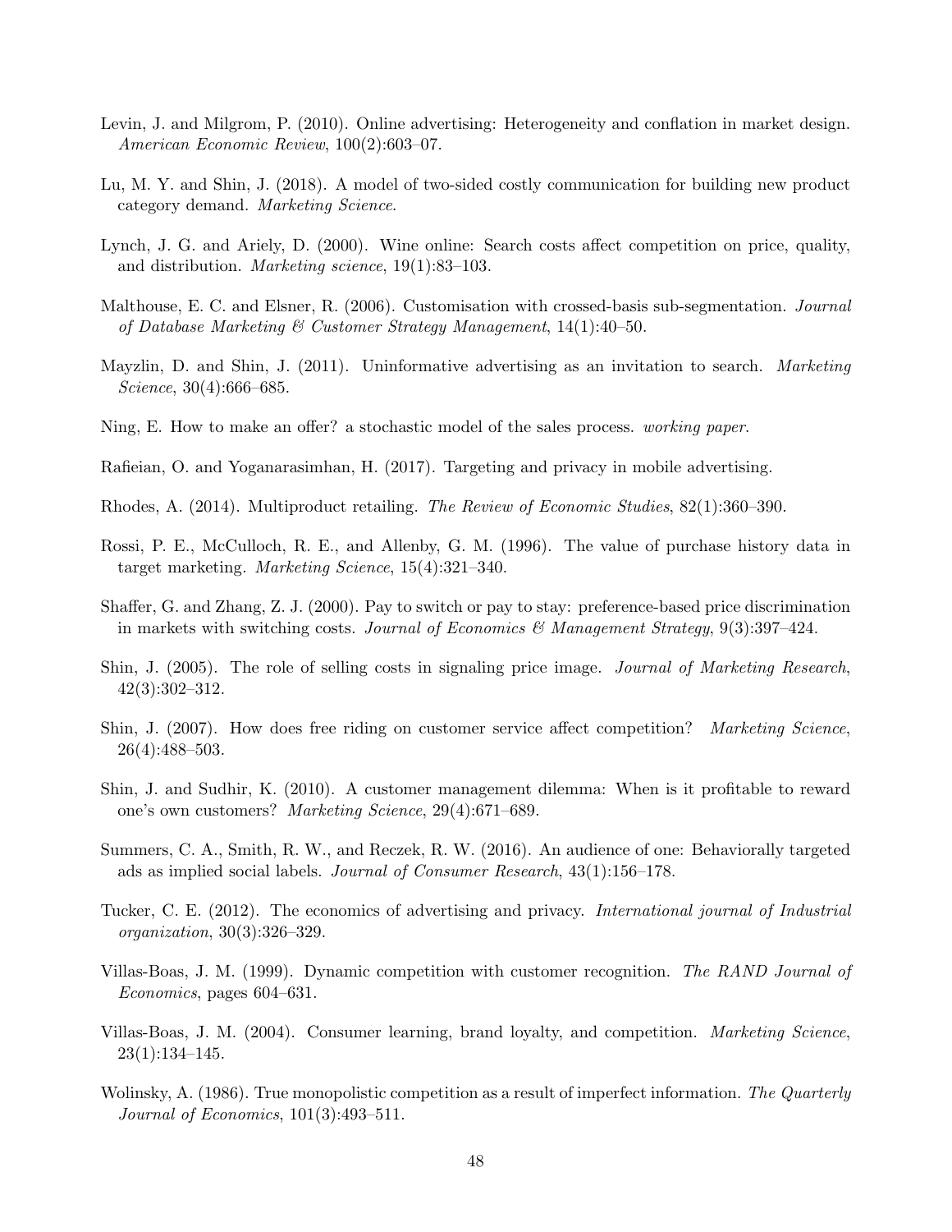Levin, J. and Milgrom, P. (2010). Online advertising: Heterogeneity and conflation in market design. *American Economic Review*, 100(2):603–07.

Lu, M. Y. and Shin, J. (2018). A model of two-sided costly communication for building new product category demand. *Marketing Science*.

Lynch, J. G. and Ariely, D. (2000). Wine online: Search costs affect competition on price, quality, and distribution. *Marketing science*, 19(1):83–103.

Malthouse, E. C. and Elsner, R. (2006). Customisation with crossed-basis sub-segmentation. *Journal of Database Marketing & Customer Strategy Management*, 14(1):40–50.

Mayzlin, D. and Shin, J. (2011). Uninformative advertising as an invitation to search. *Marketing Science*, 30(4):666–685.

Ning, E. How to make an offer? a stochastic model of the sales process. *working paper*.

Rafieian, O. and Yoganarasimhan, H. (2017). Targeting and privacy in mobile advertising.

Rhodes, A. (2014). Multiproduct retailing. *The Review of Economic Studies*, 82(1):360–390.

Rossi, P. E., McCulloch, R. E., and Allenby, G. M. (1996). The value of purchase history data in target marketing. *Marketing Science*, 15(4):321–340.

Shaffer, G. and Zhang, Z. J. (2000). Pay to switch or pay to stay: preference-based price discrimination in markets with switching costs. *Journal of Economics & Management Strategy*, 9(3):397–424.

Shin, J. (2005). The role of selling costs in signaling price image. *Journal of Marketing Research*, 42(3):302–312.

Shin, J. (2007). How does free riding on customer service affect competition? *Marketing Science*, 26(4):488–503.

Shin, J. and Sudhir, K. (2010). A customer management dilemma: When is it profitable to reward one's own customers? *Marketing Science*, 29(4):671–689.

Summers, C. A., Smith, R. W., and Reczek, R. W. (2016). An audience of one: Behaviorally targeted ads as implied social labels. *Journal of Consumer Research*, 43(1):156–178.

Tucker, C. E. (2012). The economics of advertising and privacy. *International journal of Industrial organization*, 30(3):326–329.

Villas-Boas, J. M. (1999). Dynamic competition with customer recognition. *The RAND Journal of Economics*, pages 604–631.

Villas-Boas, J. M. (2004). Consumer learning, brand loyalty, and competition. *Marketing Science*, 23(1):134–145.

Wolinsky, A. (1986). True monopolistic competition as a result of imperfect information. *The Quarterly Journal of Economics*, 101(3):493–511.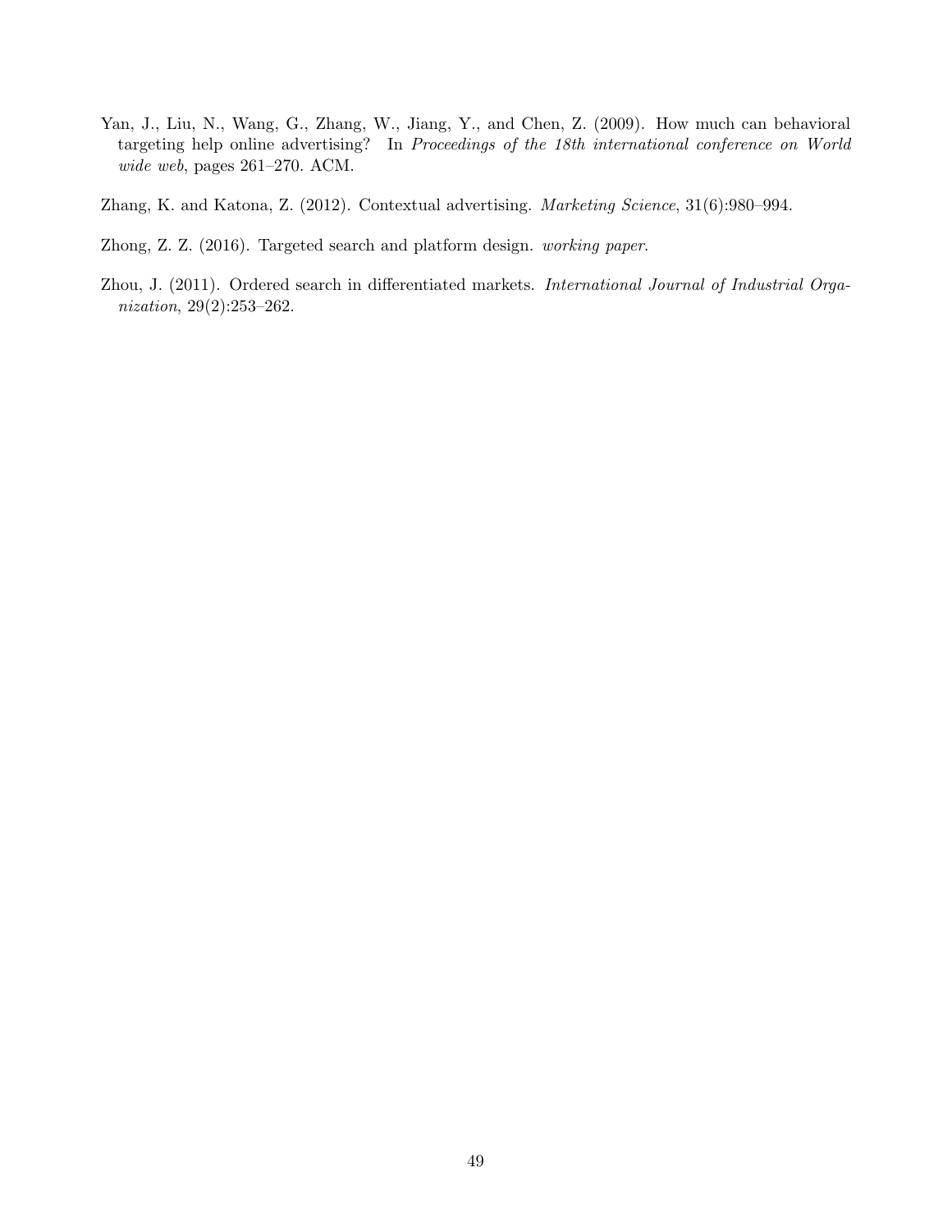Yan, J., Liu, N., Wang, G., Zhang, W., Jiang, Y., and Chen, Z. (2009). How much can behavioral targeting help online advertising? In *Proceedings of the 18th international conference on World wide web*, pages 261–270. ACM.

Zhang, K. and Katona, Z. (2012). Contextual advertising. *Marketing Science*, 31(6):980–994.

Zhong, Z. Z. (2016). Targeted search and platform design. *working paper*.

Zhou, J. (2011). Ordered search in differentiated markets. *International Journal of Industrial Organization*, 29(2):253–262.